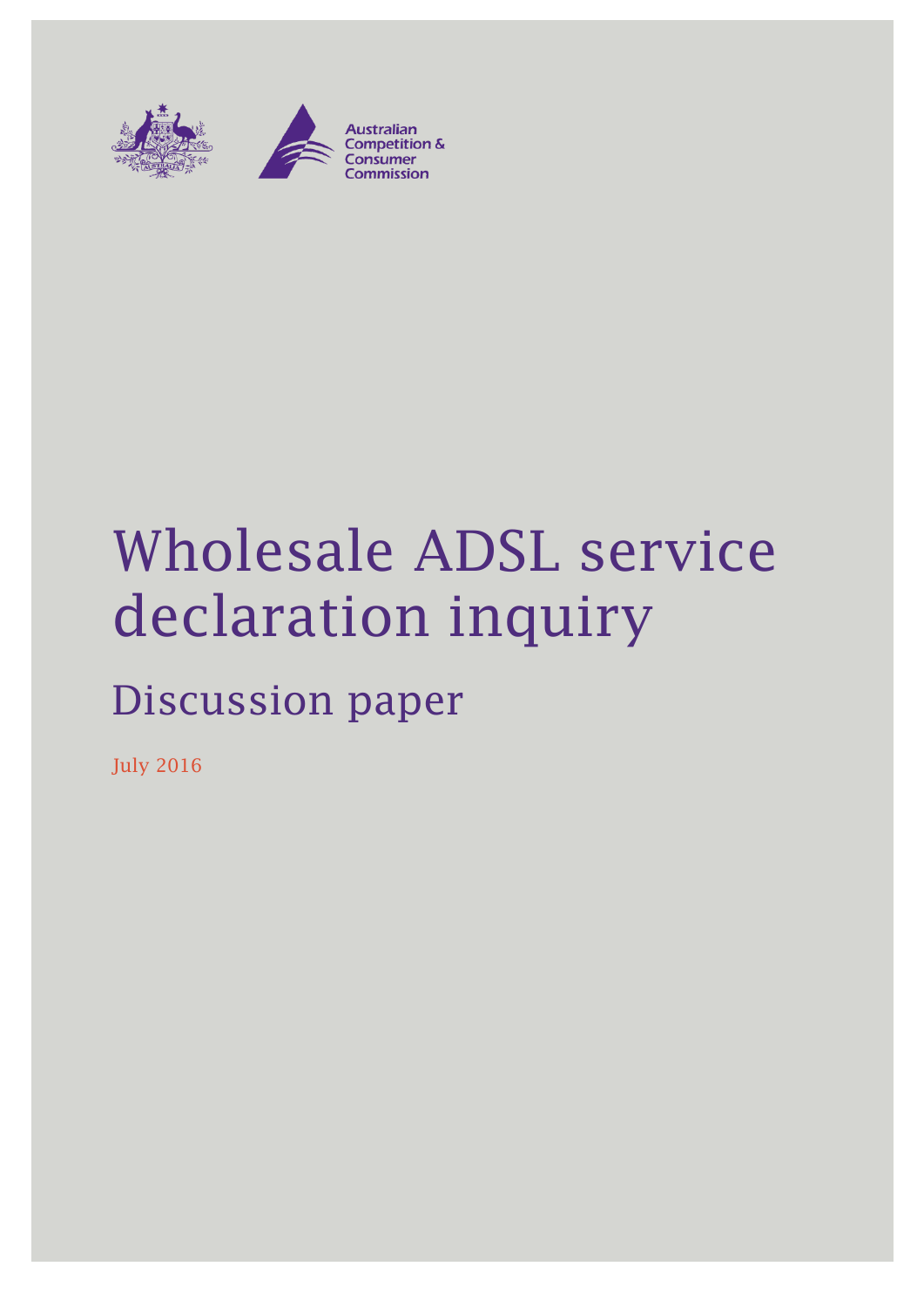Australian Competition & Consumer Commission

# Wholesale ADSL service declaration inquiry

## Discussion paper

July 2016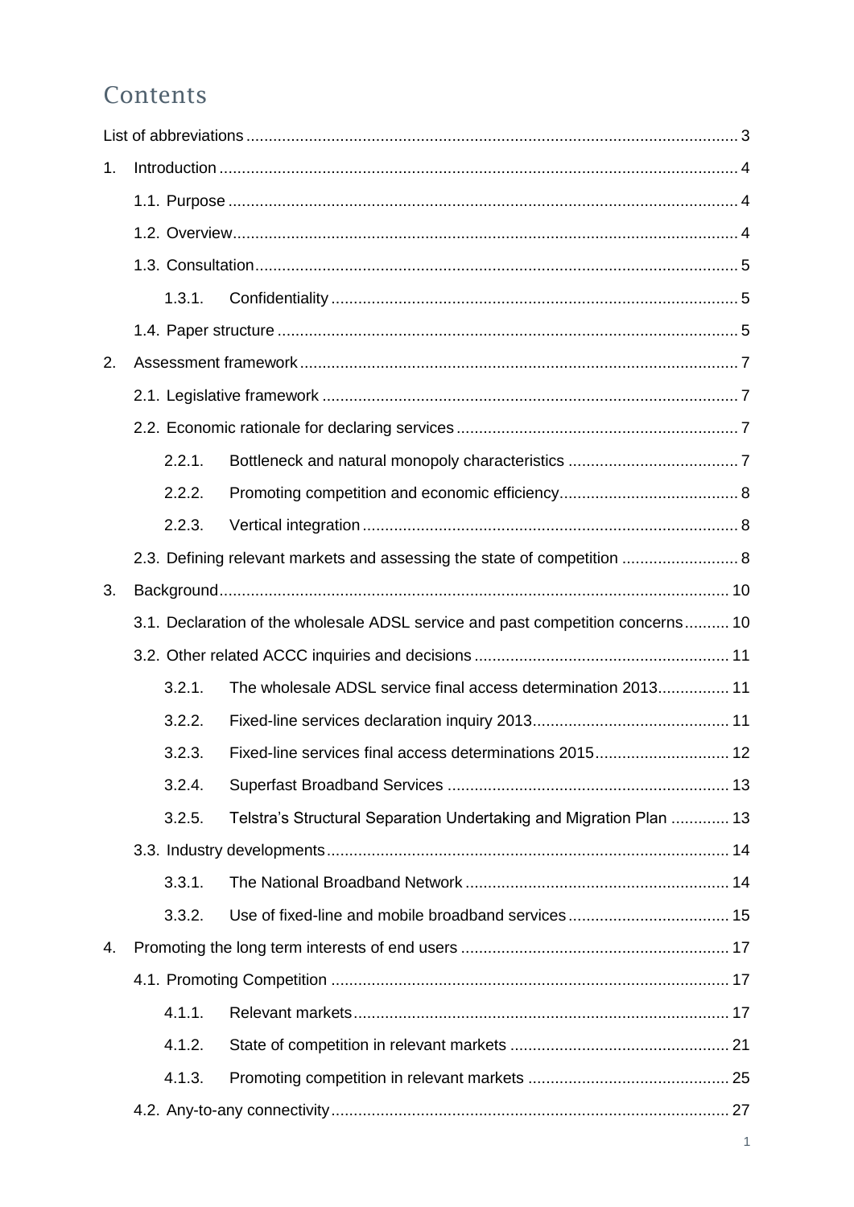# Contents

List of abbreviations ..... 3

1. Introduction ..... 4
   - 1.1. Purpose ..... 4
   - 1.2. Overview ..... 4
   - 1.3. Consultation ..... 5
     - 1.3.1. Confidentiality ..... 5
   - 1.4. Paper structure ..... 5
2. Assessment framework ..... 7
   - 2.1. Legislative framework ..... 7
   - 2.2. Economic rationale for declaring services ..... 7
     - 2.2.1. Bottleneck and natural monopoly characteristics ..... 7
     - 2.2.2. Promoting competition and economic efficiency ..... 8
     - 2.2.3. Vertical integration ..... 8
   - 2.3. Defining relevant markets and assessing the state of competition ..... 8
3. Background ..... 10
   - 3.1. Declaration of the wholesale ADSL service and past competition concerns ..... 10
   - 3.2. Other related ACCC inquiries and decisions ..... 11
     - 3.2.1. The wholesale ADSL service final access determination 2013 ..... 11
     - 3.2.2. Fixed-line services declaration inquiry 2013 ..... 11
     - 3.2.3. Fixed-line services final access determinations 2015 ..... 12
     - 3.2.4. Superfast Broadband Services ..... 13
     - 3.2.5. Telstra's Structural Separation Undertaking and Migration Plan ..... 13
   - 3.3. Industry developments ..... 14
     - 3.3.1. The National Broadband Network ..... 14
     - 3.3.2. Use of fixed-line and mobile broadband services ..... 15
4. Promoting the long term interests of end users ..... 17
   - 4.1. Promoting Competition ..... 17
     - 4.1.1. Relevant markets ..... 17
     - 4.1.2. State of competition in relevant markets ..... 21
     - 4.1.3. Promoting competition in relevant markets ..... 25
   - 4.2. Any-to-any connectivity ..... 27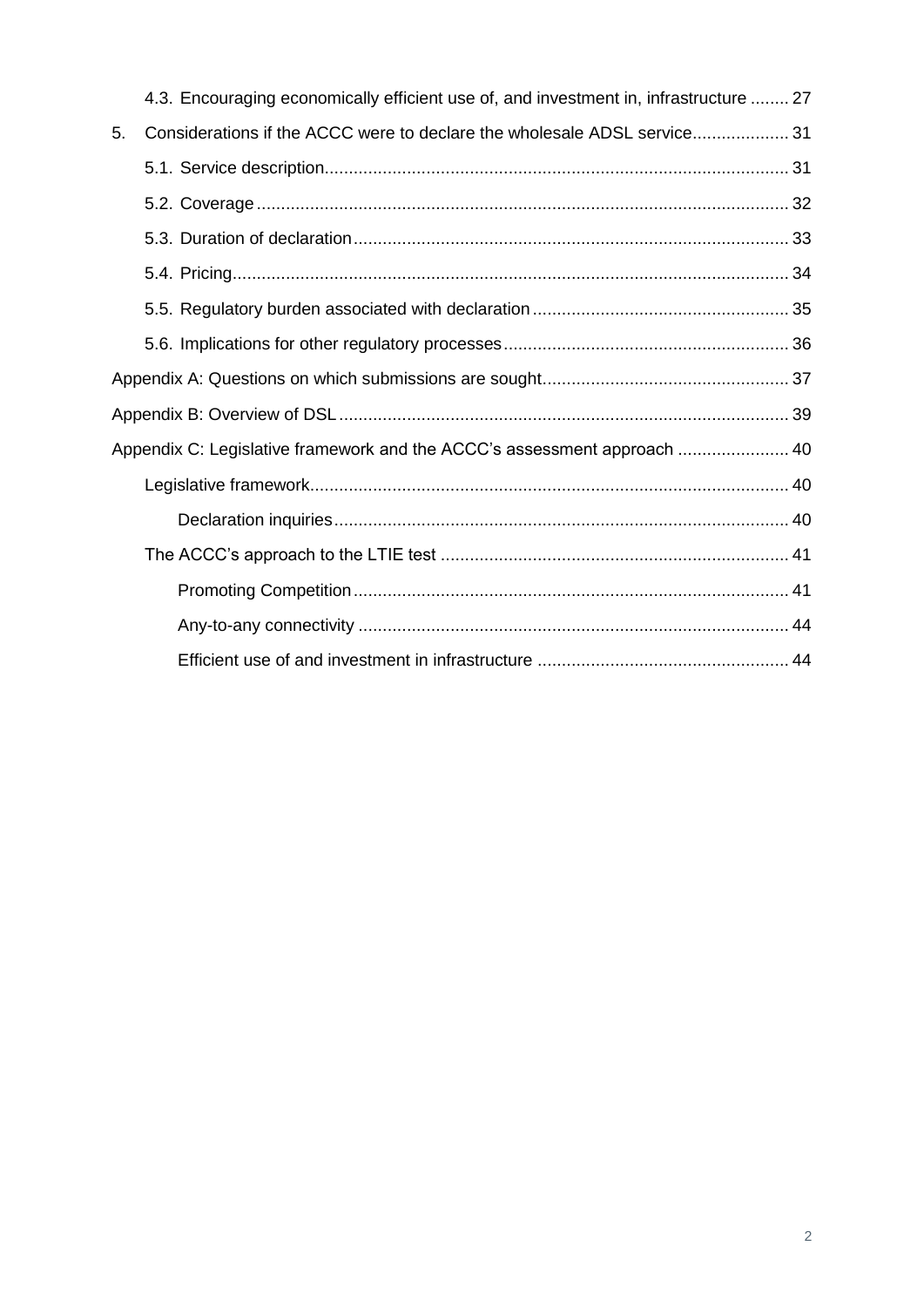4.3. Encouraging economically efficient use of, and investment in, infrastructure ........ 27

5. Considerations if the ACCC were to declare the wholesale ADSL service.................... 31

5.1. Service description............................................................................................... 31

5.2. Coverage............................................................................................................. 32

5.3. Duration of declaration......................................................................................... 33

5.4. Pricing.................................................................................................................. 34

5.5. Regulatory burden associated with declaration..................................................... 35

5.6. Implications for other regulatory processes.......................................................... 36

Appendix A: Questions on which submissions are sought.................................................. 37

Appendix B: Overview of DSL............................................................................................ 39

Appendix C: Legislative framework and the ACCC's assessment approach ....................... 40

Legislative framework.................................................................................................. 40

Declaration inquiries............................................................................................. 40

The ACCC's approach to the LTIE test ........................................................................ 41

Promoting Competition......................................................................................... 41

Any-to-any connectivity ........................................................................................ 44

Efficient use of and investment in infrastructure ................................................... 44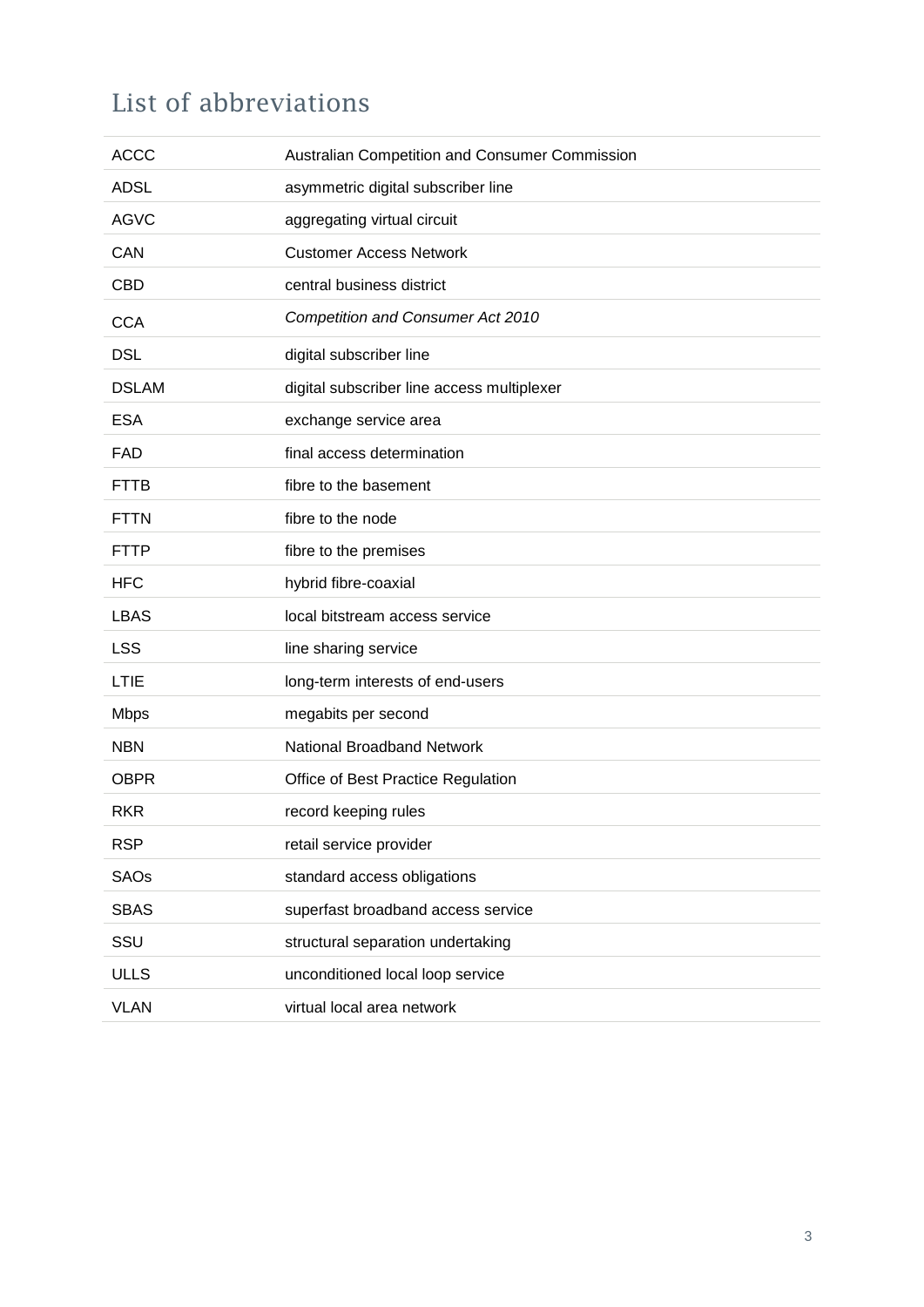# List of abbreviations

| | |
|---|---|
| ACCC | Australian Competition and Consumer Commission |
| ADSL | asymmetric digital subscriber line |
| AGVC | aggregating virtual circuit |
| CAN | Customer Access Network |
| CBD | central business district |
| CCA | *Competition and Consumer Act 2010* |
| DSL | digital subscriber line |
| DSLAM | digital subscriber line access multiplexer |
| ESA | exchange service area |
| FAD | final access determination |
| FTTB | fibre to the basement |
| FTTN | fibre to the node |
| FTTP | fibre to the premises |
| HFC | hybrid fibre-coaxial |
| LBAS | local bitstream access service |
| LSS | line sharing service |
| LTIE | long-term interests of end-users |
| Mbps | megabits per second |
| NBN | National Broadband Network |
| OBPR | Office of Best Practice Regulation |
| RKR | record keeping rules |
| RSP | retail service provider |
| SAOs | standard access obligations |
| SBAS | superfast broadband access service |
| SSU | structural separation undertaking |
| ULLS | unconditioned local loop service |
| VLAN | virtual local area network |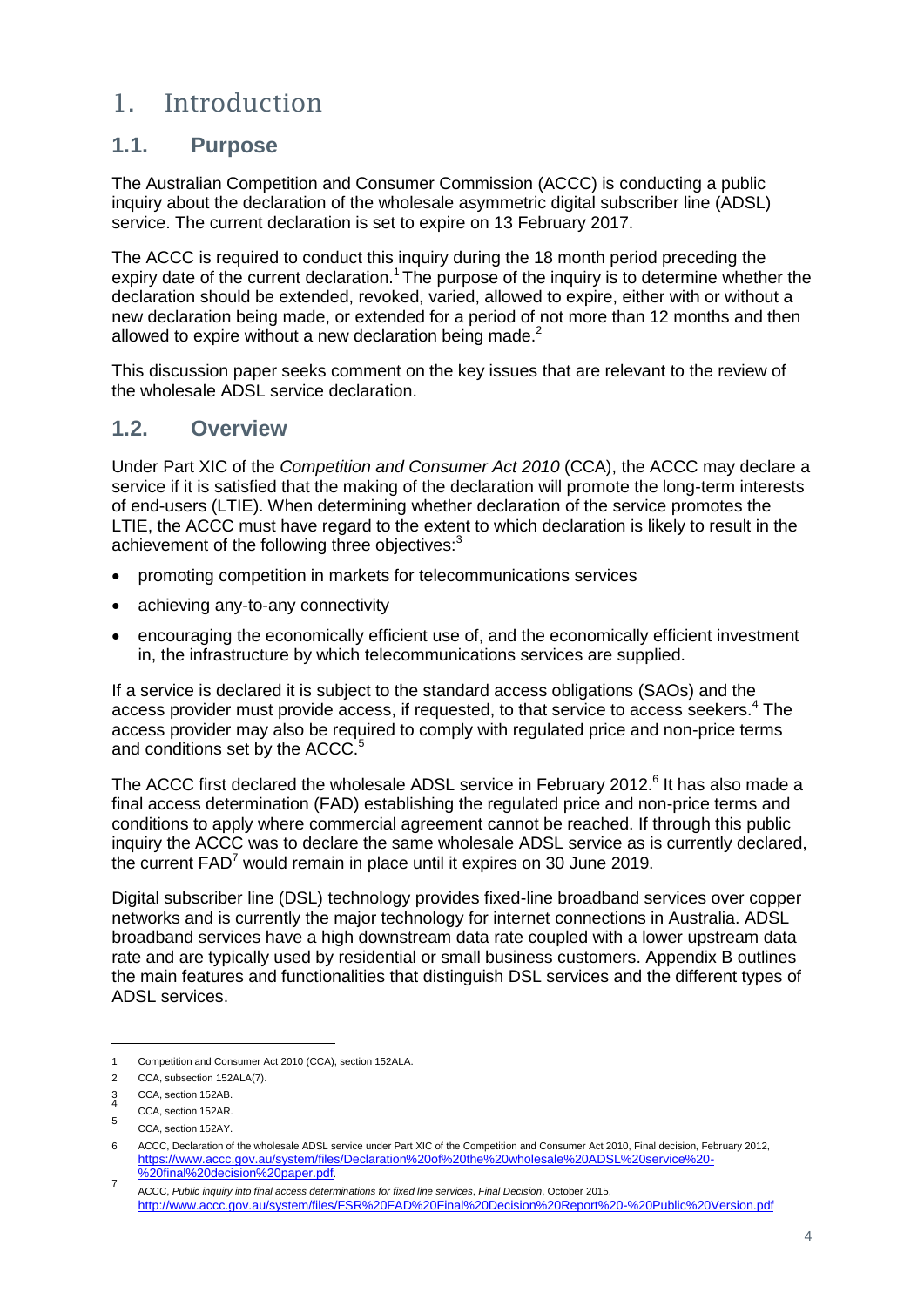# 1. Introduction

## 1.1. Purpose

The Australian Competition and Consumer Commission (ACCC) is conducting a public inquiry about the declaration of the wholesale asymmetric digital subscriber line (ADSL) service. The current declaration is set to expire on 13 February 2017.

The ACCC is required to conduct this inquiry during the 18 month period preceding the expiry date of the current declaration.[1] The purpose of the inquiry is to determine whether the declaration should be extended, revoked, varied, allowed to expire, either with or without a new declaration being made, or extended for a period of not more than 12 months and then allowed to expire without a new declaration being made.[2]

This discussion paper seeks comment on the key issues that are relevant to the review of the wholesale ADSL service declaration.

## 1.2. Overview

Under Part XIC of the *Competition and Consumer Act 2010* (CCA), the ACCC may declare a service if it is satisfied that the making of the declaration will promote the long-term interests of end-users (LTIE). When determining whether declaration of the service promotes the LTIE, the ACCC must have regard to the extent to which declaration is likely to result in the achievement of the following three objectives:[3]

- promoting competition in markets for telecommunications services
- achieving any-to-any connectivity
- encouraging the economically efficient use of, and the economically efficient investment in, the infrastructure by which telecommunications services are supplied.

If a service is declared it is subject to the standard access obligations (SAOs) and the access provider must provide access, if requested, to that service to access seekers.[4] The access provider may also be required to comply with regulated price and non-price terms and conditions set by the ACCC.[5]

The ACCC first declared the wholesale ADSL service in February 2012.[6] It has also made a final access determination (FAD) establishing the regulated price and non-price terms and conditions to apply where commercial agreement cannot be reached. If through this public inquiry the ACCC was to declare the same wholesale ADSL service as is currently declared, the current FAD[7] would remain in place until it expires on 30 June 2019.

Digital subscriber line (DSL) technology provides fixed-line broadband services over copper networks and is currently the major technology for internet connections in Australia. ADSL broadband services have a high downstream data rate coupled with a lower upstream data rate and are typically used by residential or small business customers. Appendix B outlines the main features and functionalities that distinguish DSL services and the different types of ADSL services.

---

1 Competition and Consumer Act 2010 (CCA), section 152ALA.

2 CCA, subsection 152ALA(7).

3 CCA, section 152AB.

4 CCA, section 152AR.

5 CCA, section 152AY.

6 ACCC, Declaration of the wholesale ADSL service under Part XIC of the Competition and Consumer Act 2010, Final decision, February 2012, https://www.accc.gov.au/system/files/Declaration%20of%20the%20wholesale%20ADSL%20service%20-%20final%20decision%20paper.pdf.

7 ACCC, *Public inquiry into final access determinations for fixed line services*, *Final Decision*, October 2015, http://www.accc.gov.au/system/files/FSR%20FAD%20Final%20Decision%20Report%20-%20Public%20Version.pdf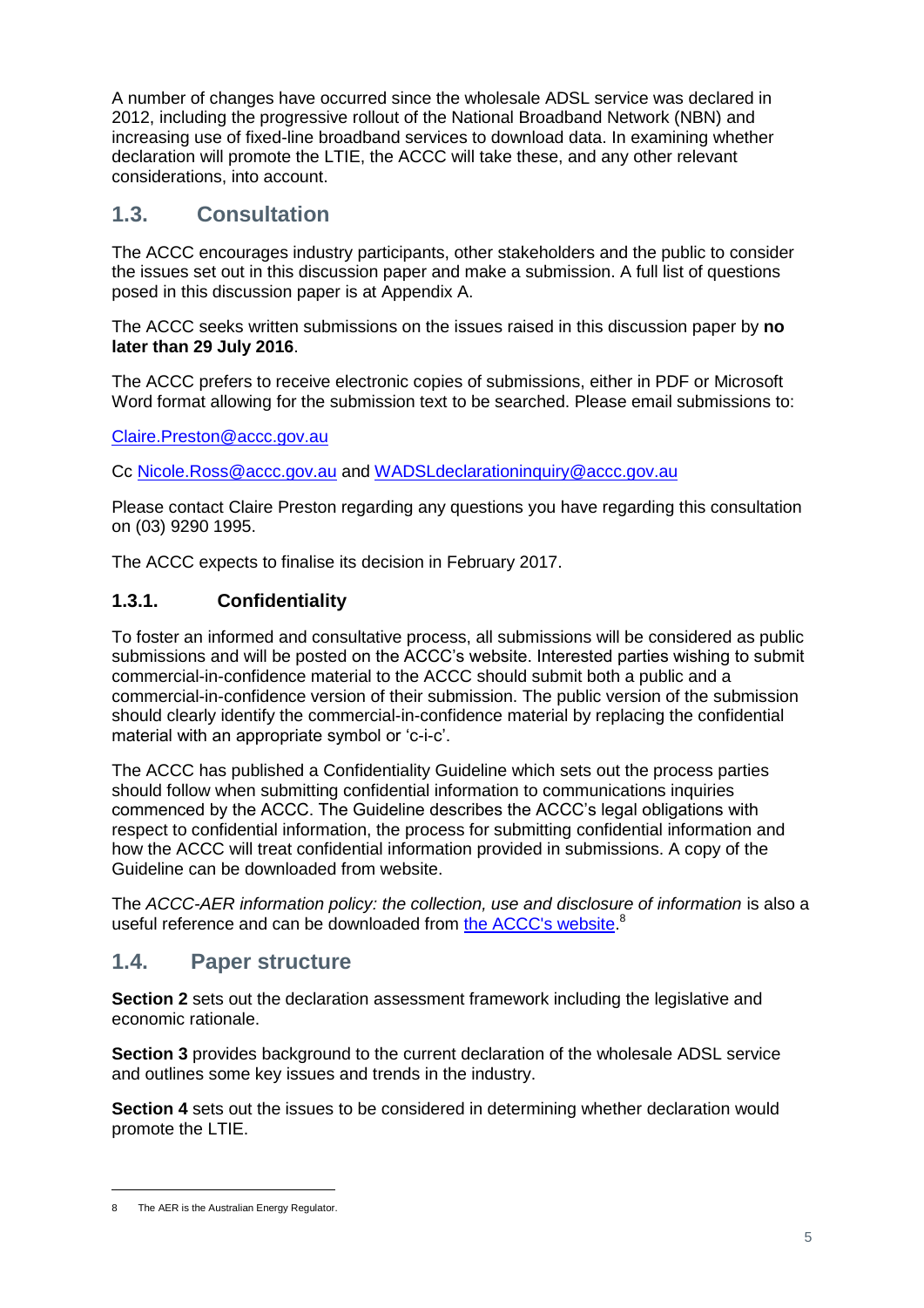A number of changes have occurred since the wholesale ADSL service was declared in 2012, including the progressive rollout of the National Broadband Network (NBN) and increasing use of fixed-line broadband services to download data. In examining whether declaration will promote the LTIE, the ACCC will take these, and any other relevant considerations, into account.

## 1.3. Consultation

The ACCC encourages industry participants, other stakeholders and the public to consider the issues set out in this discussion paper and make a submission. A full list of questions posed in this discussion paper is at Appendix A.

The ACCC seeks written submissions on the issues raised in this discussion paper by **no later than 29 July 2016**.

The ACCC prefers to receive electronic copies of submissions, either in PDF or Microsoft Word format allowing for the submission text to be searched. Please email submissions to:

Claire.Preston@accc.gov.au

Cc Nicole.Ross@accc.gov.au and WADSLdeclarationinquiry@accc.gov.au

Please contact Claire Preston regarding any questions you have regarding this consultation on (03) 9290 1995.

The ACCC expects to finalise its decision in February 2017.

### 1.3.1. Confidentiality

To foster an informed and consultative process, all submissions will be considered as public submissions and will be posted on the ACCC's website. Interested parties wishing to submit commercial-in-confidence material to the ACCC should submit both a public and a commercial-in-confidence version of their submission. The public version of the submission should clearly identify the commercial-in-confidence material by replacing the confidential material with an appropriate symbol or 'c-i-c'.

The ACCC has published a Confidentiality Guideline which sets out the process parties should follow when submitting confidential information to communications inquiries commenced by the ACCC. The Guideline describes the ACCC's legal obligations with respect to confidential information, the process for submitting confidential information and how the ACCC will treat confidential information provided in submissions. A copy of the Guideline can be downloaded from website.

The *ACCC-AER information policy: the collection, use and disclosure of information* is also a useful reference and can be downloaded from the ACCC's website.[8]

## 1.4. Paper structure

**Section 2** sets out the declaration assessment framework including the legislative and economic rationale.

**Section 3** provides background to the current declaration of the wholesale ADSL service and outlines some key issues and trends in the industry.

**Section 4** sets out the issues to be considered in determining whether declaration would promote the LTIE.

---

8 The AER is the Australian Energy Regulator.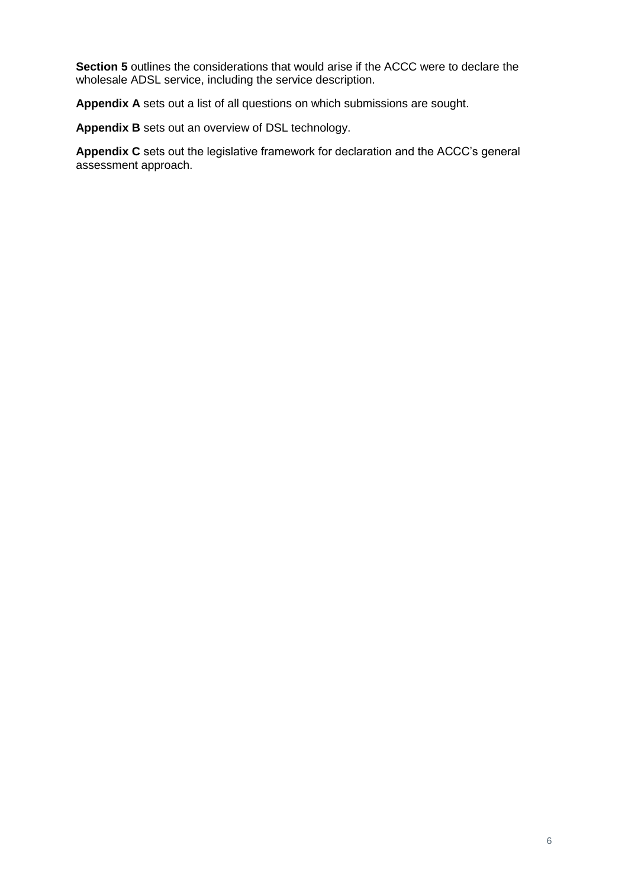**Section 5** outlines the considerations that would arise if the ACCC were to declare the wholesale ADSL service, including the service description.

**Appendix A** sets out a list of all questions on which submissions are sought.

**Appendix B** sets out an overview of DSL technology.

**Appendix C** sets out the legislative framework for declaration and the ACCC's general assessment approach.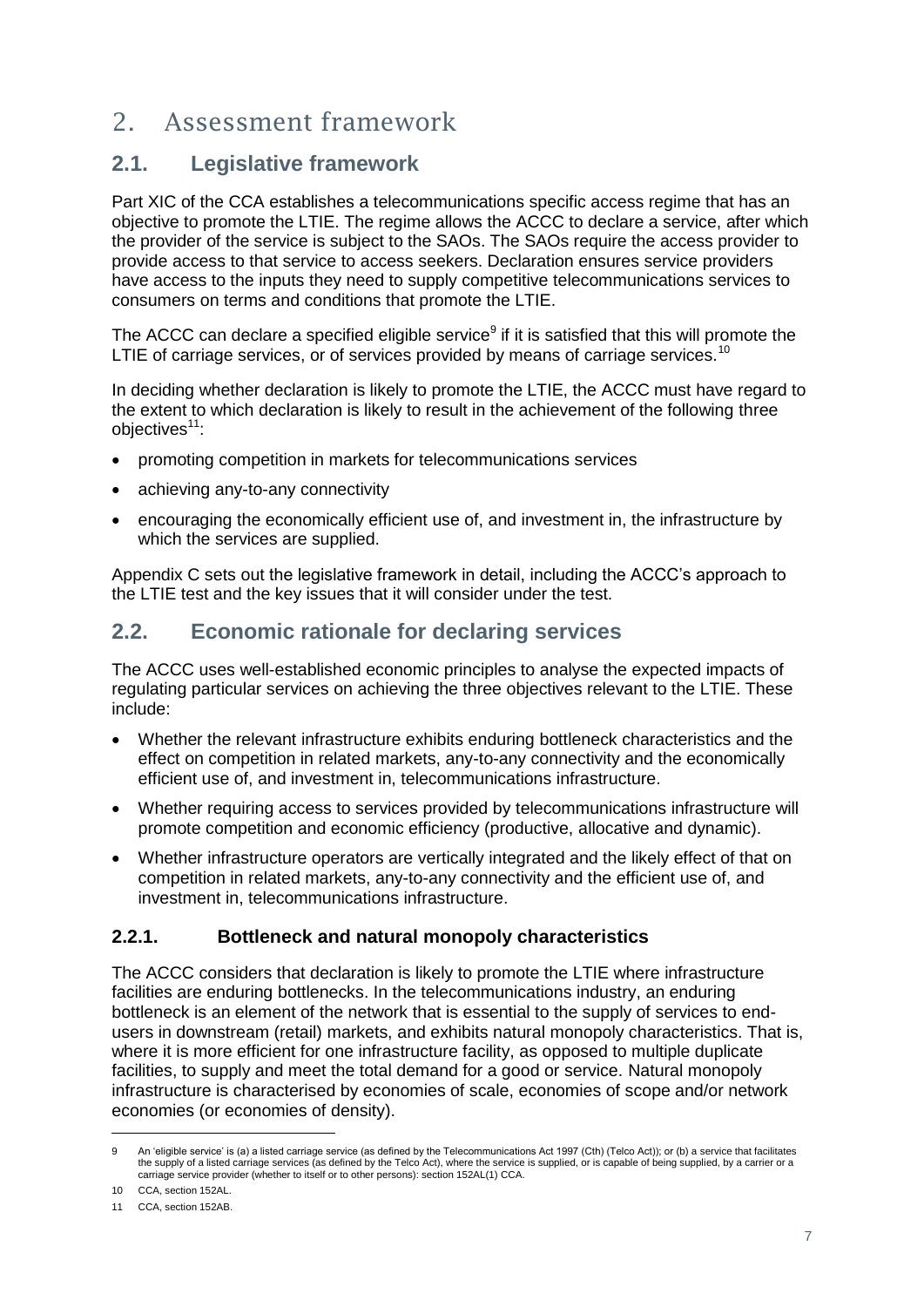# 2. Assessment framework

## 2.1. Legislative framework

Part XIC of the CCA establishes a telecommunications specific access regime that has an objective to promote the LTIE. The regime allows the ACCC to declare a service, after which the provider of the service is subject to the SAOs. The SAOs require the access provider to provide access to that service to access seekers. Declaration ensures service providers have access to the inputs they need to supply competitive telecommunications services to consumers on terms and conditions that promote the LTIE.

The ACCC can declare a specified eligible service[9] if it is satisfied that this will promote the LTIE of carriage services, or of services provided by means of carriage services.[10]

In deciding whether declaration is likely to promote the LTIE, the ACCC must have regard to the extent to which declaration is likely to result in the achievement of the following three objectives[11]:

- promoting competition in markets for telecommunications services
- achieving any-to-any connectivity
- encouraging the economically efficient use of, and investment in, the infrastructure by which the services are supplied.

Appendix C sets out the legislative framework in detail, including the ACCC's approach to the LTIE test and the key issues that it will consider under the test.

## 2.2. Economic rationale for declaring services

The ACCC uses well-established economic principles to analyse the expected impacts of regulating particular services on achieving the three objectives relevant to the LTIE. These include:

- Whether the relevant infrastructure exhibits enduring bottleneck characteristics and the effect on competition in related markets, any-to-any connectivity and the economically efficient use of, and investment in, telecommunications infrastructure.
- Whether requiring access to services provided by telecommunications infrastructure will promote competition and economic efficiency (productive, allocative and dynamic).
- Whether infrastructure operators are vertically integrated and the likely effect of that on competition in related markets, any-to-any connectivity and the efficient use of, and investment in, telecommunications infrastructure.

### 2.2.1. Bottleneck and natural monopoly characteristics

The ACCC considers that declaration is likely to promote the LTIE where infrastructure facilities are enduring bottlenecks. In the telecommunications industry, an enduring bottleneck is an element of the network that is essential to the supply of services to end-users in downstream (retail) markets, and exhibits natural monopoly characteristics. That is, where it is more efficient for one infrastructure facility, as opposed to multiple duplicate facilities, to supply and meet the total demand for a good or service. Natural monopoly infrastructure is characterised by economies of scale, economies of scope and/or network economies (or economies of density).

---

9 An 'eligible service' is (a) a listed carriage service (as defined by the Telecommunications Act 1997 (Cth) (Telco Act)); or (b) a service that facilitates the supply of a listed carriage services (as defined by the Telco Act), where the service is supplied, or is capable of being supplied, by a carrier or a carriage service provider (whether to itself or to other persons): section 152AL(1) CCA.

10 CCA, section 152AL.

11 CCA, section 152AB.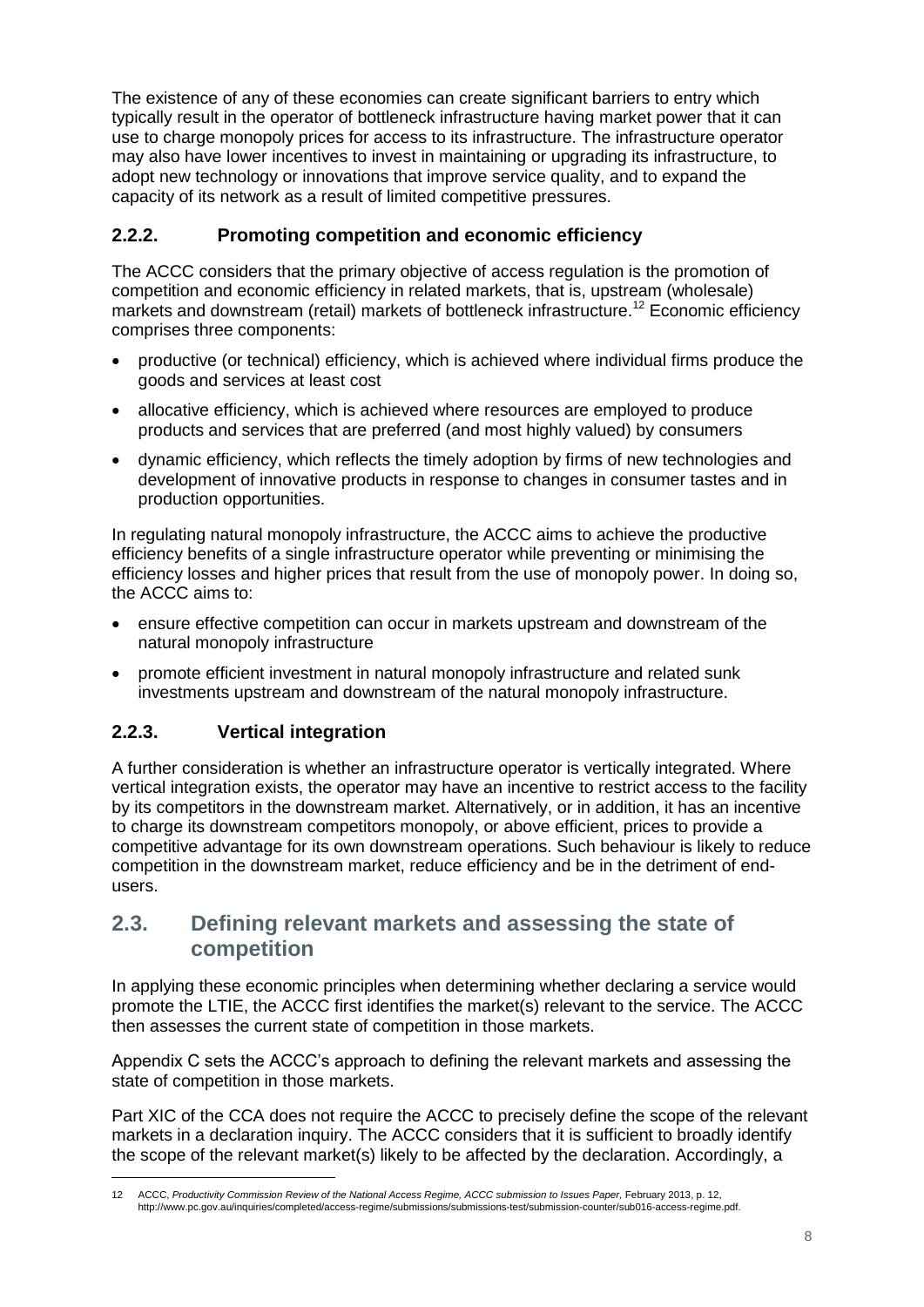The existence of any of these economies can create significant barriers to entry which typically result in the operator of bottleneck infrastructure having market power that it can use to charge monopoly prices for access to its infrastructure. The infrastructure operator may also have lower incentives to invest in maintaining or upgrading its infrastructure, to adopt new technology or innovations that improve service quality, and to expand the capacity of its network as a result of limited competitive pressures.

### 2.2.2. Promoting competition and economic efficiency

The ACCC considers that the primary objective of access regulation is the promotion of competition and economic efficiency in related markets, that is, upstream (wholesale) markets and downstream (retail) markets of bottleneck infrastructure.[12] Economic efficiency comprises three components:

- productive (or technical) efficiency, which is achieved where individual firms produce the goods and services at least cost
- allocative efficiency, which is achieved where resources are employed to produce products and services that are preferred (and most highly valued) by consumers
- dynamic efficiency, which reflects the timely adoption by firms of new technologies and development of innovative products in response to changes in consumer tastes and in production opportunities.

In regulating natural monopoly infrastructure, the ACCC aims to achieve the productive efficiency benefits of a single infrastructure operator while preventing or minimising the efficiency losses and higher prices that result from the use of monopoly power. In doing so, the ACCC aims to:

- ensure effective competition can occur in markets upstream and downstream of the natural monopoly infrastructure
- promote efficient investment in natural monopoly infrastructure and related sunk investments upstream and downstream of the natural monopoly infrastructure.

### 2.2.3. Vertical integration

A further consideration is whether an infrastructure operator is vertically integrated. Where vertical integration exists, the operator may have an incentive to restrict access to the facility by its competitors in the downstream market. Alternatively, or in addition, it has an incentive to charge its downstream competitors monopoly, or above efficient, prices to provide a competitive advantage for its own downstream operations. Such behaviour is likely to reduce competition in the downstream market, reduce efficiency and be in the detriment of end-users.

## 2.3. Defining relevant markets and assessing the state of competition

In applying these economic principles when determining whether declaring a service would promote the LTIE, the ACCC first identifies the market(s) relevant to the service. The ACCC then assesses the current state of competition in those markets.

Appendix C sets the ACCC's approach to defining the relevant markets and assessing the state of competition in those markets.

Part XIC of the CCA does not require the ACCC to precisely define the scope of the relevant markets in a declaration inquiry. The ACCC considers that it is sufficient to broadly identify the scope of the relevant market(s) likely to be affected by the declaration. Accordingly, a

12 ACCC, *Productivity Commission Review of the National Access Regime, ACCC submission to Issues Paper,* February 2013, p. 12, http://www.pc.gov.au/inquiries/completed/access-regime/submissions/submissions-test/submission-counter/sub016-access-regime.pdf.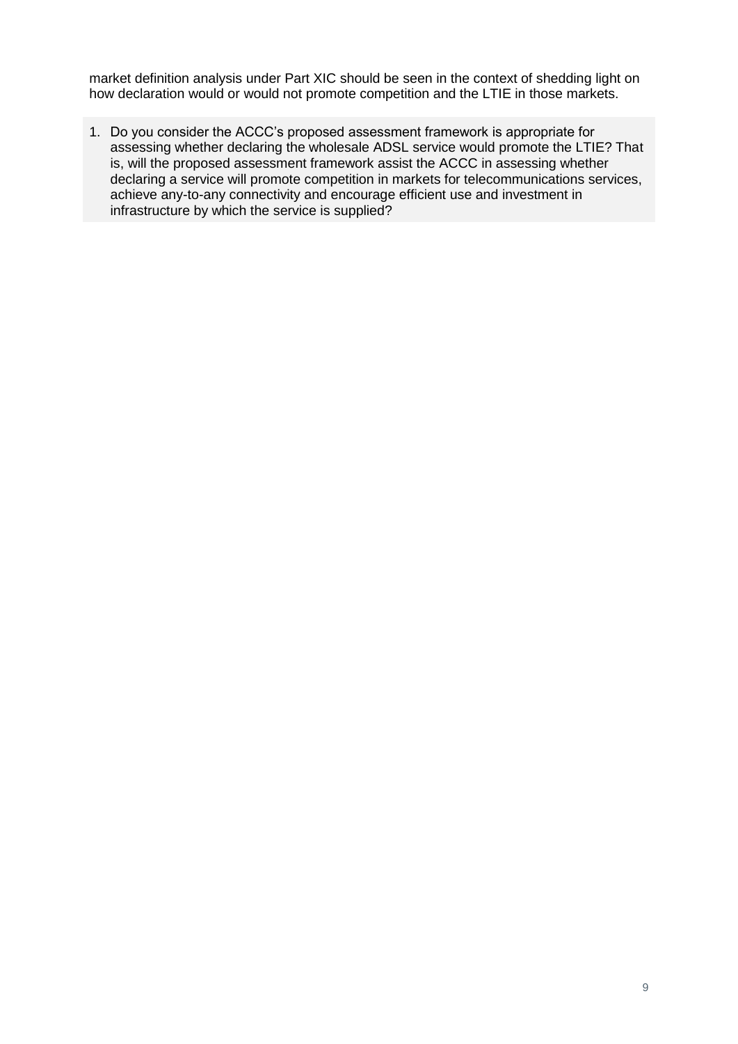market definition analysis under Part XIC should be seen in the context of shedding light on how declaration would or would not promote competition and the LTIE in those markets.

1. Do you consider the ACCC's proposed assessment framework is appropriate for assessing whether declaring the wholesale ADSL service would promote the LTIE? That is, will the proposed assessment framework assist the ACCC in assessing whether declaring a service will promote competition in markets for telecommunications services, achieve any-to-any connectivity and encourage efficient use and investment in infrastructure by which the service is supplied?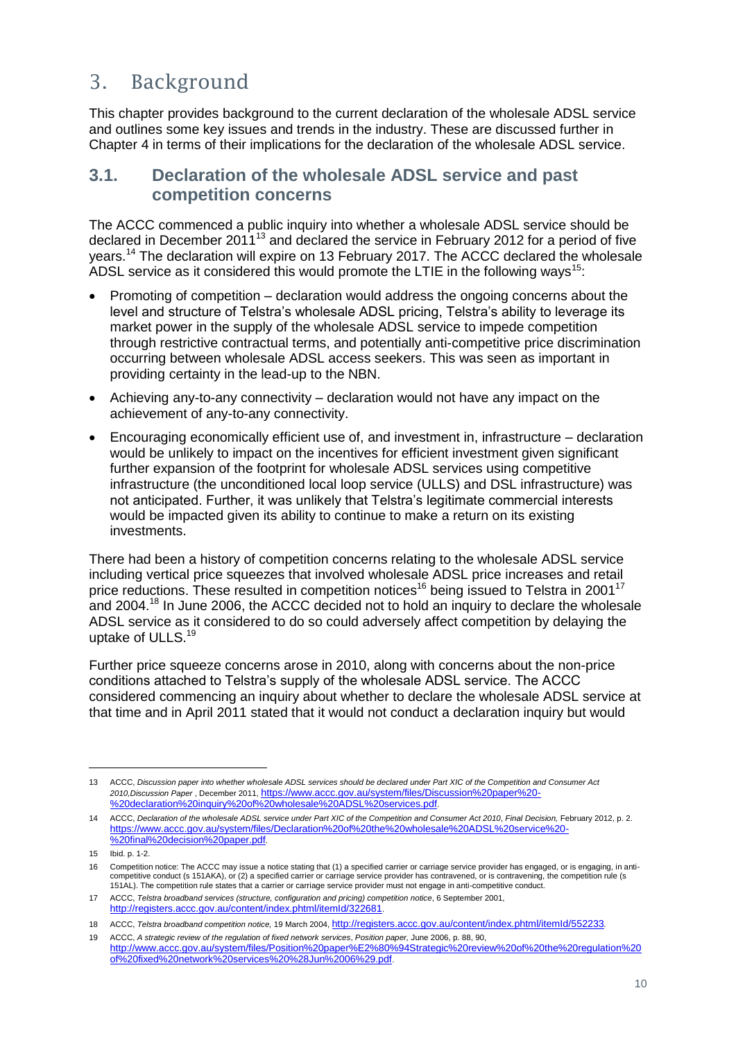# 3. Background

This chapter provides background to the current declaration of the wholesale ADSL service and outlines some key issues and trends in the industry. These are discussed further in Chapter 4 in terms of their implications for the declaration of the wholesale ADSL service.

## 3.1. Declaration of the wholesale ADSL service and past competition concerns

The ACCC commenced a public inquiry into whether a wholesale ADSL service should be declared in December 2011[13] and declared the service in February 2012 for a period of five years.[14] The declaration will expire on 13 February 2017. The ACCC declared the wholesale ADSL service as it considered this would promote the LTIE in the following ways[15]:

- Promoting of competition – declaration would address the ongoing concerns about the level and structure of Telstra's wholesale ADSL pricing, Telstra's ability to leverage its market power in the supply of the wholesale ADSL service to impede competition through restrictive contractual terms, and potentially anti-competitive price discrimination occurring between wholesale ADSL access seekers. This was seen as important in providing certainty in the lead-up to the NBN.
- Achieving any-to-any connectivity – declaration would not have any impact on the achievement of any-to-any connectivity.
- Encouraging economically efficient use of, and investment in, infrastructure – declaration would be unlikely to impact on the incentives for efficient investment given significant further expansion of the footprint for wholesale ADSL services using competitive infrastructure (the unconditioned local loop service (ULLS) and DSL infrastructure) was not anticipated. Further, it was unlikely that Telstra's legitimate commercial interests would be impacted given its ability to continue to make a return on its existing investments.

There had been a history of competition concerns relating to the wholesale ADSL service including vertical price squeezes that involved wholesale ADSL price increases and retail price reductions. These resulted in competition notices[16] being issued to Telstra in 2001[17] and 2004.[18] In June 2006, the ACCC decided not to hold an inquiry to declare the wholesale ADSL service as it considered to do so could adversely affect competition by delaying the uptake of ULLS.[19]

Further price squeeze concerns arose in 2010, along with concerns about the non-price conditions attached to Telstra's supply of the wholesale ADSL service. The ACCC considered commencing an inquiry about whether to declare the wholesale ADSL service at that time and in April 2011 stated that it would not conduct a declaration inquiry but would

---

13 ACCC, *Discussion paper into whether wholesale ADSL services should be declared under Part XIC of the Competition and Consumer Act 2010,Discussion Paper* , December 2011, https://www.accc.gov.au/system/files/Discussion%20paper%20-%20declaration%20inquiry%20of%20wholesale%20ADSL%20services.pdf.

14 ACCC, *Declaration of the wholesale ADSL service under Part XIC of the Competition and Consumer Act 2010*, *Final Decision,* February 2012, p. 2. https://www.accc.gov.au/system/files/Declaration%20of%20the%20wholesale%20ADSL%20service%20-%20final%20decision%20paper.pdf.

15 Ibid. p. 1-2.

16 Competition notice: The ACCC may issue a notice stating that (1) a specified carrier or carriage service provider has engaged, or is engaging, in anti-competitive conduct (s 151AKA), or (2) a specified carrier or carriage service provider has contravened, or is contravening, the competition rule (s 151AL). The competition rule states that a carrier or carriage service provider must not engage in anti-competitive conduct.

17 ACCC, *Telstra broadband services (structure, configuration and pricing) competition notice*, 6 September 2001, http://registers.accc.gov.au/content/index.phtml/itemId/322681.

18 ACCC, *Telstra broadband competition notice,* 19 March 2004, http://registers.accc.gov.au/content/index.phtml/itemId/552233.

19 ACCC, *A strategic review of the regulation of fixed network services*, *Position paper,* June 2006, p. 88, 90, http://www.accc.gov.au/system/files/Position%20paper%E2%80%94Strategic%20review%20of%20the%20regulation%20of%20fixed%20network%20services%20%28Jun%2006%29.pdf.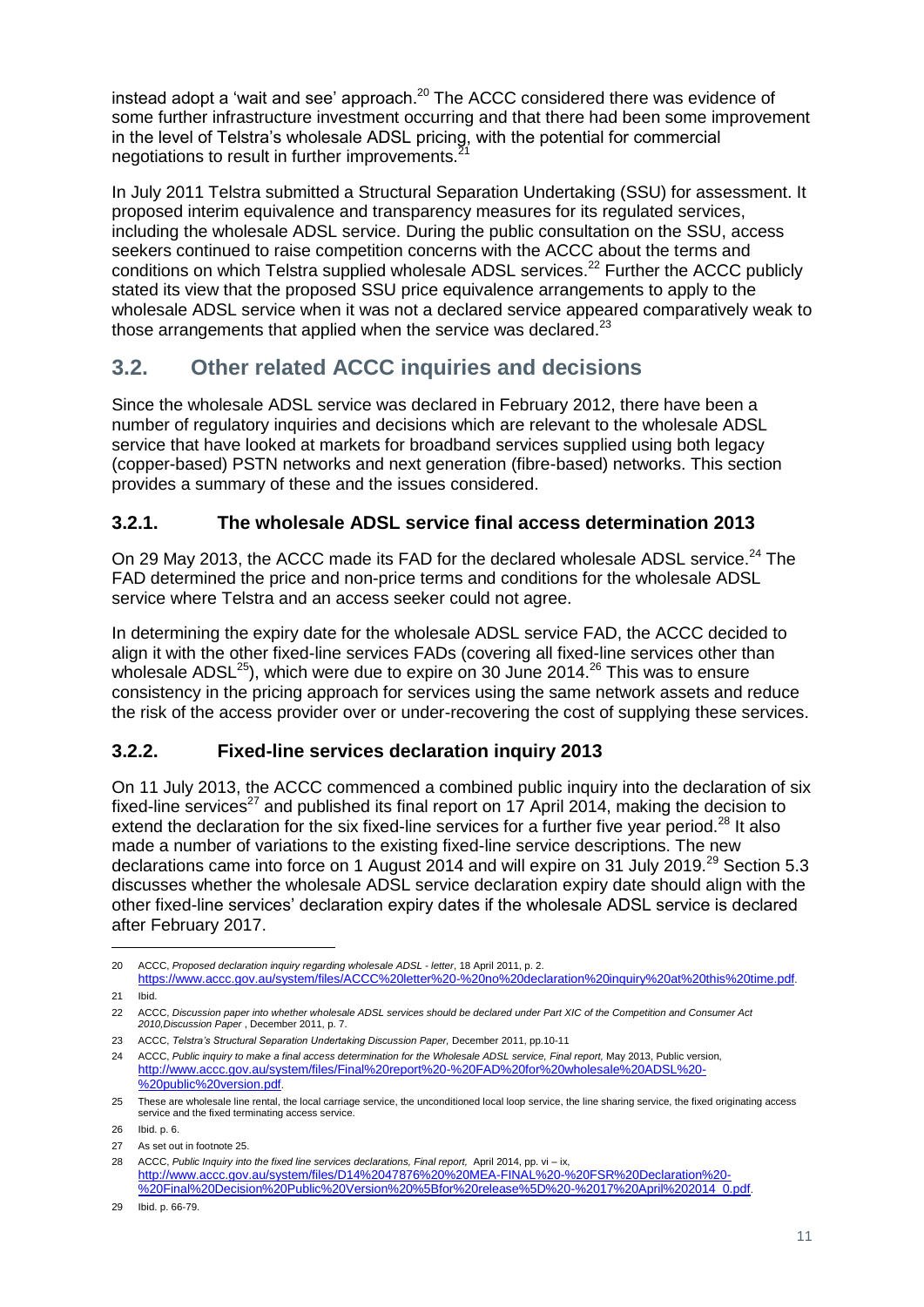instead adopt a 'wait and see' approach.[20] The ACCC considered there was evidence of some further infrastructure investment occurring and that there had been some improvement in the level of Telstra's wholesale ADSL pricing, with the potential for commercial negotiations to result in further improvements.[21]

In July 2011 Telstra submitted a Structural Separation Undertaking (SSU) for assessment. It proposed interim equivalence and transparency measures for its regulated services, including the wholesale ADSL service. During the public consultation on the SSU, access seekers continued to raise competition concerns with the ACCC about the terms and conditions on which Telstra supplied wholesale ADSL services.[22] Further the ACCC publicly stated its view that the proposed SSU price equivalence arrangements to apply to the wholesale ADSL service when it was not a declared service appeared comparatively weak to those arrangements that applied when the service was declared.[23]

## 3.2. Other related ACCC inquiries and decisions

Since the wholesale ADSL service was declared in February 2012, there have been a number of regulatory inquiries and decisions which are relevant to the wholesale ADSL service that have looked at markets for broadband services supplied using both legacy (copper-based) PSTN networks and next generation (fibre-based) networks. This section provides a summary of these and the issues considered.

### 3.2.1. The wholesale ADSL service final access determination 2013

On 29 May 2013, the ACCC made its FAD for the declared wholesale ADSL service.[24] The FAD determined the price and non-price terms and conditions for the wholesale ADSL service where Telstra and an access seeker could not agree.

In determining the expiry date for the wholesale ADSL service FAD, the ACCC decided to align it with the other fixed-line services FADs (covering all fixed-line services other than wholesale ADSL[25]), which were due to expire on 30 June 2014.[26] This was to ensure consistency in the pricing approach for services using the same network assets and reduce the risk of the access provider over or under-recovering the cost of supplying these services.

### 3.2.2. Fixed-line services declaration inquiry 2013

On 11 July 2013, the ACCC commenced a combined public inquiry into the declaration of six fixed-line services[27] and published its final report on 17 April 2014, making the decision to extend the declaration for the six fixed-line services for a further five year period.[28] It also made a number of variations to the existing fixed-line service descriptions. The new declarations came into force on 1 August 2014 and will expire on 31 July 2019.[29] Section 5.3 discusses whether the wholesale ADSL service declaration expiry date should align with the other fixed-line services' declaration expiry dates if the wholesale ADSL service is declared after February 2017.

---

20 ACCC, *Proposed declaration inquiry regarding wholesale ADSL - letter*, 18 April 2011, p. 2. https://www.accc.gov.au/system/files/ACCC%20letter%20-%20no%20declaration%20inquiry%20at%20this%20time.pdf.

21 Ibid.

22 ACCC, *Discussion paper into whether wholesale ADSL services should be declared under Part XIC of the Competition and Consumer Act 2010,Discussion Paper* , December 2011, p. 7.

23 ACCC, *Telstra's Structural Separation Undertaking Discussion Paper,* December 2011, pp.10-11

24 ACCC, *Public inquiry to make a final access determination for the Wholesale ADSL service, Final report,* May 2013, Public version, http://www.accc.gov.au/system/files/Final%20report%20-%20FAD%20for%20wholesale%20ADSL%20-%20public%20version.pdf.

25 These are wholesale line rental, the local carriage service, the unconditioned local loop service, the line sharing service, the fixed originating access service and the fixed terminating access service.

26 Ibid. p. 6.

27 As set out in footnote 25.

28 ACCC, *Public Inquiry into the fixed line services declarations, Final report,* April 2014, pp. vi – ix, http://www.accc.gov.au/system/files/D14%2047876%20%20MEA-FINAL%20-%20FSR%20Declaration%20-%20Final%20Decision%20Public%20Version%20%5Bfor%20release%5D%20-%2017%20April%202014_0.pdf.

29 Ibid. p. 66-79.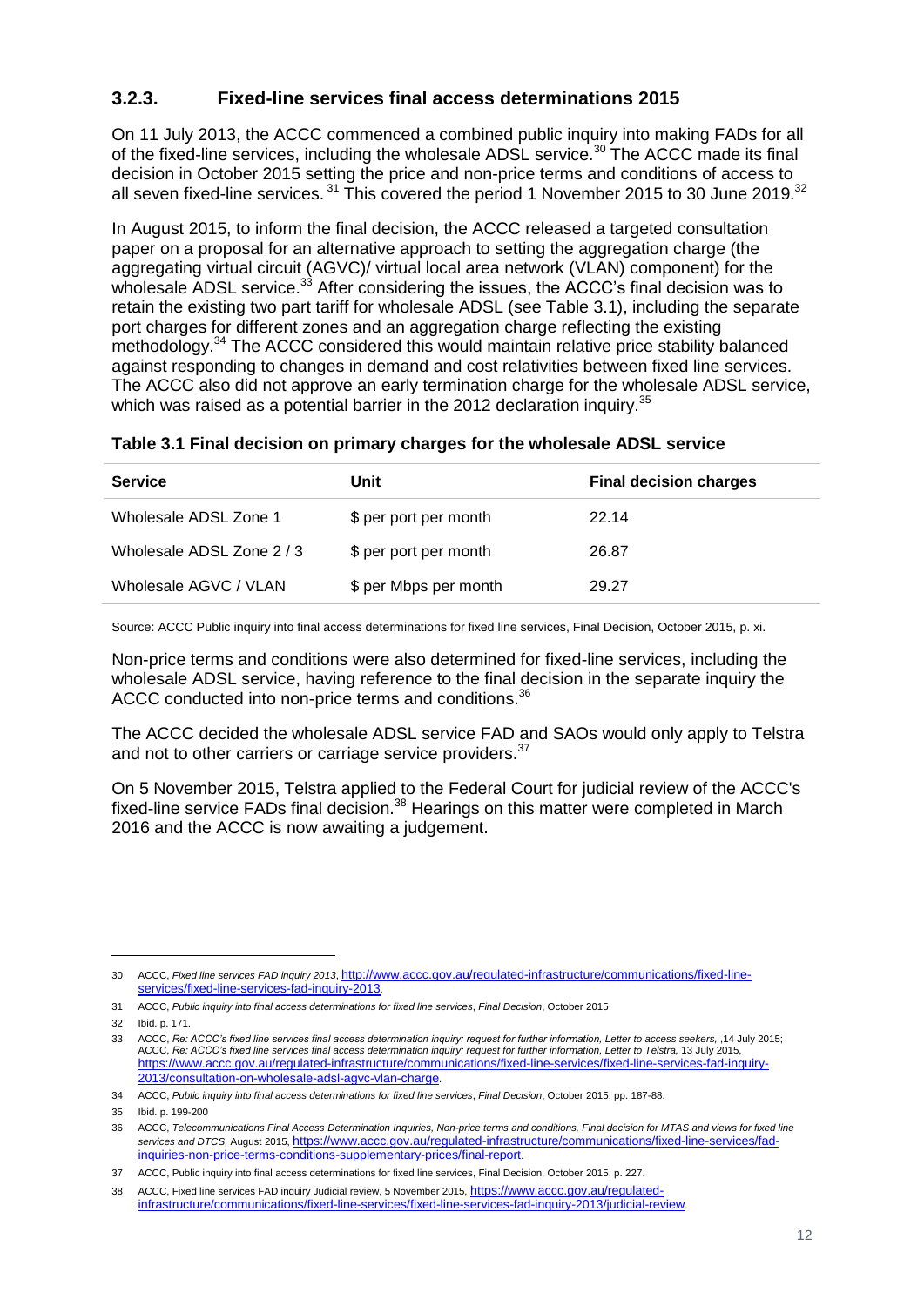### 3.2.3. Fixed-line services final access determinations 2015

On 11 July 2013, the ACCC commenced a combined public inquiry into making FADs for all of the fixed-line services, including the wholesale ADSL service.[30] The ACCC made its final decision in October 2015 setting the price and non-price terms and conditions of access to all seven fixed-line services.[31] This covered the period 1 November 2015 to 30 June 2019.[32]

In August 2015, to inform the final decision, the ACCC released a targeted consultation paper on a proposal for an alternative approach to setting the aggregation charge (the aggregating virtual circuit (AGVC)/ virtual local area network (VLAN) component) for the wholesale ADSL service.[33] After considering the issues, the ACCC's final decision was to retain the existing two part tariff for wholesale ADSL (see Table 3.1), including the separate port charges for different zones and an aggregation charge reflecting the existing methodology.[34] The ACCC considered this would maintain relative price stability balanced against responding to changes in demand and cost relativities between fixed line services. The ACCC also did not approve an early termination charge for the wholesale ADSL service, which was raised as a potential barrier in the 2012 declaration inquiry.[35]

**Table 3.1 Final decision on primary charges for the wholesale ADSL service**

| Service | Unit | Final decision charges |
| --- | --- | --- |
| Wholesale ADSL Zone 1 | $ per port per month | 22.14 |
| Wholesale ADSL Zone 2 / 3 | $ per port per month | 26.87 |
| Wholesale AGVC / VLAN | $ per Mbps per month | 29.27 |

Source: ACCC Public inquiry into final access determinations for fixed line services, Final Decision, October 2015, p. xi.

Non-price terms and conditions were also determined for fixed-line services, including the wholesale ADSL service, having reference to the final decision in the separate inquiry the ACCC conducted into non-price terms and conditions.[36]

The ACCC decided the wholesale ADSL service FAD and SAOs would only apply to Telstra and not to other carriers or carriage service providers.[37]

On 5 November 2015, Telstra applied to the Federal Court for judicial review of the ACCC's fixed-line service FADs final decision.[38] Hearings on this matter were completed in March 2016 and the ACCC is now awaiting a judgement.

---

30 ACCC, *Fixed line services FAD inquiry 2013*, http://www.accc.gov.au/regulated-infrastructure/communications/fixed-line-services/fixed-line-services-fad-inquiry-2013.

31 ACCC, *Public inquiry into final access determinations for fixed line services*, *Final Decision*, October 2015

32 Ibid. p. 171.

33 ACCC, *Re: ACCC's fixed line services final access determination inquiry: request for further information, Letter to access seekers,* ,14 July 2015; ACCC, *Re: ACCC's fixed line services final access determination inquiry: request for further information, Letter to Telstra,* 13 July 2015, https://www.accc.gov.au/regulated-infrastructure/communications/fixed-line-services/fixed-line-services-fad-inquiry-2013/consultation-on-wholesale-adsl-agvc-vlan-charge.

34 ACCC, *Public inquiry into final access determinations for fixed line services*, *Final Decision*, October 2015, pp. 187-88.

35 Ibid. p. 199-200

36 ACCC, *Telecommunications Final Access Determination Inquiries, Non-price terms and conditions, Final decision for MTAS and views for fixed line services and DTCS,* August 2015, https://www.accc.gov.au/regulated-infrastructure/communications/fixed-line-services/fad-inquiries-non-price-terms-conditions-supplementary-prices/final-report.

37 ACCC, Public inquiry into final access determinations for fixed line services, Final Decision, October 2015, p. 227.

38 ACCC, Fixed line services FAD inquiry Judicial review, 5 November 2015, https://www.accc.gov.au/regulated-infrastructure/communications/fixed-line-services/fixed-line-services-fad-inquiry-2013/judicial-review.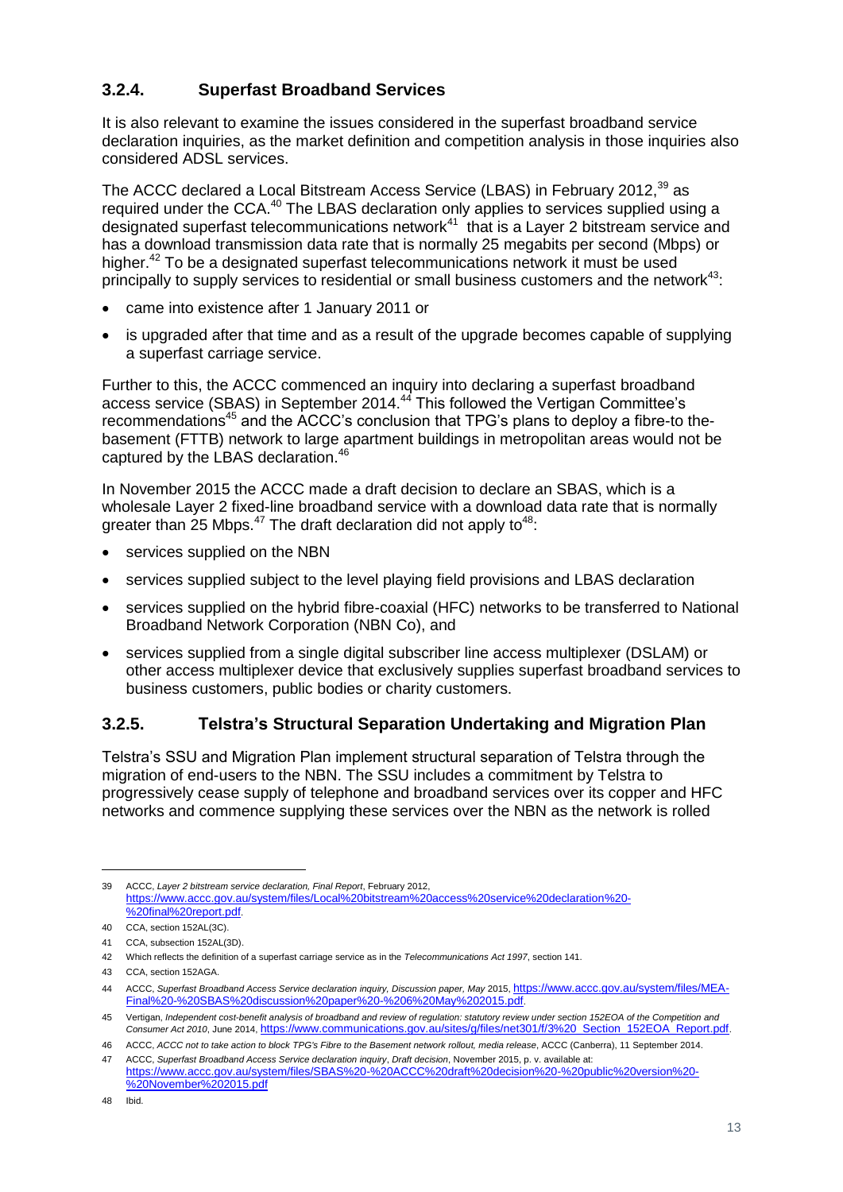### 3.2.4. Superfast Broadband Services

It is also relevant to examine the issues considered in the superfast broadband service declaration inquiries, as the market definition and competition analysis in those inquiries also considered ADSL services.

The ACCC declared a Local Bitstream Access Service (LBAS) in February 2012,[39] as required under the CCA.[40] The LBAS declaration only applies to services supplied using a designated superfast telecommunications network[41] that is a Layer 2 bitstream service and has a download transmission data rate that is normally 25 megabits per second (Mbps) or higher.[42] To be a designated superfast telecommunications network it must be used principally to supply services to residential or small business customers and the network[43]:

- came into existence after 1 January 2011 or
- is upgraded after that time and as a result of the upgrade becomes capable of supplying a superfast carriage service.

Further to this, the ACCC commenced an inquiry into declaring a superfast broadband access service (SBAS) in September 2014.[44] This followed the Vertigan Committee's recommendations[45] and the ACCC's conclusion that TPG's plans to deploy a fibre-to the-basement (FTTB) network to large apartment buildings in metropolitan areas would not be captured by the LBAS declaration.[46]

In November 2015 the ACCC made a draft decision to declare an SBAS, which is a wholesale Layer 2 fixed-line broadband service with a download data rate that is normally greater than 25 Mbps.[47] The draft declaration did not apply to[48]:

- services supplied on the NBN
- services supplied subject to the level playing field provisions and LBAS declaration
- services supplied on the hybrid fibre-coaxial (HFC) networks to be transferred to National Broadband Network Corporation (NBN Co), and
- services supplied from a single digital subscriber line access multiplexer (DSLAM) or other access multiplexer device that exclusively supplies superfast broadband services to business customers, public bodies or charity customers.

### 3.2.5. Telstra's Structural Separation Undertaking and Migration Plan

Telstra's SSU and Migration Plan implement structural separation of Telstra through the migration of end-users to the NBN. The SSU includes a commitment by Telstra to progressively cease supply of telephone and broadband services over its copper and HFC networks and commence supplying these services over the NBN as the network is rolled

---

39 ACCC, *Layer 2 bitstream service declaration, Final Report*, February 2012, https://www.accc.gov.au/system/files/Local%20bitstream%20access%20service%20declaration%20-%20final%20report.pdf.

40 CCA, section 152AL(3C).

41 CCA, subsection 152AL(3D).

42 Which reflects the definition of a superfast carriage service as in the *Telecommunications Act 1997*, section 141.

43 CCA, section 152AGA.

44 ACCC, *Superfast Broadband Access Service declaration inquiry, Discussion paper, May* 2015, https://www.accc.gov.au/system/files/MEA-Final%20-%20SBAS%20discussion%20paper%20-%206%20May%202015.pdf.

45 Vertigan, *Independent cost-benefit analysis of broadband and review of regulation: statutory review under section 152EOA of the Competition and Consumer Act 2010*, June 2014, https://www.communications.gov.au/sites/g/files/net301/f/3%20_Section_152EOA_Report.pdf.

46 ACCC, *ACCC not to take action to block TPG's Fibre to the Basement network rollout, media release*, ACCC (Canberra), 11 September 2014.

47 ACCC, *Superfast Broadband Access Service declaration inquiry*, *Draft decision*, November 2015, p. v. available at: https://www.accc.gov.au/system/files/SBAS%20-%20ACCC%20draft%20decision%20-%20public%20version%20-%20November%202015.pdf

48 Ibid.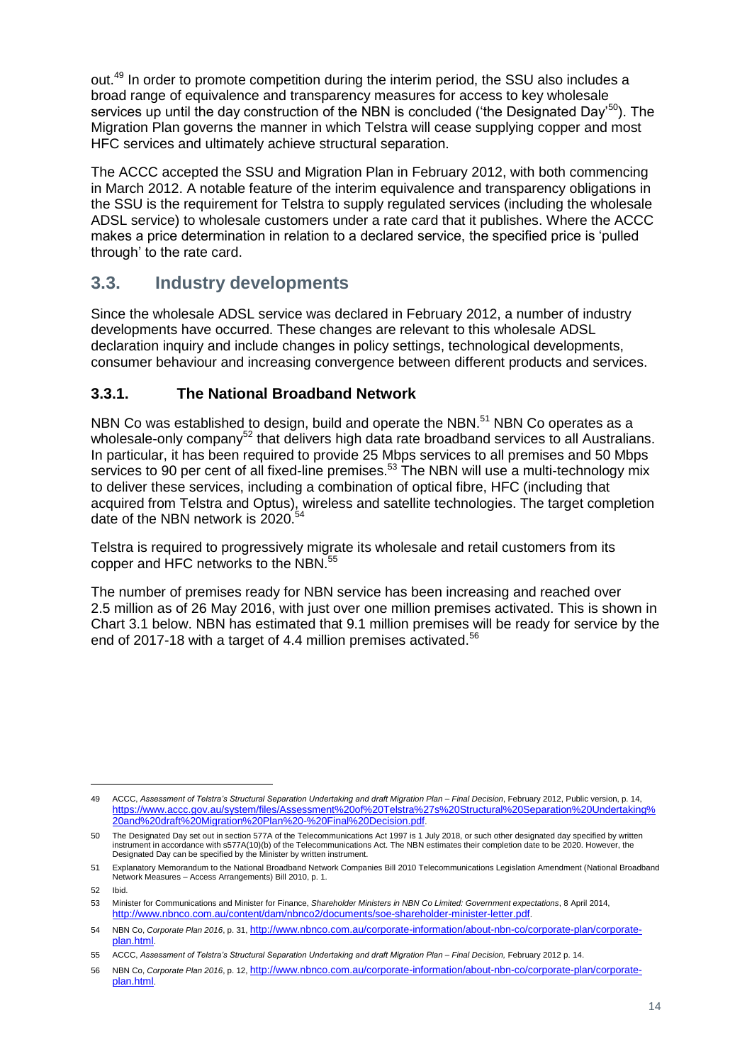out.[49] In order to promote competition during the interim period, the SSU also includes a broad range of equivalence and transparency measures for access to key wholesale services up until the day construction of the NBN is concluded ('the Designated Day'[50]). The Migration Plan governs the manner in which Telstra will cease supplying copper and most HFC services and ultimately achieve structural separation.

The ACCC accepted the SSU and Migration Plan in February 2012, with both commencing in March 2012. A notable feature of the interim equivalence and transparency obligations in the SSU is the requirement for Telstra to supply regulated services (including the wholesale ADSL service) to wholesale customers under a rate card that it publishes. Where the ACCC makes a price determination in relation to a declared service, the specified price is 'pulled through' to the rate card.

## 3.3. Industry developments

Since the wholesale ADSL service was declared in February 2012, a number of industry developments have occurred. These changes are relevant to this wholesale ADSL declaration inquiry and include changes in policy settings, technological developments, consumer behaviour and increasing convergence between different products and services.

### 3.3.1. The National Broadband Network

NBN Co was established to design, build and operate the NBN.[51] NBN Co operates as a wholesale-only company[52] that delivers high data rate broadband services to all Australians. In particular, it has been required to provide 25 Mbps services to all premises and 50 Mbps services to 90 per cent of all fixed-line premises.[53] The NBN will use a multi-technology mix to deliver these services, including a combination of optical fibre, HFC (including that acquired from Telstra and Optus), wireless and satellite technologies. The target completion date of the NBN network is 2020.[54]

Telstra is required to progressively migrate its wholesale and retail customers from its copper and HFC networks to the NBN.[55]

The number of premises ready for NBN service has been increasing and reached over 2.5 million as of 26 May 2016, with just over one million premises activated. This is shown in Chart 3.1 below. NBN has estimated that 9.1 million premises will be ready for service by the end of 2017-18 with a target of 4.4 million premises activated.[56]

---

49 ACCC, *Assessment of Telstra's Structural Separation Undertaking and draft Migration Plan – Final Decision*, February 2012, Public version, p. 14, https://www.accc.gov.au/system/files/Assessment%20of%20Telstra%27s%20Structural%20Separation%20Undertaking%20and%20draft%20Migration%20Plan%20-%20Final%20Decision.pdf.

50 The Designated Day set out in section 577A of the Telecommunications Act 1997 is 1 July 2018, or such other designated day specified by written instrument in accordance with s577A(10)(b) of the Telecommunications Act. The NBN estimates their completion date to be 2020. However, the Designated Day can be specified by the Minister by written instrument.

51 Explanatory Memorandum to the National Broadband Network Companies Bill 2010 Telecommunications Legislation Amendment (National Broadband Network Measures – Access Arrangements) Bill 2010, p. 1.

52 Ibid.

53 Minister for Communications and Minister for Finance, *Shareholder Ministers in NBN Co Limited: Government expectations*, 8 April 2014, http://www.nbnco.com.au/content/dam/nbnco2/documents/soe-shareholder-minister-letter.pdf.

54 NBN Co, *Corporate Plan 2016*, p. 31, http://www.nbnco.com.au/corporate-information/about-nbn-co/corporate-plan/corporate-plan.html.

55 ACCC, *Assessment of Telstra's Structural Separation Undertaking and draft Migration Plan – Final Decision,* February 2012 p. 14.

56 NBN Co, *Corporate Plan 2016*, p. 12, http://www.nbnco.com.au/corporate-information/about-nbn-co/corporate-plan/corporate-plan.html.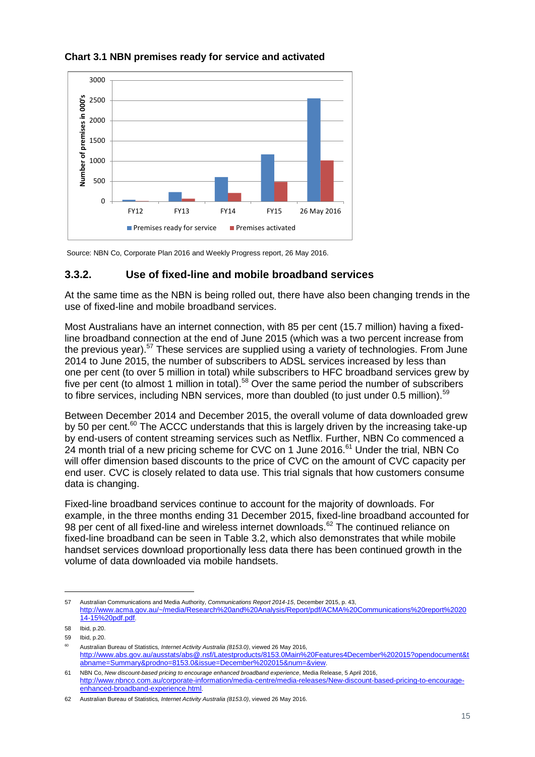**Chart 3.1 NBN premises ready for service and activated**

Source: NBN Co, Corporate Plan 2016 and Weekly Progress report, 26 May 2016.

### 3.3.2. Use of fixed-line and mobile broadband services

At the same time as the NBN is being rolled out, there have also been changing trends in the use of fixed-line and mobile broadband services.

Most Australians have an internet connection, with 85 per cent (15.7 million) having a fixed-line broadband connection at the end of June 2015 (which was a two percent increase from the previous year).[57] These services are supplied using a variety of technologies. From June 2014 to June 2015, the number of subscribers to ADSL services increased by less than one per cent (to over 5 million in total) while subscribers to HFC broadband services grew by five per cent (to almost 1 million in total).[58] Over the same period the number of subscribers to fibre services, including NBN services, more than doubled (to just under 0.5 million).[59]

Between December 2014 and December 2015, the overall volume of data downloaded grew by 50 per cent.[60] The ACCC understands that this is largely driven by the increasing take-up by end-users of content streaming services such as Netflix. Further, NBN Co commenced a 24 month trial of a new pricing scheme for CVC on 1 June 2016.[61] Under the trial, NBN Co will offer dimension based discounts to the price of CVC on the amount of CVC capacity per end user. CVC is closely related to data use. This trial signals that how customers consume data is changing.

Fixed-line broadband services continue to account for the majority of downloads. For example, in the three months ending 31 December 2015, fixed-line broadband accounted for 98 per cent of all fixed-line and wireless internet downloads.[62] The continued reliance on fixed-line broadband can be seen in Table 3.2, which also demonstrates that while mobile handset services download proportionally less data there has been continued growth in the volume of data downloaded via mobile handsets.

---

57 Australian Communications and Media Authority, *Communications Report 2014-15*, December 2015, p. 43, http://www.acma.gov.au/~/media/Research%20and%20Analysis/Report/pdf/ACMA%20Communications%20report%202014-15%20pdf.pdf.

58 Ibid, p.20.

59 Ibid, p.20.

60 Australian Bureau of Statistics, *Internet Activity Australia (8153.0)*, viewed 26 May 2016, http://www.abs.gov.au/ausstats/abs@.nsf/Latestproducts/8153.0Main%20Features4December%202015?opendocument&tabname=Summary&prodno=8153.0&issue=December%202015&num=&view.

61 NBN Co, *New discount-based pricing to encourage enhanced broadband experience*, Media Release, 5 April 2016, http://www.nbnco.com.au/corporate-information/media-centre/media-releases/New-discount-based-pricing-to-encourage-enhanced-broadband-experience.html.

62 Australian Bureau of Statistics, *Internet Activity Australia (8153.0)*, viewed 26 May 2016.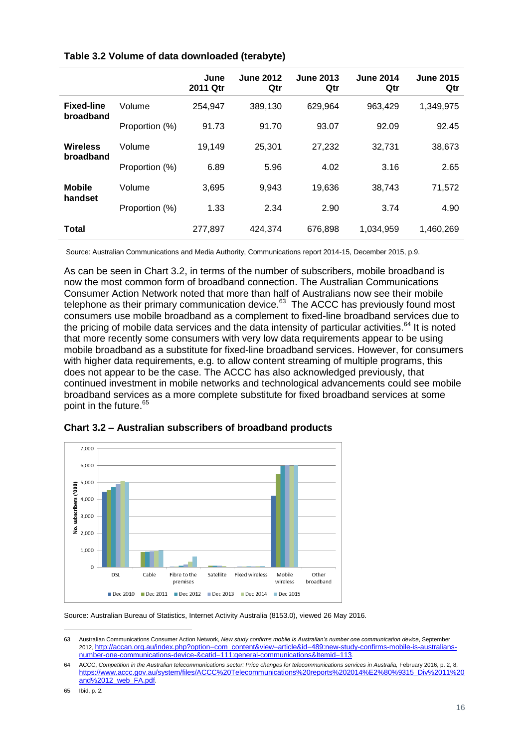**Table 3.2 Volume of data downloaded (terabyte)**

| | | June 2011 Qtr | June 2012 Qtr | June 2013 Qtr | June 2014 Qtr | June 2015 Qtr |
|---|---|---|---|---|---|---|
| **Fixed-line broadband** | Volume | 254,947 | 389,130 | 629,964 | 963,429 | 1,349,975 |
| | Proportion (%) | 91.73 | 91.70 | 93.07 | 92.09 | 92.45 |
| **Wireless broadband** | Volume | 19,149 | 25,301 | 27,232 | 32,731 | 38,673 |
| | Proportion (%) | 6.89 | 5.96 | 4.02 | 3.16 | 2.65 |
| **Mobile handset** | Volume | 3,695 | 9,943 | 19,636 | 38,743 | 71,572 |
| | Proportion (%) | 1.33 | 2.34 | 2.90 | 3.74 | 4.90 |
| **Total** | | 277,897 | 424,374 | 676,898 | 1,034,959 | 1,460,269 |

Source: Australian Communications and Media Authority, Communications report 2014-15, December 2015, p.9.

As can be seen in Chart 3.2, in terms of the number of subscribers, mobile broadband is now the most common form of broadband connection. The Australian Communications Consumer Action Network noted that more than half of Australians now see their mobile telephone as their primary communication device.[63] The ACCC has previously found most consumers use mobile broadband as a complement to fixed-line broadband services due to the pricing of mobile data services and the data intensity of particular activities.[64] It is noted that more recently some consumers with very low data requirements appear to be using mobile broadband as a substitute for fixed-line broadband services. However, for consumers with higher data requirements, e.g. to allow content streaming of multiple programs, this does not appear to be the case. The ACCC has also acknowledged previously, that continued investment in mobile networks and technological advancements could see mobile broadband services as a more complete substitute for fixed broadband services at some point in the future.[65]

**Chart 3.2 – Australian subscribers of broadband products**

Source: Australian Bureau of Statistics, Internet Activity Australia (8153.0), viewed 26 May 2016.

---

63 Australian Communications Consumer Action Network, *New study confirms mobile is Australian's number one communication device*, September 2012, http://accan.org.au/index.php?option=com_content&view=article&id=489:new-study-confirms-mobile-is-australians-number-one-communications-device-&catid=111:general-communications&Itemid=113.

64 ACCC, *Competition in the Australian telecommunications sector: Price changes for telecommunications services in Australia,* February 2016, p. 2, 8, https://www.accc.gov.au/system/files/ACCC%20Telecommunications%20reports%202014%E2%80%9315_Div%2011%20and%2012_web_FA.pdf.

65 Ibid, p. 2.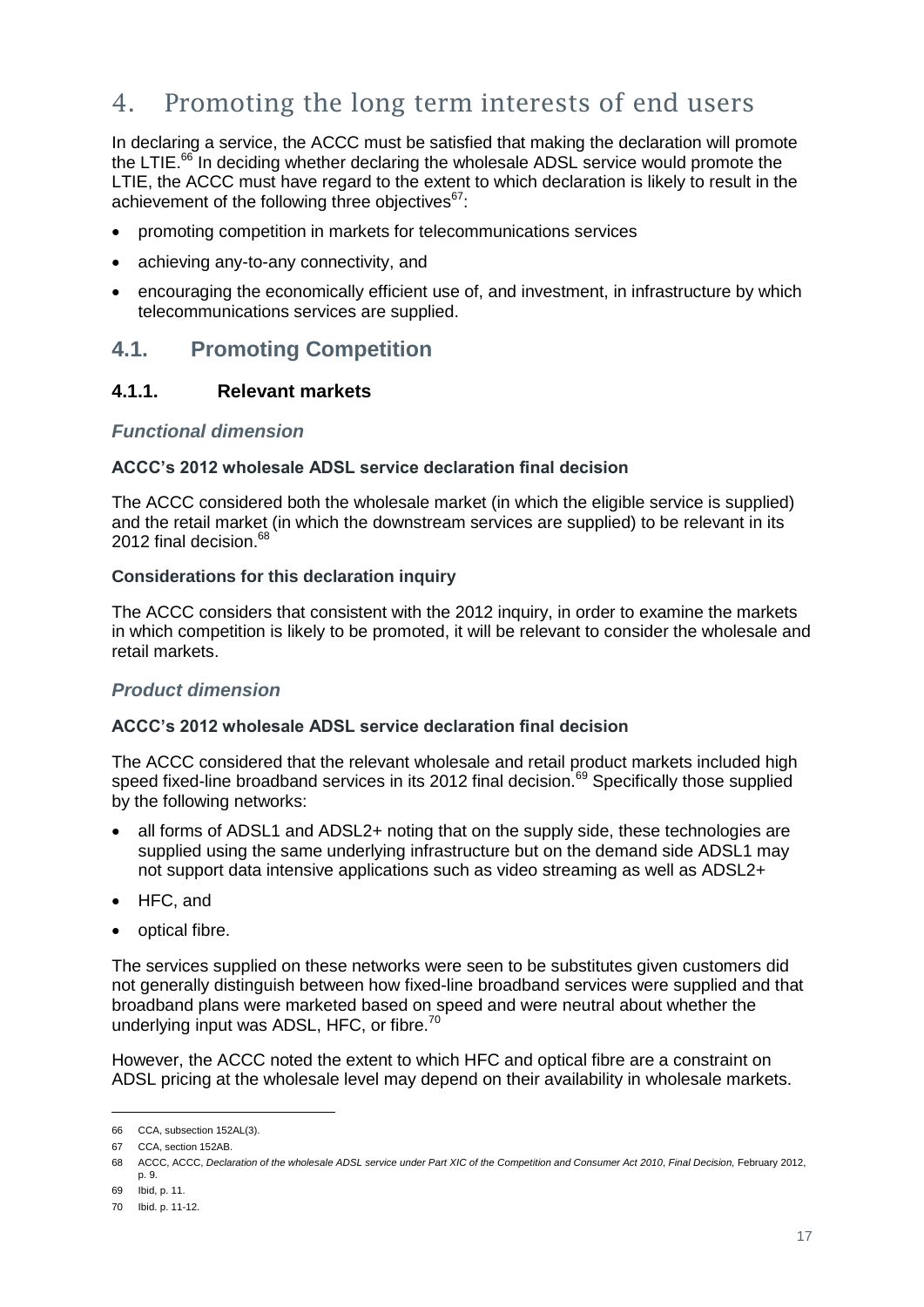# 4. Promoting the long term interests of end users

In declaring a service, the ACCC must be satisfied that making the declaration will promote the LTIE.[66] In deciding whether declaring the wholesale ADSL service would promote the LTIE, the ACCC must have regard to the extent to which declaration is likely to result in the achievement of the following three objectives[67]:

- promoting competition in markets for telecommunications services
- achieving any-to-any connectivity, and
- encouraging the economically efficient use of, and investment, in infrastructure by which telecommunications services are supplied.

## 4.1. Promoting Competition

### 4.1.1. Relevant markets

#### *Functional dimension*

**ACCC's 2012 wholesale ADSL service declaration final decision**

The ACCC considered both the wholesale market (in which the eligible service is supplied) and the retail market (in which the downstream services are supplied) to be relevant in its 2012 final decision.[68]

**Considerations for this declaration inquiry**

The ACCC considers that consistent with the 2012 inquiry, in order to examine the markets in which competition is likely to be promoted, it will be relevant to consider the wholesale and retail markets.

#### *Product dimension*

**ACCC's 2012 wholesale ADSL service declaration final decision**

The ACCC considered that the relevant wholesale and retail product markets included high speed fixed-line broadband services in its 2012 final decision.[69] Specifically those supplied by the following networks:

- all forms of ADSL1 and ADSL2+ noting that on the supply side, these technologies are supplied using the same underlying infrastructure but on the demand side ADSL1 may not support data intensive applications such as video streaming as well as ADSL2+
- HFC, and
- optical fibre.

The services supplied on these networks were seen to be substitutes given customers did not generally distinguish between how fixed-line broadband services were supplied and that broadband plans were marketed based on speed and were neutral about whether the underlying input was ADSL, HFC, or fibre.[70]

However, the ACCC noted the extent to which HFC and optical fibre are a constraint on ADSL pricing at the wholesale level may depend on their availability in wholesale markets.

---

66 CCA, subsection 152AL(3).

67 CCA, section 152AB.

68 ACCC, ACCC, *Declaration of the wholesale ADSL service under Part XIC of the Competition and Consumer Act 2010*, *Final Decision,* February 2012, p. 9.

69 Ibid, p. 11.

70 Ibid. p. 11-12.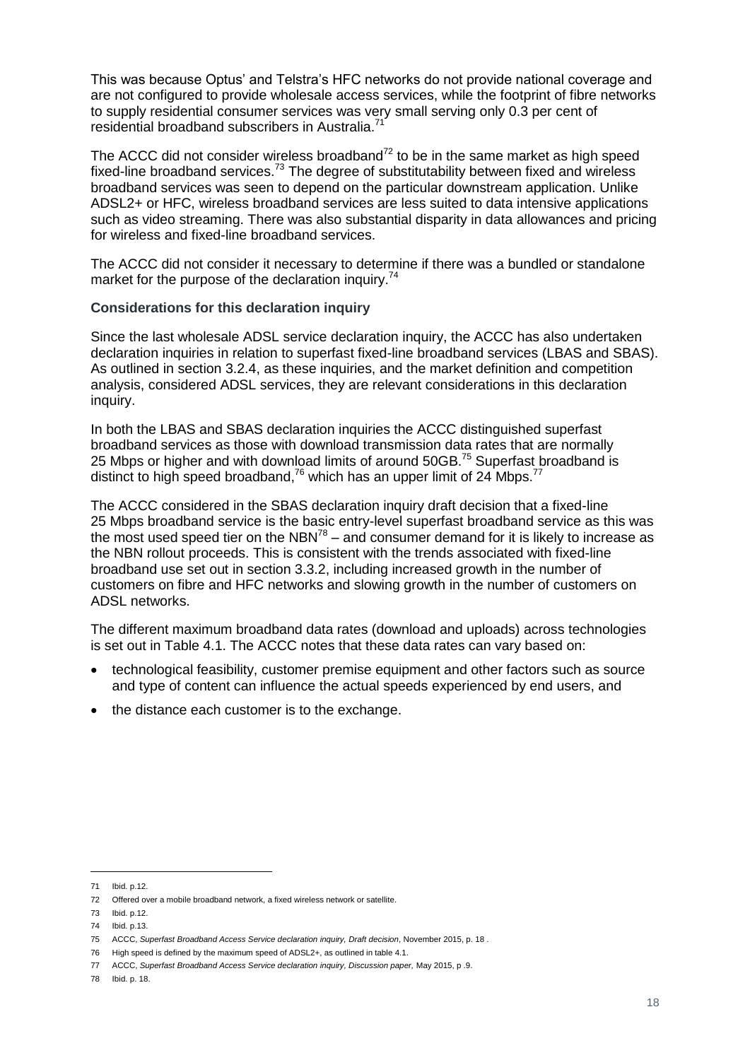This was because Optus' and Telstra's HFC networks do not provide national coverage and are not configured to provide wholesale access services, while the footprint of fibre networks to supply residential consumer services was very small serving only 0.3 per cent of residential broadband subscribers in Australia.[71]

The ACCC did not consider wireless broadband[72] to be in the same market as high speed fixed-line broadband services.[73] The degree of substitutability between fixed and wireless broadband services was seen to depend on the particular downstream application. Unlike ADSL2+ or HFC, wireless broadband services are less suited to data intensive applications such as video streaming. There was also substantial disparity in data allowances and pricing for wireless and fixed-line broadband services.

The ACCC did not consider it necessary to determine if there was a bundled or standalone market for the purpose of the declaration inquiry.[74]

### Considerations for this declaration inquiry

Since the last wholesale ADSL service declaration inquiry, the ACCC has also undertaken declaration inquiries in relation to superfast fixed-line broadband services (LBAS and SBAS). As outlined in section 3.2.4, as these inquiries, and the market definition and competition analysis, considered ADSL services, they are relevant considerations in this declaration inquiry.

In both the LBAS and SBAS declaration inquiries the ACCC distinguished superfast broadband services as those with download transmission data rates that are normally 25 Mbps or higher and with download limits of around 50GB.[75] Superfast broadband is distinct to high speed broadband,[76] which has an upper limit of 24 Mbps.[77]

The ACCC considered in the SBAS declaration inquiry draft decision that a fixed-line 25 Mbps broadband service is the basic entry-level superfast broadband service as this was the most used speed tier on the NBN[78] – and consumer demand for it is likely to increase as the NBN rollout proceeds. This is consistent with the trends associated with fixed-line broadband use set out in section 3.3.2, including increased growth in the number of customers on fibre and HFC networks and slowing growth in the number of customers on ADSL networks.

The different maximum broadband data rates (download and uploads) across technologies is set out in Table 4.1. The ACCC notes that these data rates can vary based on:

- technological feasibility, customer premise equipment and other factors such as source and type of content can influence the actual speeds experienced by end users, and
- the distance each customer is to the exchange.

---

71 Ibid. p.12.

72 Offered over a mobile broadband network, a fixed wireless network or satellite.

73 Ibid. p.12.

74 Ibid. p.13.

75 ACCC, *Superfast Broadband Access Service declaration inquiry, Draft decision*, November 2015, p. 18 .

76 High speed is defined by the maximum speed of ADSL2+, as outlined in table 4.1.

77 ACCC, *Superfast Broadband Access Service declaration inquiry, Discussion paper,* May 2015, p .9.

78 Ibid. p. 18.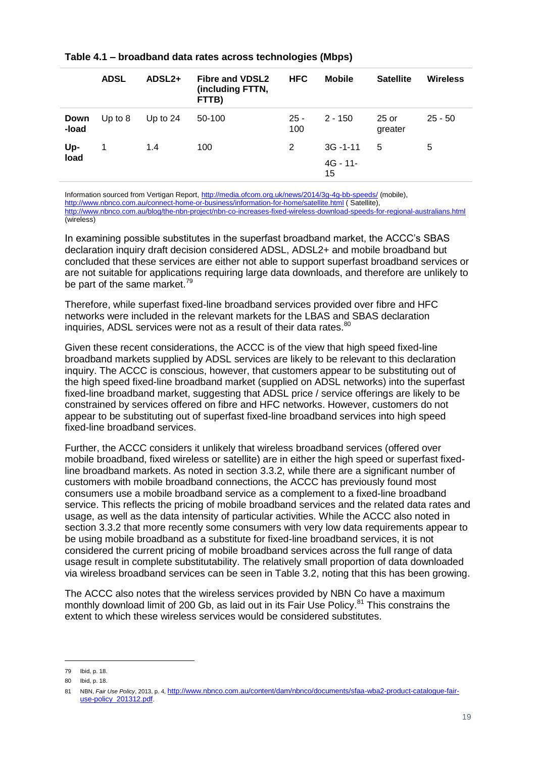**Table 4.1 – broadband data rates across technologies (Mbps)**

| | ADSL | ADSL2+ | Fibre and VDSL2 (including FTTN, FTTB) | HFC | Mobile | Satellite | Wireless |
|---|---|---|---|---|---|---|---|
| Down -load | Up to 8 | Up to 24 | 50-100 | 25 - 100 | 2 - 150 | 25 or greater | 25 - 50 |
| Up- load | 1 | 1.4 | 100 | 2 | 3G -1-11<br>4G - 11- 15 | 5 | 5 |

Information sourced from Vertigan Report, http://media.ofcom.org.uk/news/2014/3g-4g-bb-speeds/ (mobile), http://www.nbnco.com.au/connect-home-or-business/information-for-home/satellite.html ( Satellite), http://www.nbnco.com.au/blog/the-nbn-project/nbn-co-increases-fixed-wireless-download-speeds-for-regional-australians.html (wireless)

In examining possible substitutes in the superfast broadband market, the ACCC's SBAS declaration inquiry draft decision considered ADSL, ADSL2+ and mobile broadband but concluded that these services are either not able to support superfast broadband services or are not suitable for applications requiring large data downloads, and therefore are unlikely to be part of the same market.[79]

Therefore, while superfast fixed-line broadband services provided over fibre and HFC networks were included in the relevant markets for the LBAS and SBAS declaration inquiries, ADSL services were not as a result of their data rates.[80]

Given these recent considerations, the ACCC is of the view that high speed fixed-line broadband markets supplied by ADSL services are likely to be relevant to this declaration inquiry. The ACCC is conscious, however, that customers appear to be substituting out of the high speed fixed-line broadband market (supplied on ADSL networks) into the superfast fixed-line broadband market, suggesting that ADSL price / service offerings are likely to be constrained by services offered on fibre and HFC networks. However, customers do not appear to be substituting out of superfast fixed-line broadband services into high speed fixed-line broadband services.

Further, the ACCC considers it unlikely that wireless broadband services (offered over mobile broadband, fixed wireless or satellite) are in either the high speed or superfast fixed-line broadband markets. As noted in section 3.3.2, while there are a significant number of customers with mobile broadband connections, the ACCC has previously found most consumers use a mobile broadband service as a complement to a fixed-line broadband service. This reflects the pricing of mobile broadband services and the related data rates and usage, as well as the data intensity of particular activities. While the ACCC also noted in section 3.3.2 that more recently some consumers with very low data requirements appear to be using mobile broadband as a substitute for fixed-line broadband services, it is not considered the current pricing of mobile broadband services across the full range of data usage result in complete substitutability. The relatively small proportion of data downloaded via wireless broadband services can be seen in Table 3.2, noting that this has been growing.

The ACCC also notes that the wireless services provided by NBN Co have a maximum monthly download limit of 200 Gb, as laid out in its Fair Use Policy.[81] This constrains the extent to which these wireless services would be considered substitutes.

---

79 Ibid, p. 18.

80 Ibid, p. 18.

81 NBN, *Fair Use Policy*, 2013, p. 4, http://www.nbnco.com.au/content/dam/nbnco/documents/sfaa-wba2-product-catalogue-fair-use-policy_201312.pdf.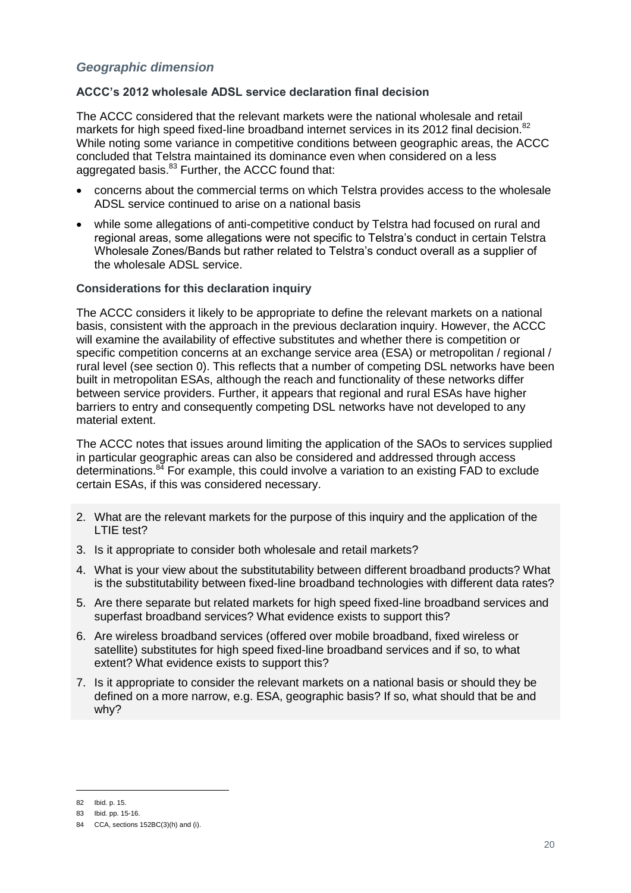### *Geographic dimension*

#### ACCC's 2012 wholesale ADSL service declaration final decision

The ACCC considered that the relevant markets were the national wholesale and retail markets for high speed fixed-line broadband internet services in its 2012 final decision.[82] While noting some variance in competitive conditions between geographic areas, the ACCC concluded that Telstra maintained its dominance even when considered on a less aggregated basis.[83] Further, the ACCC found that:

- concerns about the commercial terms on which Telstra provides access to the wholesale ADSL service continued to arise on a national basis
- while some allegations of anti-competitive conduct by Telstra had focused on rural and regional areas, some allegations were not specific to Telstra's conduct in certain Telstra Wholesale Zones/Bands but rather related to Telstra's conduct overall as a supplier of the wholesale ADSL service.

#### Considerations for this declaration inquiry

The ACCC considers it likely to be appropriate to define the relevant markets on a national basis, consistent with the approach in the previous declaration inquiry. However, the ACCC will examine the availability of effective substitutes and whether there is competition or specific competition concerns at an exchange service area (ESA) or metropolitan / regional / rural level (see section 0). This reflects that a number of competing DSL networks have been built in metropolitan ESAs, although the reach and functionality of these networks differ between service providers. Further, it appears that regional and rural ESAs have higher barriers to entry and consequently competing DSL networks have not developed to any material extent.

The ACCC notes that issues around limiting the application of the SAOs to services supplied in particular geographic areas can also be considered and addressed through access determinations.[84] For example, this could involve a variation to an existing FAD to exclude certain ESAs, if this was considered necessary.

2. What are the relevant markets for the purpose of this inquiry and the application of the LTIE test?
3. Is it appropriate to consider both wholesale and retail markets?
4. What is your view about the substitutability between different broadband products? What is the substitutability between fixed-line broadband technologies with different data rates?
5. Are there separate but related markets for high speed fixed-line broadband services and superfast broadband services? What evidence exists to support this?
6. Are wireless broadband services (offered over mobile broadband, fixed wireless or satellite) substitutes for high speed fixed-line broadband services and if so, to what extent? What evidence exists to support this?
7. Is it appropriate to consider the relevant markets on a national basis or should they be defined on a more narrow, e.g. ESA, geographic basis? If so, what should that be and why?

---

82 Ibid. p. 15.

83 Ibid. pp. 15-16.

84 CCA, sections 152BC(3)(h) and (i).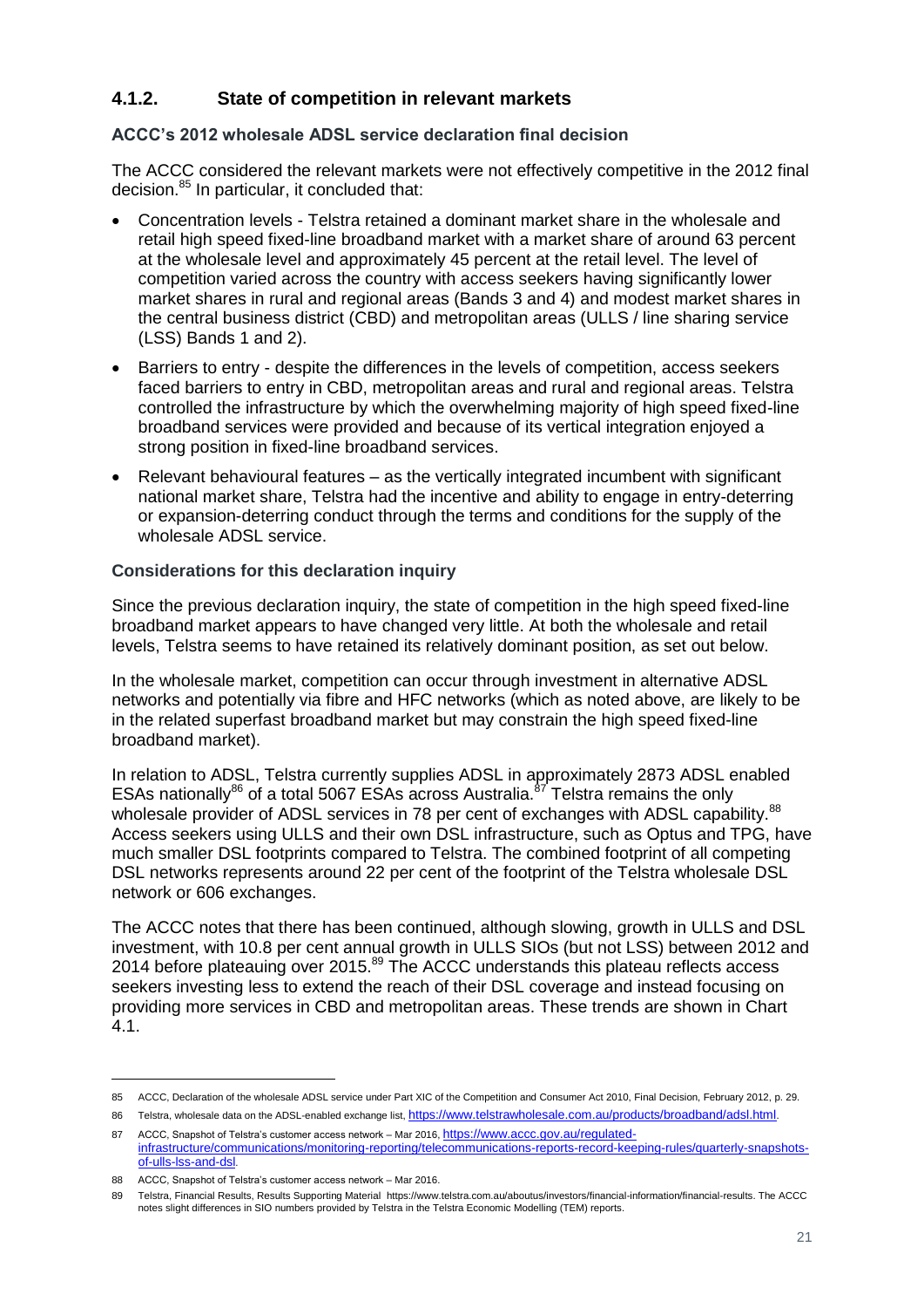### 4.1.2. State of competition in relevant markets

**ACCC's 2012 wholesale ADSL service declaration final decision**

The ACCC considered the relevant markets were not effectively competitive in the 2012 final decision.[85] In particular, it concluded that:

- Concentration levels - Telstra retained a dominant market share in the wholesale and retail high speed fixed-line broadband market with a market share of around 63 percent at the wholesale level and approximately 45 percent at the retail level. The level of competition varied across the country with access seekers having significantly lower market shares in rural and regional areas (Bands 3 and 4) and modest market shares in the central business district (CBD) and metropolitan areas (ULLS / line sharing service (LSS) Bands 1 and 2).
- Barriers to entry - despite the differences in the levels of competition, access seekers faced barriers to entry in CBD, metropolitan areas and rural and regional areas. Telstra controlled the infrastructure by which the overwhelming majority of high speed fixed-line broadband services were provided and because of its vertical integration enjoyed a strong position in fixed-line broadband services.
- Relevant behavioural features – as the vertically integrated incumbent with significant national market share, Telstra had the incentive and ability to engage in entry-deterring or expansion-deterring conduct through the terms and conditions for the supply of the wholesale ADSL service.

**Considerations for this declaration inquiry**

Since the previous declaration inquiry, the state of competition in the high speed fixed-line broadband market appears to have changed very little. At both the wholesale and retail levels, Telstra seems to have retained its relatively dominant position, as set out below.

In the wholesale market, competition can occur through investment in alternative ADSL networks and potentially via fibre and HFC networks (which as noted above, are likely to be in the related superfast broadband market but may constrain the high speed fixed-line broadband market).

In relation to ADSL, Telstra currently supplies ADSL in approximately 2873 ADSL enabled ESAs nationally[86] of a total 5067 ESAs across Australia.[87] Telstra remains the only wholesale provider of ADSL services in 78 per cent of exchanges with ADSL capability.[88] Access seekers using ULLS and their own DSL infrastructure, such as Optus and TPG, have much smaller DSL footprints compared to Telstra. The combined footprint of all competing DSL networks represents around 22 per cent of the footprint of the Telstra wholesale DSL network or 606 exchanges.

The ACCC notes that there has been continued, although slowing, growth in ULLS and DSL investment, with 10.8 per cent annual growth in ULLS SIOs (but not LSS) between 2012 and 2014 before plateauing over 2015.[89] The ACCC understands this plateau reflects access seekers investing less to extend the reach of their DSL coverage and instead focusing on providing more services in CBD and metropolitan areas. These trends are shown in Chart 4.1.

---

85 ACCC, Declaration of the wholesale ADSL service under Part XIC of the Competition and Consumer Act 2010, Final Decision, February 2012, p. 29.

86 Telstra, wholesale data on the ADSL-enabled exchange list, https://www.telstrawholesale.com.au/products/broadband/adsl.html.

87 ACCC, Snapshot of Telstra's customer access network – Mar 2016, https://www.accc.gov.au/regulated-infrastructure/communications/monitoring-reporting/telecommunications-reports-record-keeping-rules/quarterly-snapshots-of-ulls-lss-and-dsl.

88 ACCC, Snapshot of Telstra's customer access network – Mar 2016.

89 Telstra, Financial Results, Results Supporting Material https://www.telstra.com.au/aboutus/investors/financial-information/financial-results. The ACCC notes slight differences in SIO numbers provided by Telstra in the Telstra Economic Modelling (TEM) reports.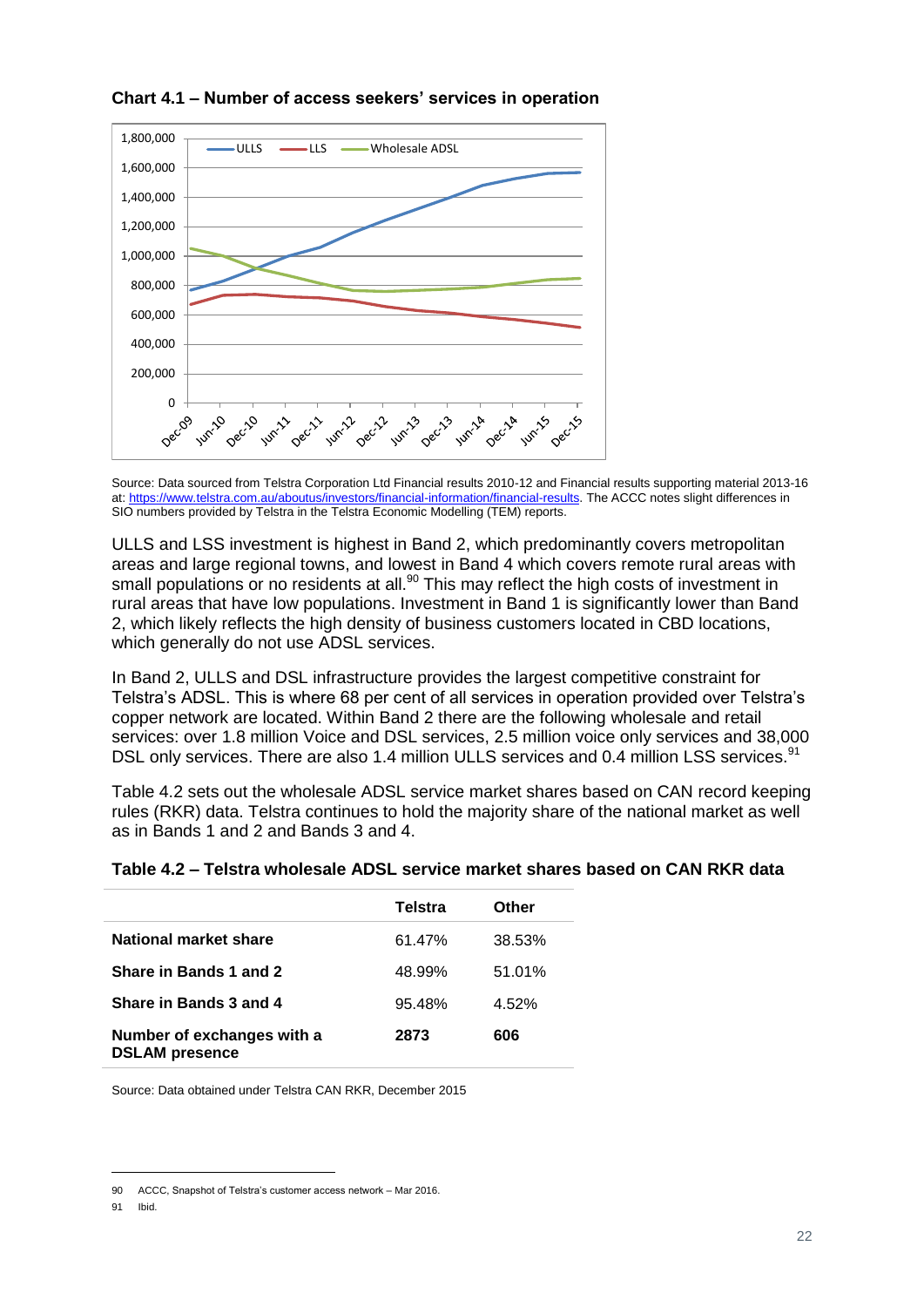**Chart 4.1 – Number of access seekers' services in operation**

Source: Data sourced from Telstra Corporation Ltd Financial results 2010-12 and Financial results supporting material 2013-16 at: https://www.telstra.com.au/aboutus/investors/financial-information/financial-results. The ACCC notes slight differences in SIO numbers provided by Telstra in the Telstra Economic Modelling (TEM) reports.

ULLS and LSS investment is highest in Band 2, which predominantly covers metropolitan areas and large regional towns, and lowest in Band 4 which covers remote rural areas with small populations or no residents at all.[90] This may reflect the high costs of investment in rural areas that have low populations. Investment in Band 1 is significantly lower than Band 2, which likely reflects the high density of business customers located in CBD locations, which generally do not use ADSL services.

In Band 2, ULLS and DSL infrastructure provides the largest competitive constraint for Telstra's ADSL. This is where 68 per cent of all services in operation provided over Telstra's copper network are located. Within Band 2 there are the following wholesale and retail services: over 1.8 million Voice and DSL services, 2.5 million voice only services and 38,000 DSL only services. There are also 1.4 million ULLS services and 0.4 million LSS services.[91]

Table 4.2 sets out the wholesale ADSL service market shares based on CAN record keeping rules (RKR) data. Telstra continues to hold the majority share of the national market as well as in Bands 1 and 2 and Bands 3 and 4.

**Table 4.2 – Telstra wholesale ADSL service market shares based on CAN RKR data**

| | Telstra | Other |
|---|---|---|
| **National market share** | 61.47% | 38.53% |
| **Share in Bands 1 and 2** | 48.99% | 51.01% |
| **Share in Bands 3 and 4** | 95.48% | 4.52% |
| **Number of exchanges with a DSLAM presence** | **2873** | **606** |

Source: Data obtained under Telstra CAN RKR, December 2015

90 ACCC, Snapshot of Telstra's customer access network – Mar 2016.

91 Ibid.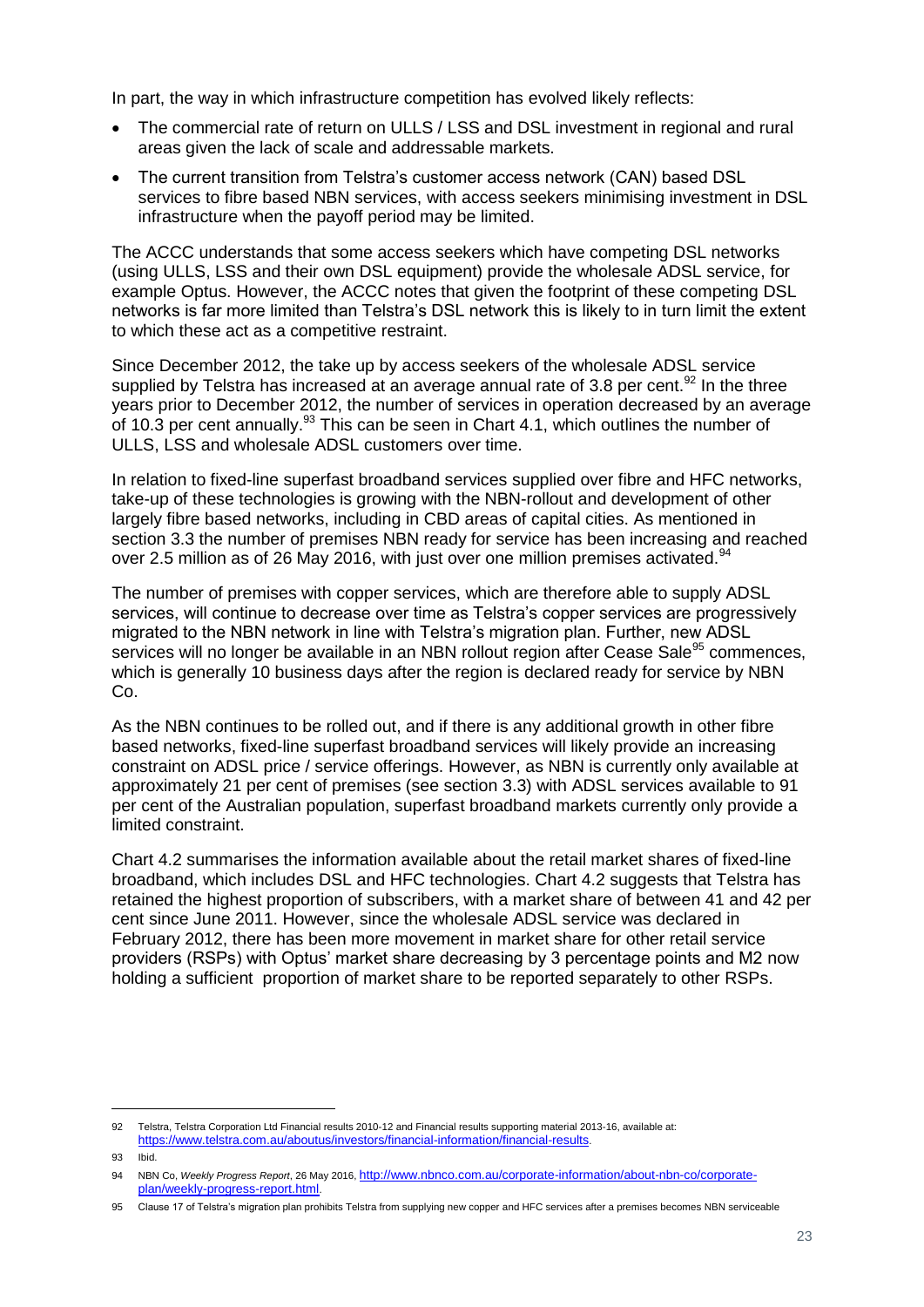In part, the way in which infrastructure competition has evolved likely reflects:

- The commercial rate of return on ULLS / LSS and DSL investment in regional and rural areas given the lack of scale and addressable markets.
- The current transition from Telstra's customer access network (CAN) based DSL services to fibre based NBN services, with access seekers minimising investment in DSL infrastructure when the payoff period may be limited.

The ACCC understands that some access seekers which have competing DSL networks (using ULLS, LSS and their own DSL equipment) provide the wholesale ADSL service, for example Optus. However, the ACCC notes that given the footprint of these competing DSL networks is far more limited than Telstra's DSL network this is likely to in turn limit the extent to which these act as a competitive restraint.

Since December 2012, the take up by access seekers of the wholesale ADSL service supplied by Telstra has increased at an average annual rate of 3.8 per cent.[92] In the three years prior to December 2012, the number of services in operation decreased by an average of 10.3 per cent annually.[93] This can be seen in Chart 4.1, which outlines the number of ULLS, LSS and wholesale ADSL customers over time.

In relation to fixed-line superfast broadband services supplied over fibre and HFC networks, take-up of these technologies is growing with the NBN-rollout and development of other largely fibre based networks, including in CBD areas of capital cities. As mentioned in section 3.3 the number of premises NBN ready for service has been increasing and reached over 2.5 million as of 26 May 2016, with just over one million premises activated.[94]

The number of premises with copper services, which are therefore able to supply ADSL services, will continue to decrease over time as Telstra's copper services are progressively migrated to the NBN network in line with Telstra's migration plan. Further, new ADSL services will no longer be available in an NBN rollout region after Cease Sale[95] commences, which is generally 10 business days after the region is declared ready for service by NBN Co.

As the NBN continues to be rolled out, and if there is any additional growth in other fibre based networks, fixed-line superfast broadband services will likely provide an increasing constraint on ADSL price / service offerings. However, as NBN is currently only available at approximately 21 per cent of premises (see section 3.3) with ADSL services available to 91 per cent of the Australian population, superfast broadband markets currently only provide a limited constraint.

Chart 4.2 summarises the information available about the retail market shares of fixed-line broadband, which includes DSL and HFC technologies. Chart 4.2 suggests that Telstra has retained the highest proportion of subscribers, with a market share of between 41 and 42 per cent since June 2011. However, since the wholesale ADSL service was declared in February 2012, there has been more movement in market share for other retail service providers (RSPs) with Optus' market share decreasing by 3 percentage points and M2 now holding a sufficient proportion of market share to be reported separately to other RSPs.

---

92 Telstra, Telstra Corporation Ltd Financial results 2010-12 and Financial results supporting material 2013-16, available at: https://www.telstra.com.au/aboutus/investors/financial-information/financial-results.

93 Ibid.

94 NBN Co, *Weekly Progress Report*, 26 May 2016, http://www.nbnco.com.au/corporate-information/about-nbn-co/corporate-plan/weekly-progress-report.html.

95 Clause 17 of Telstra's migration plan prohibits Telstra from supplying new copper and HFC services after a premises becomes NBN serviceable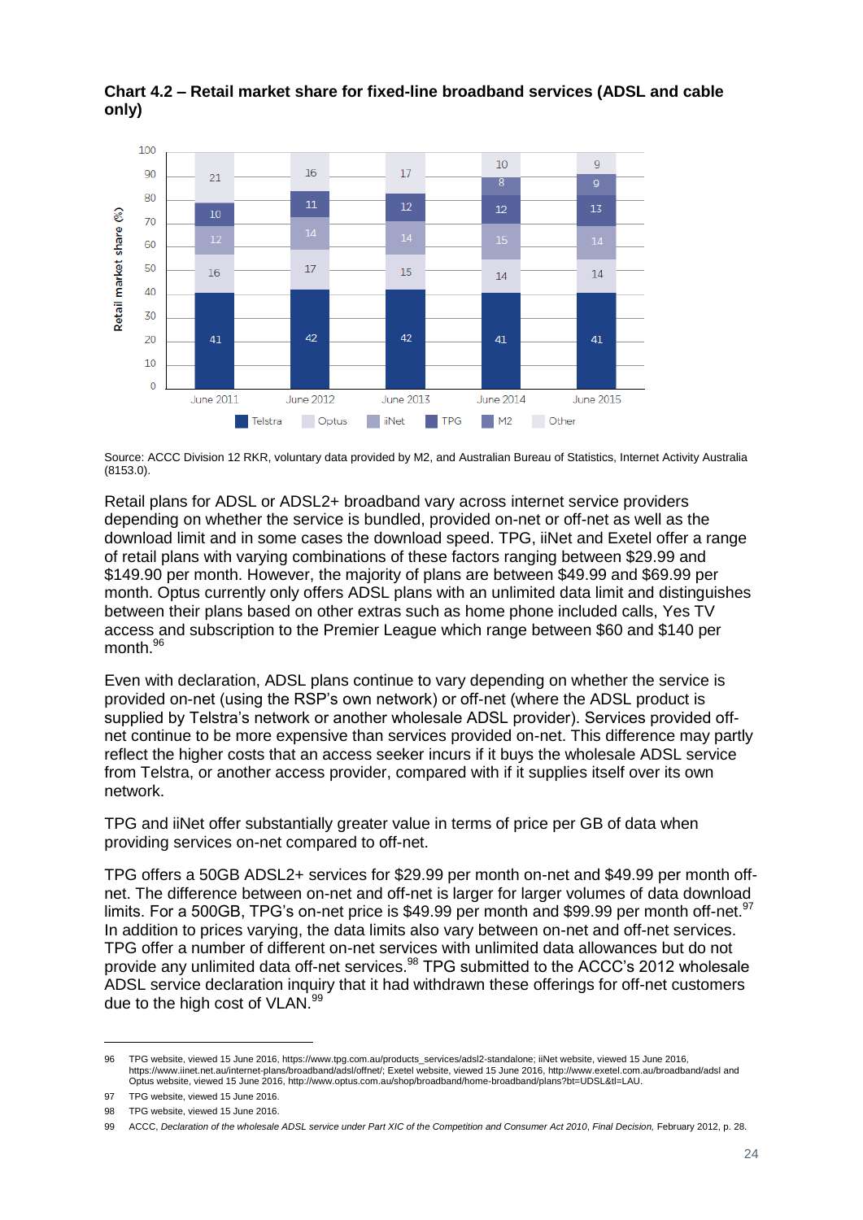**Chart 4.2 – Retail market share for fixed-line broadband services (ADSL and cable only)**

| | June 2011 | June 2012 | June 2013 | June 2014 | June 2015 |
|---|---|---|---|---|---|
| Telstra | 41 | 42 | 42 | 41 | 41 |
| Optus | 16 | 17 | 15 | 14 | 14 |
| iiNet | 12 | 14 | 14 | 15 | 14 |
| TPG | 10 | 11 | 12 | 12 | 13 |
| M2 | | | | 8 | 9 |
| Other | 21 | 16 | 17 | 10 | 9 |

Retail market share (%)

Source: ACCC Division 12 RKR, voluntary data provided by M2, and Australian Bureau of Statistics, Internet Activity Australia (8153.0).

Retail plans for ADSL or ADSL2+ broadband vary across internet service providers depending on whether the service is bundled, provided on-net or off-net as well as the download limit and in some cases the download speed. TPG, iiNet and Exetel offer a range of retail plans with varying combinations of these factors ranging between $29.99 and $149.90 per month. However, the majority of plans are between $49.99 and $69.99 per month. Optus currently only offers ADSL plans with an unlimited data limit and distinguishes between their plans based on other extras such as home phone included calls, Yes TV access and subscription to the Premier League which range between $60 and $140 per month.[96]

Even with declaration, ADSL plans continue to vary depending on whether the service is provided on-net (using the RSP's own network) or off-net (where the ADSL product is supplied by Telstra's network or another wholesale ADSL provider). Services provided off-net continue to be more expensive than services provided on-net. This difference may partly reflect the higher costs that an access seeker incurs if it buys the wholesale ADSL service from Telstra, or another access provider, compared with if it supplies itself over its own network.

TPG and iiNet offer substantially greater value in terms of price per GB of data when providing services on-net compared to off-net.

TPG offers a 50GB ADSL2+ services for $29.99 per month on-net and $49.99 per month off-net. The difference between on-net and off-net is larger for larger volumes of data download limits. For a 500GB, TPG's on-net price is $49.99 per month and $99.99 per month off-net.[97] In addition to prices varying, the data limits also vary between on-net and off-net services. TPG offer a number of different on-net services with unlimited data allowances but do not provide any unlimited data off-net services.[98] TPG submitted to the ACCC's 2012 wholesale ADSL service declaration inquiry that it had withdrawn these offerings for off-net customers due to the high cost of VLAN.[99]

---

96 TPG website, viewed 15 June 2016, https://www.tpg.com.au/products_services/adsl2-standalone; iiNet website, viewed 15 June 2016, https://www.iinet.net.au/internet-plans/broadband/adsl/offnet/; Exetel website, viewed 15 June 2016, http://www.exetel.com.au/broadband/adsl and Optus website, viewed 15 June 2016, http://www.optus.com.au/shop/broadband/home-broadband/plans?bt=UDSL&tl=LAU.

97 TPG website, viewed 15 June 2016.

98 TPG website, viewed 15 June 2016.

99 ACCC, *Declaration of the wholesale ADSL service under Part XIC of the Competition and Consumer Act 2010*, *Final Decision,* February 2012, p. 28.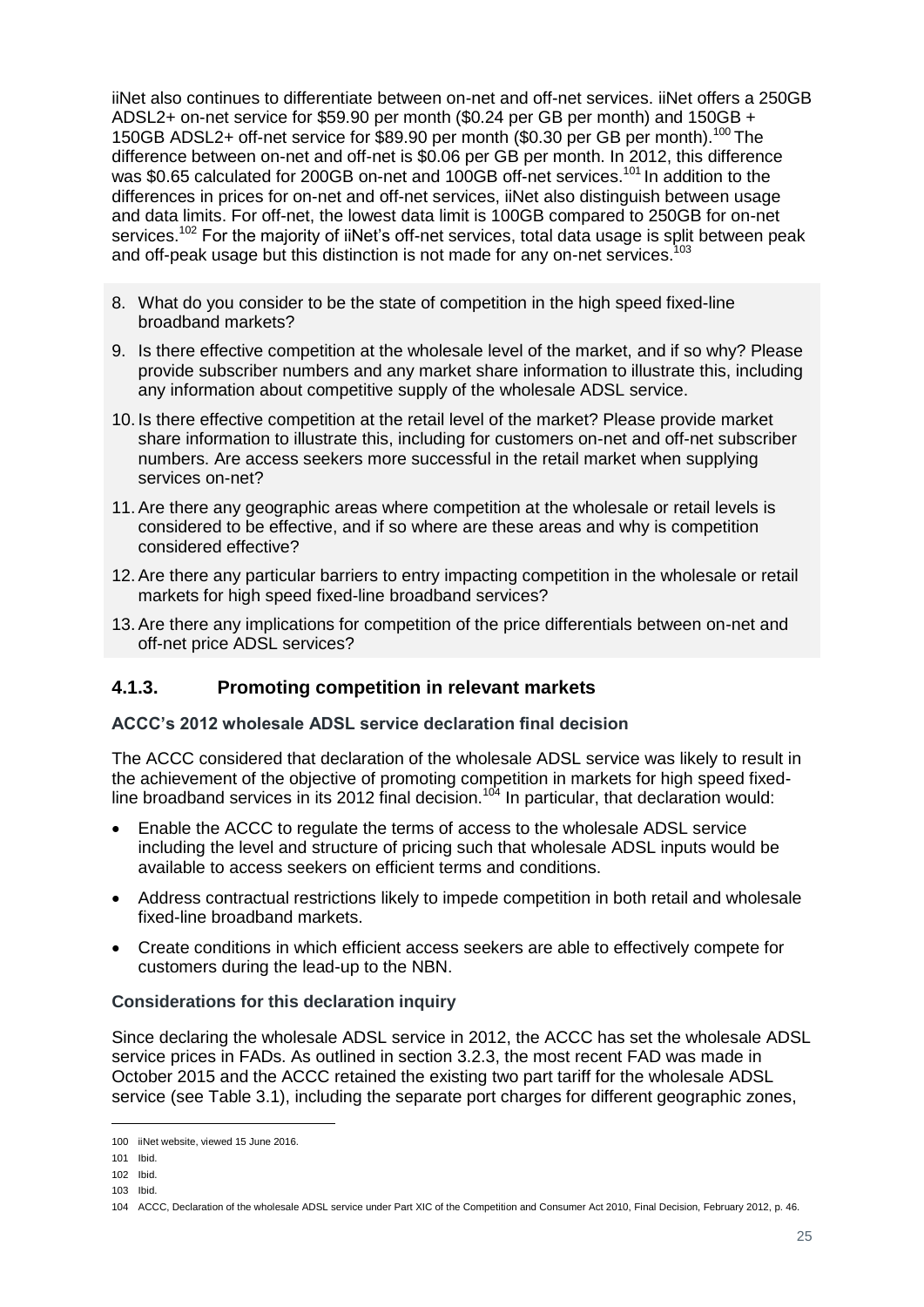iiNet also continues to differentiate between on-net and off-net services. iiNet offers a 250GB ADSL2+ on-net service for $59.90 per month ($0.24 per GB per month) and 150GB + 150GB ADSL2+ off-net service for $89.90 per month ($0.30 per GB per month).[100] The difference between on-net and off-net is $0.06 per GB per month. In 2012, this difference was $0.65 calculated for 200GB on-net and 100GB off-net services.[101] In addition to the differences in prices for on-net and off-net services, iiNet also distinguish between usage and data limits. For off-net, the lowest data limit is 100GB compared to 250GB for on-net services.[102] For the majority of iiNet's off-net services, total data usage is split between peak and off-peak usage but this distinction is not made for any on-net services.[103]

8. What do you consider to be the state of competition in the high speed fixed-line broadband markets?
9. Is there effective competition at the wholesale level of the market, and if so why? Please provide subscriber numbers and any market share information to illustrate this, including any information about competitive supply of the wholesale ADSL service.
10. Is there effective competition at the retail level of the market? Please provide market share information to illustrate this, including for customers on-net and off-net subscriber numbers. Are access seekers more successful in the retail market when supplying services on-net?
11. Are there any geographic areas where competition at the wholesale or retail levels is considered to be effective, and if so where are these areas and why is competition considered effective?
12. Are there any particular barriers to entry impacting competition in the wholesale or retail markets for high speed fixed-line broadband services?
13. Are there any implications for competition of the price differentials between on-net and off-net price ADSL services?

### 4.1.3. Promoting competition in relevant markets

#### ACCC's 2012 wholesale ADSL service declaration final decision

The ACCC considered that declaration of the wholesale ADSL service was likely to result in the achievement of the objective of promoting competition in markets for high speed fixed-line broadband services in its 2012 final decision.[104] In particular, that declaration would:

- Enable the ACCC to regulate the terms of access to the wholesale ADSL service including the level and structure of pricing such that wholesale ADSL inputs would be available to access seekers on efficient terms and conditions.
- Address contractual restrictions likely to impede competition in both retail and wholesale fixed-line broadband markets.
- Create conditions in which efficient access seekers are able to effectively compete for customers during the lead-up to the NBN.

#### Considerations for this declaration inquiry

Since declaring the wholesale ADSL service in 2012, the ACCC has set the wholesale ADSL service prices in FADs. As outlined in section 3.2.3, the most recent FAD was made in October 2015 and the ACCC retained the existing two part tariff for the wholesale ADSL service (see Table 3.1), including the separate port charges for different geographic zones,

100 iiNet website, viewed 15 June 2016.

101 Ibid.

102 Ibid.

103 Ibid.

104 ACCC, Declaration of the wholesale ADSL service under Part XIC of the Competition and Consumer Act 2010, Final Decision, February 2012, p. 46.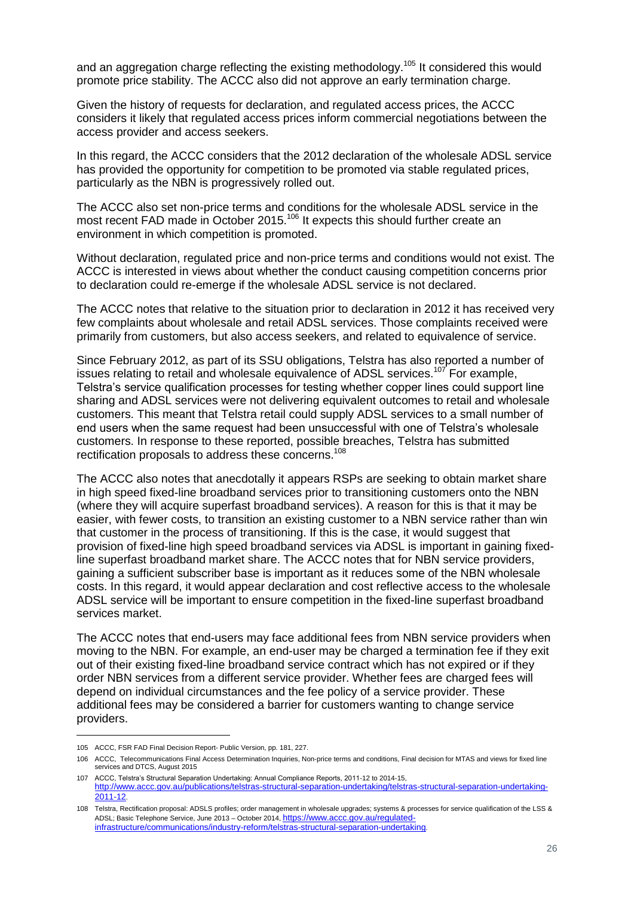and an aggregation charge reflecting the existing methodology.[105] It considered this would promote price stability. The ACCC also did not approve an early termination charge.

Given the history of requests for declaration, and regulated access prices, the ACCC considers it likely that regulated access prices inform commercial negotiations between the access provider and access seekers.

In this regard, the ACCC considers that the 2012 declaration of the wholesale ADSL service has provided the opportunity for competition to be promoted via stable regulated prices, particularly as the NBN is progressively rolled out.

The ACCC also set non-price terms and conditions for the wholesale ADSL service in the most recent FAD made in October 2015.[106] It expects this should further create an environment in which competition is promoted.

Without declaration, regulated price and non-price terms and conditions would not exist. The ACCC is interested in views about whether the conduct causing competition concerns prior to declaration could re-emerge if the wholesale ADSL service is not declared.

The ACCC notes that relative to the situation prior to declaration in 2012 it has received very few complaints about wholesale and retail ADSL services. Those complaints received were primarily from customers, but also access seekers, and related to equivalence of service.

Since February 2012, as part of its SSU obligations, Telstra has also reported a number of issues relating to retail and wholesale equivalence of ADSL services.[107] For example, Telstra's service qualification processes for testing whether copper lines could support line sharing and ADSL services were not delivering equivalent outcomes to retail and wholesale customers. This meant that Telstra retail could supply ADSL services to a small number of end users when the same request had been unsuccessful with one of Telstra's wholesale customers. In response to these reported, possible breaches, Telstra has submitted rectification proposals to address these concerns.[108]

The ACCC also notes that anecdotally it appears RSPs are seeking to obtain market share in high speed fixed-line broadband services prior to transitioning customers onto the NBN (where they will acquire superfast broadband services). A reason for this is that it may be easier, with fewer costs, to transition an existing customer to a NBN service rather than win that customer in the process of transitioning. If this is the case, it would suggest that provision of fixed-line high speed broadband services via ADSL is important in gaining fixed-line superfast broadband market share. The ACCC notes that for NBN service providers, gaining a sufficient subscriber base is important as it reduces some of the NBN wholesale costs. In this regard, it would appear declaration and cost reflective access to the wholesale ADSL service will be important to ensure competition in the fixed-line superfast broadband services market.

The ACCC notes that end-users may face additional fees from NBN service providers when moving to the NBN. For example, an end-user may be charged a termination fee if they exit out of their existing fixed-line broadband service contract which has not expired or if they order NBN services from a different service provider. Whether fees are charged fees will depend on individual circumstances and the fee policy of a service provider. These additional fees may be considered a barrier for customers wanting to change service providers.

---

105 ACCC, FSR FAD Final Decision Report- Public Version, pp. 181, 227.

106 ACCC, Telecommunications Final Access Determination Inquiries, Non-price terms and conditions, Final decision for MTAS and views for fixed line services and DTCS, August 2015

107 ACCC, Telstra's Structural Separation Undertaking: Annual Compliance Reports, 2011-12 to 2014-15, http://www.accc.gov.au/publications/telstras-structural-separation-undertaking/telstras-structural-separation-undertaking-2011-12.

108 Telstra, Rectification proposal: ADSLS profiles; order management in wholesale upgrades; systems & processes for service qualification of the LSS & ADSL; Basic Telephone Service, June 2013 – October 2014, https://www.accc.gov.au/regulated-infrastructure/communications/industry-reform/telstras-structural-separation-undertaking.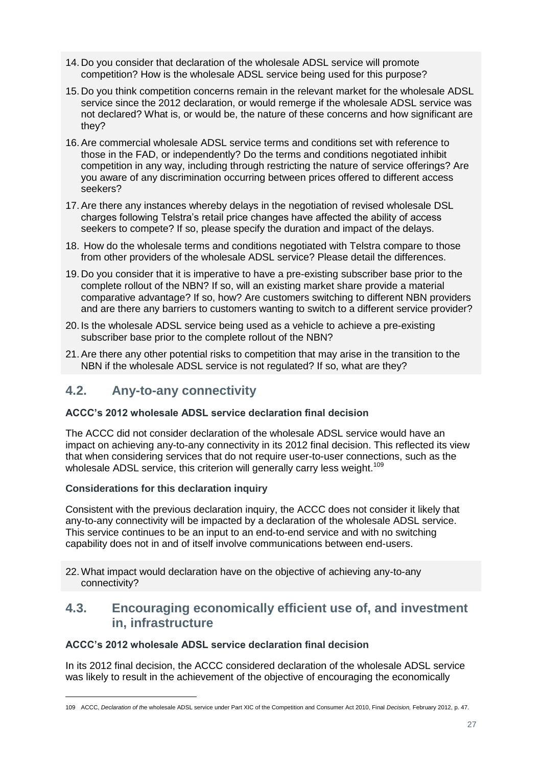14. Do you consider that declaration of the wholesale ADSL service will promote competition? How is the wholesale ADSL service being used for this purpose?
15. Do you think competition concerns remain in the relevant market for the wholesale ADSL service since the 2012 declaration, or would remerge if the wholesale ADSL service was not declared? What is, or would be, the nature of these concerns and how significant are they?
16. Are commercial wholesale ADSL service terms and conditions set with reference to those in the FAD, or independently? Do the terms and conditions negotiated inhibit competition in any way, including through restricting the nature of service offerings? Are you aware of any discrimination occurring between prices offered to different access seekers?
17. Are there any instances whereby delays in the negotiation of revised wholesale DSL charges following Telstra's retail price changes have affected the ability of access seekers to compete? If so, please specify the duration and impact of the delays.
18. How do the wholesale terms and conditions negotiated with Telstra compare to those from other providers of the wholesale ADSL service? Please detail the differences.
19. Do you consider that it is imperative to have a pre-existing subscriber base prior to the complete rollout of the NBN? If so, will an existing market share provide a material comparative advantage? If so, how? Are customers switching to different NBN providers and are there any barriers to customers wanting to switch to a different service provider?
20. Is the wholesale ADSL service being used as a vehicle to achieve a pre-existing subscriber base prior to the complete rollout of the NBN?
21. Are there any other potential risks to competition that may arise in the transition to the NBN if the wholesale ADSL service is not regulated? If so, what are they?

## 4.2. Any-to-any connectivity

**ACCC's 2012 wholesale ADSL service declaration final decision**

The ACCC did not consider declaration of the wholesale ADSL service would have an impact on achieving any-to-any connectivity in its 2012 final decision. This reflected its view that when considering services that do not require user-to-user connections, such as the wholesale ADSL service, this criterion will generally carry less weight.[109]

**Considerations for this declaration inquiry**

Consistent with the previous declaration inquiry, the ACCC does not consider it likely that any-to-any connectivity will be impacted by a declaration of the wholesale ADSL service. This service continues to be an input to an end-to-end service and with no switching capability does not in and of itself involve communications between end-users.

22. What impact would declaration have on the objective of achieving any-to-any connectivity?

## 4.3. Encouraging economically efficient use of, and investment in, infrastructure

**ACCC's 2012 wholesale ADSL service declaration final decision**

In its 2012 final decision, the ACCC considered declaration of the wholesale ADSL service was likely to result in the achievement of the objective of encouraging the economically

109 ACCC, *Declaration of the wholesale ADSL service under Part XIC of the Competition and Consumer Act 2010, Final Decision,* February 2012, p. 47.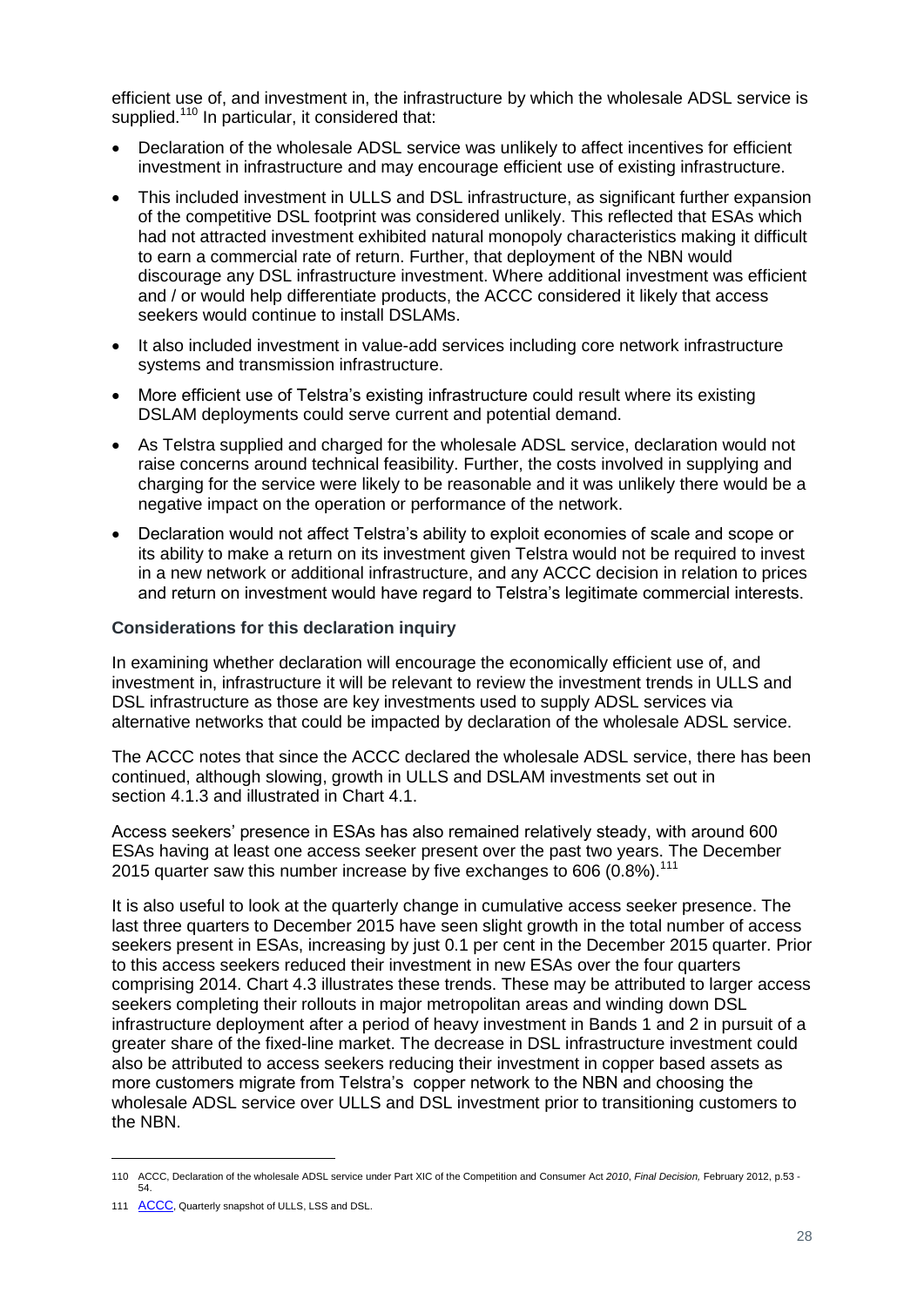efficient use of, and investment in, the infrastructure by which the wholesale ADSL service is supplied.[110] In particular, it considered that:

- Declaration of the wholesale ADSL service was unlikely to affect incentives for efficient investment in infrastructure and may encourage efficient use of existing infrastructure.
- This included investment in ULLS and DSL infrastructure, as significant further expansion of the competitive DSL footprint was considered unlikely. This reflected that ESAs which had not attracted investment exhibited natural monopoly characteristics making it difficult to earn a commercial rate of return. Further, that deployment of the NBN would discourage any DSL infrastructure investment. Where additional investment was efficient and / or would help differentiate products, the ACCC considered it likely that access seekers would continue to install DSLAMs.
- It also included investment in value-add services including core network infrastructure systems and transmission infrastructure.
- More efficient use of Telstra's existing infrastructure could result where its existing DSLAM deployments could serve current and potential demand.
- As Telstra supplied and charged for the wholesale ADSL service, declaration would not raise concerns around technical feasibility. Further, the costs involved in supplying and charging for the service were likely to be reasonable and it was unlikely there would be a negative impact on the operation or performance of the network.
- Declaration would not affect Telstra's ability to exploit economies of scale and scope or its ability to make a return on its investment given Telstra would not be required to invest in a new network or additional infrastructure, and any ACCC decision in relation to prices and return on investment would have regard to Telstra's legitimate commercial interests.

### Considerations for this declaration inquiry

In examining whether declaration will encourage the economically efficient use of, and investment in, infrastructure it will be relevant to review the investment trends in ULLS and DSL infrastructure as those are key investments used to supply ADSL services via alternative networks that could be impacted by declaration of the wholesale ADSL service.

The ACCC notes that since the ACCC declared the wholesale ADSL service, there has been continued, although slowing, growth in ULLS and DSLAM investments set out in section 4.1.3 and illustrated in Chart 4.1.

Access seekers' presence in ESAs has also remained relatively steady, with around 600 ESAs having at least one access seeker present over the past two years. The December 2015 quarter saw this number increase by five exchanges to 606 (0.8%).[111]

It is also useful to look at the quarterly change in cumulative access seeker presence. The last three quarters to December 2015 have seen slight growth in the total number of access seekers present in ESAs, increasing by just 0.1 per cent in the December 2015 quarter. Prior to this access seekers reduced their investment in new ESAs over the four quarters comprising 2014. Chart 4.3 illustrates these trends. These may be attributed to larger access seekers completing their rollouts in major metropolitan areas and winding down DSL infrastructure deployment after a period of heavy investment in Bands 1 and 2 in pursuit of a greater share of the fixed-line market. The decrease in DSL infrastructure investment could also be attributed to access seekers reducing their investment in copper based assets as more customers migrate from Telstra's copper network to the NBN and choosing the wholesale ADSL service over ULLS and DSL investment prior to transitioning customers to the NBN.

---

110 ACCC, Declaration of the wholesale ADSL service under Part XIC of the Competition and Consumer Act *2010*, *Final Decision,* February 2012, p.53 - 54.

111 ACCC, Quarterly snapshot of ULLS, LSS and DSL.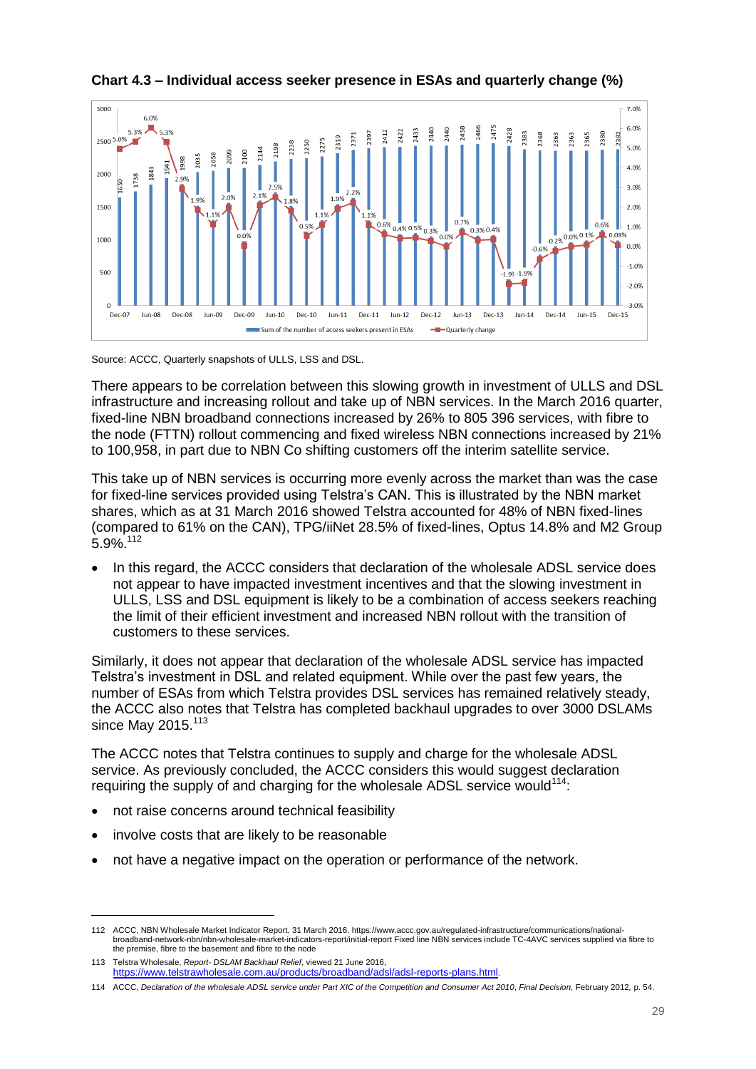**Chart 4.3 – Individual access seeker presence in ESAs and quarterly change (%)**

Source: ACCC, Quarterly snapshots of ULLS, LSS and DSL.

There appears to be correlation between this slowing growth in investment of ULLS and DSL infrastructure and increasing rollout and take up of NBN services. In the March 2016 quarter, fixed-line NBN broadband connections increased by 26% to 805 396 services, with fibre to the node (FTTN) rollout commencing and fixed wireless NBN connections increased by 21% to 100,958, in part due to NBN Co shifting customers off the interim satellite service.

This take up of NBN services is occurring more evenly across the market than was the case for fixed-line services provided using Telstra's CAN. This is illustrated by the NBN market shares, which as at 31 March 2016 showed Telstra accounted for 48% of NBN fixed-lines (compared to 61% on the CAN), TPG/iiNet 28.5% of fixed-lines, Optus 14.8% and M2 Group 5.9%.[112]

- In this regard, the ACCC considers that declaration of the wholesale ADSL service does not appear to have impacted investment incentives and that the slowing investment in ULLS, LSS and DSL equipment is likely to be a combination of access seekers reaching the limit of their efficient investment and increased NBN rollout with the transition of customers to these services.

Similarly, it does not appear that declaration of the wholesale ADSL service has impacted Telstra's investment in DSL and related equipment. While over the past few years, the number of ESAs from which Telstra provides DSL services has remained relatively steady, the ACCC also notes that Telstra has completed backhaul upgrades to over 3000 DSLAMs since May 2015.[113]

The ACCC notes that Telstra continues to supply and charge for the wholesale ADSL service. As previously concluded, the ACCC considers this would suggest declaration requiring the supply of and charging for the wholesale ADSL service would[114]:

- not raise concerns around technical feasibility
- involve costs that are likely to be reasonable
- not have a negative impact on the operation or performance of the network.

---

112 ACCC, NBN Wholesale Market Indicator Report, 31 March 2016. https://www.accc.gov.au/regulated-infrastructure/communications/national-broadband-network-nbn/nbn-wholesale-market-indicators-report/initial-report Fixed line NBN services include TC-4AVC services supplied via fibre to the premise, fibre to the basement and fibre to the node

113 Telstra Wholesale, *Report- DSLAM Backhaul Relief*, viewed 21 June 2016, https://www.telstrawholesale.com.au/products/broadband/adsl/adsl-reports-plans.html.

114 ACCC, *Declaration of the wholesale ADSL service under Part XIC of the Competition and Consumer Act 2010*, *Final Decision,* February 2012, p. 54.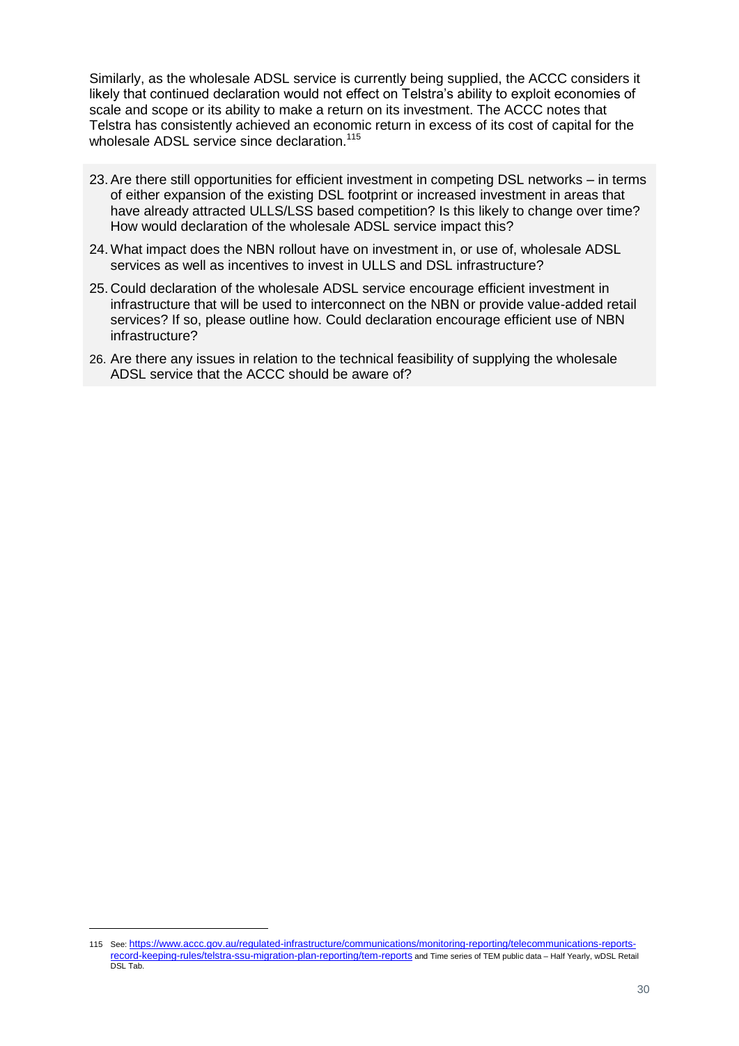Similarly, as the wholesale ADSL service is currently being supplied, the ACCC considers it likely that continued declaration would not effect on Telstra's ability to exploit economies of scale and scope or its ability to make a return on its investment. The ACCC notes that Telstra has consistently achieved an economic return in excess of its cost of capital for the wholesale ADSL service since declaration.[115]

23. Are there still opportunities for efficient investment in competing DSL networks – in terms of either expansion of the existing DSL footprint or increased investment in areas that have already attracted ULLS/LSS based competition? Is this likely to change over time? How would declaration of the wholesale ADSL service impact this?
24. What impact does the NBN rollout have on investment in, or use of, wholesale ADSL services as well as incentives to invest in ULLS and DSL infrastructure?
25. Could declaration of the wholesale ADSL service encourage efficient investment in infrastructure that will be used to interconnect on the NBN or provide value-added retail services? If so, please outline how. Could declaration encourage efficient use of NBN infrastructure?
26. Are there any issues in relation to the technical feasibility of supplying the wholesale ADSL service that the ACCC should be aware of?

---

115 See: https://www.accc.gov.au/regulated-infrastructure/communications/monitoring-reporting/telecommunications-reports-record-keeping-rules/telstra-ssu-migration-plan-reporting/tem-reports and Time series of TEM public data – Half Yearly, wDSL Retail DSL Tab.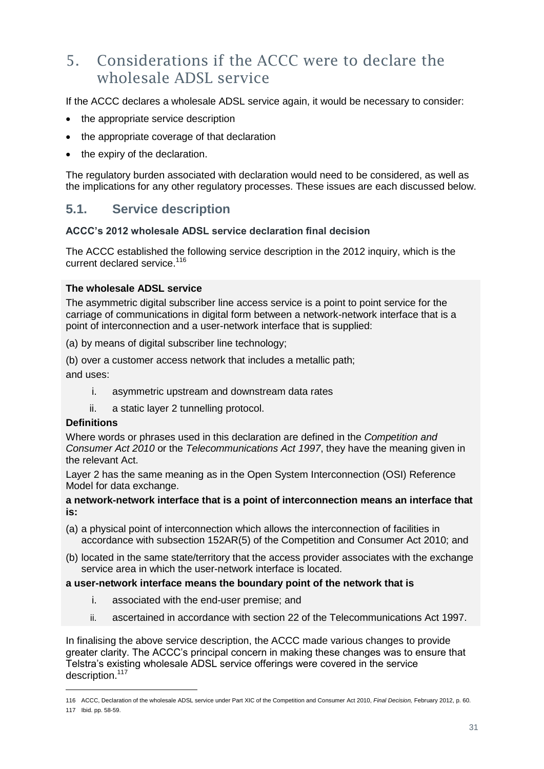# 5. Considerations if the ACCC were to declare the wholesale ADSL service

If the ACCC declares a wholesale ADSL service again, it would be necessary to consider:

- the appropriate service description
- the appropriate coverage of that declaration
- the expiry of the declaration.

The regulatory burden associated with declaration would need to be considered, as well as the implications for any other regulatory processes. These issues are each discussed below.

## 5.1. Service description

**ACCC's 2012 wholesale ADSL service declaration final decision**

The ACCC established the following service description in the 2012 inquiry, which is the current declared service.[116]

> **The wholesale ADSL service**
>
> The asymmetric digital subscriber line access service is a point to point service for the carriage of communications in digital form between a network-network interface that is a point of interconnection and a user-network interface that is supplied:
>
> (a) by means of digital subscriber line technology;
>
> (b) over a customer access network that includes a metallic path;
>
> and uses:
>
> i. asymmetric upstream and downstream data rates
>
> ii. a static layer 2 tunnelling protocol.
>
> **Definitions**
>
> Where words or phrases used in this declaration are defined in the *Competition and Consumer Act 2010* or the *Telecommunications Act 1997*, they have the meaning given in the relevant Act.
>
> Layer 2 has the same meaning as in the Open System Interconnection (OSI) Reference Model for data exchange.
>
> **a network-network interface that is a point of interconnection means an interface that is:**
>
> (a) a physical point of interconnection which allows the interconnection of facilities in accordance with subsection 152AR(5) of the Competition and Consumer Act 2010; and
>
> (b) located in the same state/territory that the access provider associates with the exchange service area in which the user-network interface is located.
>
> **a user-network interface means the boundary point of the network that is**
>
> i. associated with the end-user premise; and
>
> ii. ascertained in accordance with section 22 of the Telecommunications Act 1997.

In finalising the above service description, the ACCC made various changes to provide greater clarity. The ACCC's principal concern in making these changes was to ensure that Telstra's existing wholesale ADSL service offerings were covered in the service description.[117]

---

116 ACCC, Declaration of the wholesale ADSL service under Part XIC of the Competition and Consumer Act 2010, *Final Decision,* February 2012, p. 60.

117 Ibid. pp. 58-59.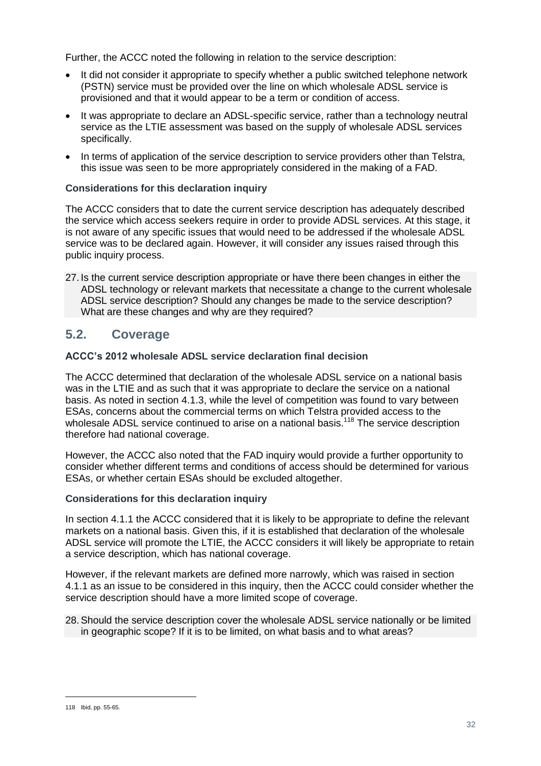Further, the ACCC noted the following in relation to the service description:

- It did not consider it appropriate to specify whether a public switched telephone network (PSTN) service must be provided over the line on which wholesale ADSL service is provisioned and that it would appear to be a term or condition of access.
- It was appropriate to declare an ADSL-specific service, rather than a technology neutral service as the LTIE assessment was based on the supply of wholesale ADSL services specifically.
- In terms of application of the service description to service providers other than Telstra, this issue was seen to be more appropriately considered in the making of a FAD.

**Considerations for this declaration inquiry**

The ACCC considers that to date the current service description has adequately described the service which access seekers require in order to provide ADSL services. At this stage, it is not aware of any specific issues that would need to be addressed if the wholesale ADSL service was to be declared again. However, it will consider any issues raised through this public inquiry process.

27. Is the current service description appropriate or have there been changes in either the ADSL technology or relevant markets that necessitate a change to the current wholesale ADSL service description? Should any changes be made to the service description? What are these changes and why are they required?

## 5.2. Coverage

**ACCC's 2012 wholesale ADSL service declaration final decision**

The ACCC determined that declaration of the wholesale ADSL service on a national basis was in the LTIE and as such that it was appropriate to declare the service on a national basis. As noted in section 4.1.3, while the level of competition was found to vary between ESAs, concerns about the commercial terms on which Telstra provided access to the wholesale ADSL service continued to arise on a national basis.[118] The service description therefore had national coverage.

However, the ACCC also noted that the FAD inquiry would provide a further opportunity to consider whether different terms and conditions of access should be determined for various ESAs, or whether certain ESAs should be excluded altogether.

**Considerations for this declaration inquiry**

In section 4.1.1 the ACCC considered that it is likely to be appropriate to define the relevant markets on a national basis. Given this, if it is established that declaration of the wholesale ADSL service will promote the LTIE, the ACCC considers it will likely be appropriate to retain a service description, which has national coverage.

However, if the relevant markets are defined more narrowly, which was raised in section 4.1.1 as an issue to be considered in this inquiry, then the ACCC could consider whether the service description should have a more limited scope of coverage.

28. Should the service description cover the wholesale ADSL service nationally or be limited in geographic scope? If it is to be limited, on what basis and to what areas?

---

118 Ibid, pp. 55-65.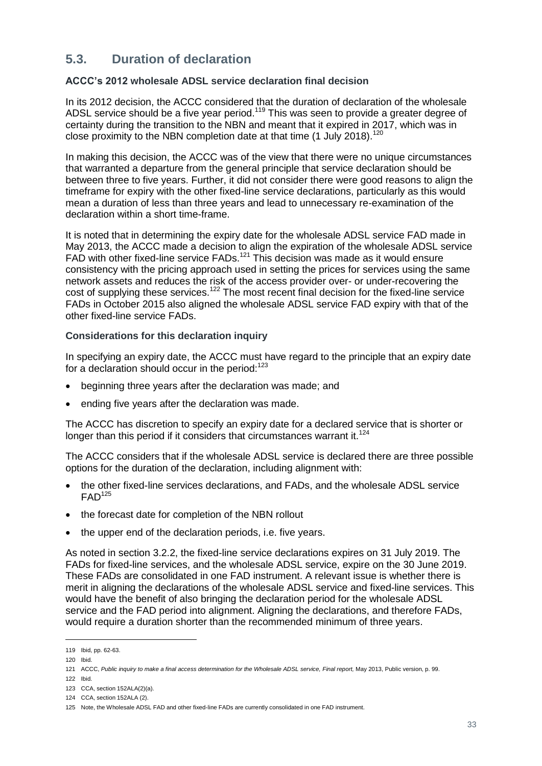## 5.3. Duration of declaration

**ACCC's 2012 wholesale ADSL service declaration final decision**

In its 2012 decision, the ACCC considered that the duration of declaration of the wholesale ADSL service should be a five year period.[119] This was seen to provide a greater degree of certainty during the transition to the NBN and meant that it expired in 2017, which was in close proximity to the NBN completion date at that time (1 July 2018).[120]

In making this decision, the ACCC was of the view that there were no unique circumstances that warranted a departure from the general principle that service declaration should be between three to five years. Further, it did not consider there were good reasons to align the timeframe for expiry with the other fixed-line service declarations, particularly as this would mean a duration of less than three years and lead to unnecessary re-examination of the declaration within a short time-frame.

It is noted that in determining the expiry date for the wholesale ADSL service FAD made in May 2013, the ACCC made a decision to align the expiration of the wholesale ADSL service FAD with other fixed-line service FADs.[121] This decision was made as it would ensure consistency with the pricing approach used in setting the prices for services using the same network assets and reduces the risk of the access provider over- or under-recovering the cost of supplying these services.[122] The most recent final decision for the fixed-line service FADs in October 2015 also aligned the wholesale ADSL service FAD expiry with that of the other fixed-line service FADs.

**Considerations for this declaration inquiry**

In specifying an expiry date, the ACCC must have regard to the principle that an expiry date for a declaration should occur in the period:[123]

- beginning three years after the declaration was made; and
- ending five years after the declaration was made.

The ACCC has discretion to specify an expiry date for a declared service that is shorter or longer than this period if it considers that circumstances warrant it.[124]

The ACCC considers that if the wholesale ADSL service is declared there are three possible options for the duration of the declaration, including alignment with:

- the other fixed-line services declarations, and FADs, and the wholesale ADSL service FAD[125]
- the forecast date for completion of the NBN rollout
- the upper end of the declaration periods, i.e. five years.

As noted in section 3.2.2, the fixed-line service declarations expires on 31 July 2019. The FADs for fixed-line services, and the wholesale ADSL service, expire on the 30 June 2019. These FADs are consolidated in one FAD instrument. A relevant issue is whether there is merit in aligning the declarations of the wholesale ADSL service and fixed-line services. This would have the benefit of also bringing the declaration period for the wholesale ADSL service and the FAD period into alignment. Aligning the declarations, and therefore FADs, would require a duration shorter than the recommended minimum of three years.

---

119 Ibid, pp. 62-63.

120 Ibid.

121 ACCC, *Public inquiry to make a final access determination for the Wholesale ADSL service, Final report,* May 2013, Public version, p. 99.

122 Ibid.

123 CCA, section 152ALA(2)(a).

124 CCA, section 152ALA (2).

125 Note, the Wholesale ADSL FAD and other fixed-line FADs are currently consolidated in one FAD instrument.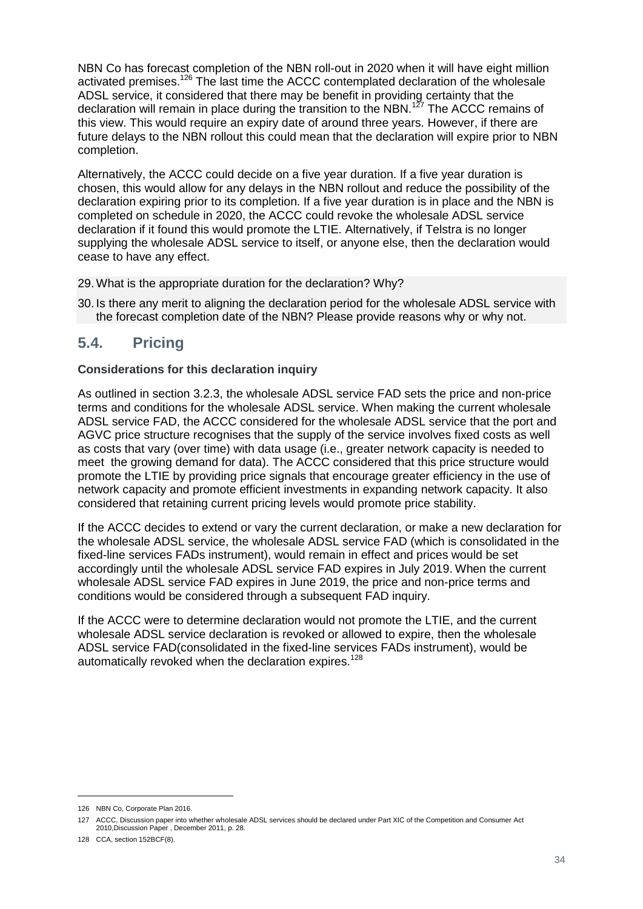NBN Co has forecast completion of the NBN roll-out in 2020 when it will have eight million activated premises.[126] The last time the ACCC contemplated declaration of the wholesale ADSL service, it considered that there may be benefit in providing certainty that the declaration will remain in place during the transition to the NBN.[127] The ACCC remains of this view. This would require an expiry date of around three years. However, if there are future delays to the NBN rollout this could mean that the declaration will expire prior to NBN completion.

Alternatively, the ACCC could decide on a five year duration. If a five year duration is chosen, this would allow for any delays in the NBN rollout and reduce the possibility of the declaration expiring prior to its completion. If a five year duration is in place and the NBN is completed on schedule in 2020, the ACCC could revoke the wholesale ADSL service declaration if it found this would promote the LTIE. Alternatively, if Telstra is no longer supplying the wholesale ADSL service to itself, or anyone else, then the declaration would cease to have any effect.

29. What is the appropriate duration for the declaration? Why?
30. Is there any merit to aligning the declaration period for the wholesale ADSL service with the forecast completion date of the NBN? Please provide reasons why or why not.

## 5.4. Pricing

**Considerations for this declaration inquiry**

As outlined in section 3.2.3, the wholesale ADSL service FAD sets the price and non-price terms and conditions for the wholesale ADSL service. When making the current wholesale ADSL service FAD, the ACCC considered for the wholesale ADSL service that the port and AGVC price structure recognises that the supply of the service involves fixed costs as well as costs that vary (over time) with data usage (i.e., greater network capacity is needed to meet the growing demand for data). The ACCC considered that this price structure would promote the LTIE by providing price signals that encourage greater efficiency in the use of network capacity and promote efficient investments in expanding network capacity. It also considered that retaining current pricing levels would promote price stability.

If the ACCC decides to extend or vary the current declaration, or make a new declaration for the wholesale ADSL service, the wholesale ADSL service FAD (which is consolidated in the fixed-line services FADs instrument), would remain in effect and prices would be set accordingly until the wholesale ADSL service FAD expires in July 2019. When the current wholesale ADSL service FAD expires in June 2019, the price and non-price terms and conditions would be considered through a subsequent FAD inquiry.

If the ACCC were to determine declaration would not promote the LTIE, and the current wholesale ADSL service declaration is revoked or allowed to expire, then the wholesale ADSL service FAD(consolidated in the fixed-line services FADs instrument), would be automatically revoked when the declaration expires.[128]

---

126 NBN Co, Corporate Plan 2016.

127 ACCC, Discussion paper into whether wholesale ADSL services should be declared under Part XIC of the Competition and Consumer Act 2010,Discussion Paper , December 2011, p. 28.

128 CCA, section 152BCF(8).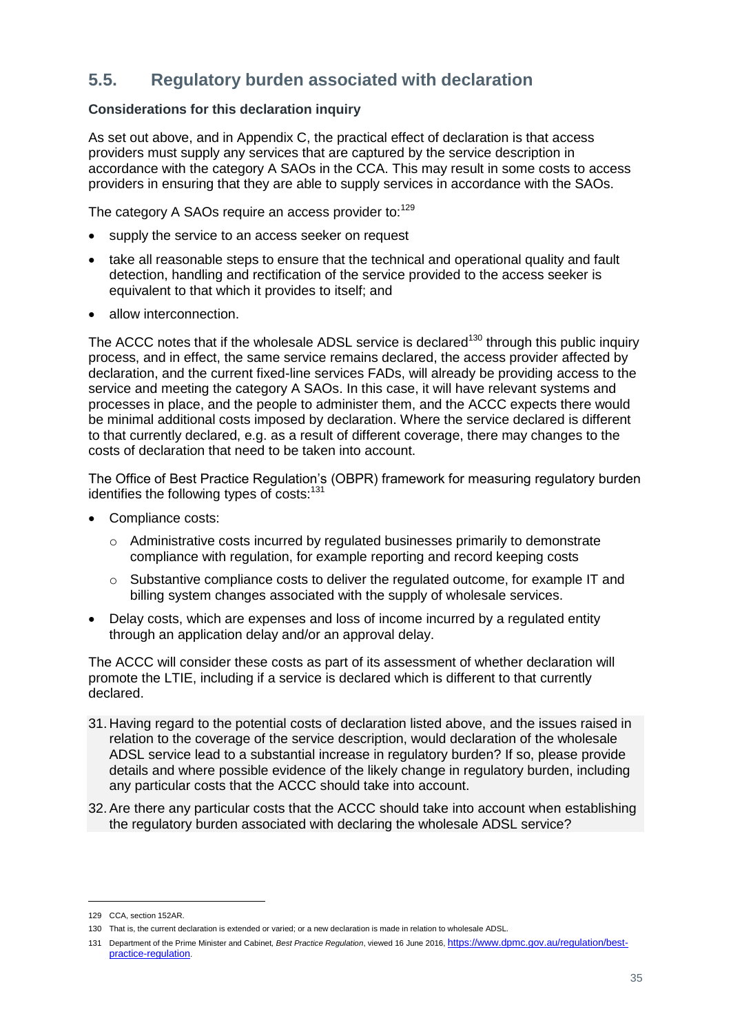## 5.5. Regulatory burden associated with declaration

**Considerations for this declaration inquiry**

As set out above, and in Appendix C, the practical effect of declaration is that access providers must supply any services that are captured by the service description in accordance with the category A SAOs in the CCA. This may result in some costs to access providers in ensuring that they are able to supply services in accordance with the SAOs.

The category A SAOs require an access provider to:[129]

- supply the service to an access seeker on request
- take all reasonable steps to ensure that the technical and operational quality and fault detection, handling and rectification of the service provided to the access seeker is equivalent to that which it provides to itself; and
- allow interconnection.

The ACCC notes that if the wholesale ADSL service is declared[130] through this public inquiry process, and in effect, the same service remains declared, the access provider affected by declaration, and the current fixed-line services FADs, will already be providing access to the service and meeting the category A SAOs. In this case, it will have relevant systems and processes in place, and the people to administer them, and the ACCC expects there would be minimal additional costs imposed by declaration. Where the service declared is different to that currently declared, e.g. as a result of different coverage, there may changes to the costs of declaration that need to be taken into account.

The Office of Best Practice Regulation's (OBPR) framework for measuring regulatory burden identifies the following types of costs:[131]

- Compliance costs:
  - Administrative costs incurred by regulated businesses primarily to demonstrate compliance with regulation, for example reporting and record keeping costs
  - Substantive compliance costs to deliver the regulated outcome, for example IT and billing system changes associated with the supply of wholesale services.
- Delay costs, which are expenses and loss of income incurred by a regulated entity through an application delay and/or an approval delay.

The ACCC will consider these costs as part of its assessment of whether declaration will promote the LTIE, including if a service is declared which is different to that currently declared.

31. Having regard to the potential costs of declaration listed above, and the issues raised in relation to the coverage of the service description, would declaration of the wholesale ADSL service lead to a substantial increase in regulatory burden? If so, please provide details and where possible evidence of the likely change in regulatory burden, including any particular costs that the ACCC should take into account.
32. Are there any particular costs that the ACCC should take into account when establishing the regulatory burden associated with declaring the wholesale ADSL service?

---

129 CCA, section 152AR.

130 That is, the current declaration is extended or varied; or a new declaration is made in relation to wholesale ADSL.

131 Department of the Prime Minister and Cabinet, *Best Practice Regulation*, viewed 16 June 2016, https://www.dpmc.gov.au/regulation/best-practice-regulation.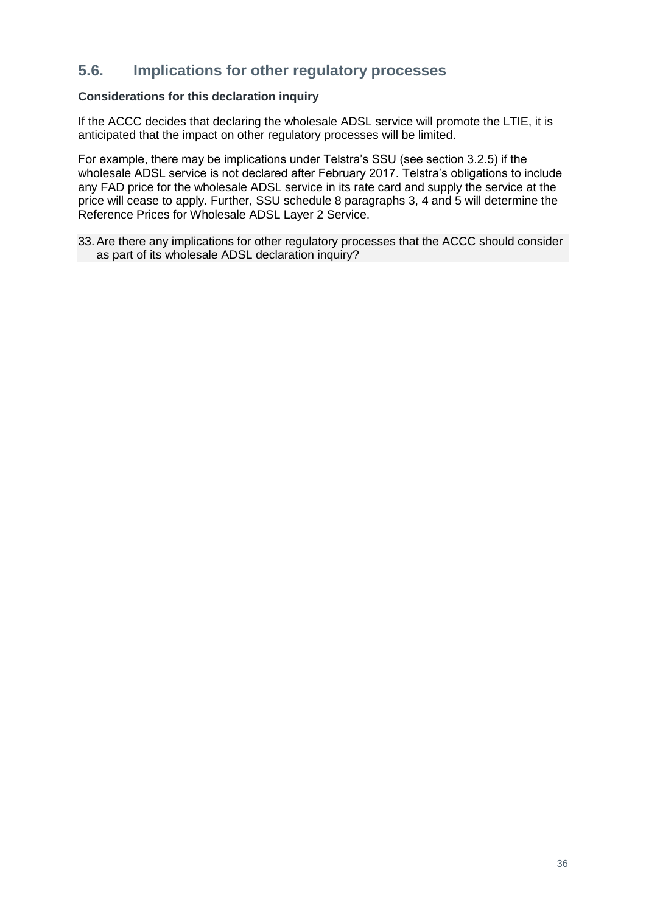## 5.6. Implications for other regulatory processes

**Considerations for this declaration inquiry**

If the ACCC decides that declaring the wholesale ADSL service will promote the LTIE, it is anticipated that the impact on other regulatory processes will be limited.

For example, there may be implications under Telstra's SSU (see section 3.2.5) if the wholesale ADSL service is not declared after February 2017. Telstra's obligations to include any FAD price for the wholesale ADSL service in its rate card and supply the service at the price will cease to apply. Further, SSU schedule 8 paragraphs 3, 4 and 5 will determine the Reference Prices for Wholesale ADSL Layer 2 Service.

33. Are there any implications for other regulatory processes that the ACCC should consider as part of its wholesale ADSL declaration inquiry?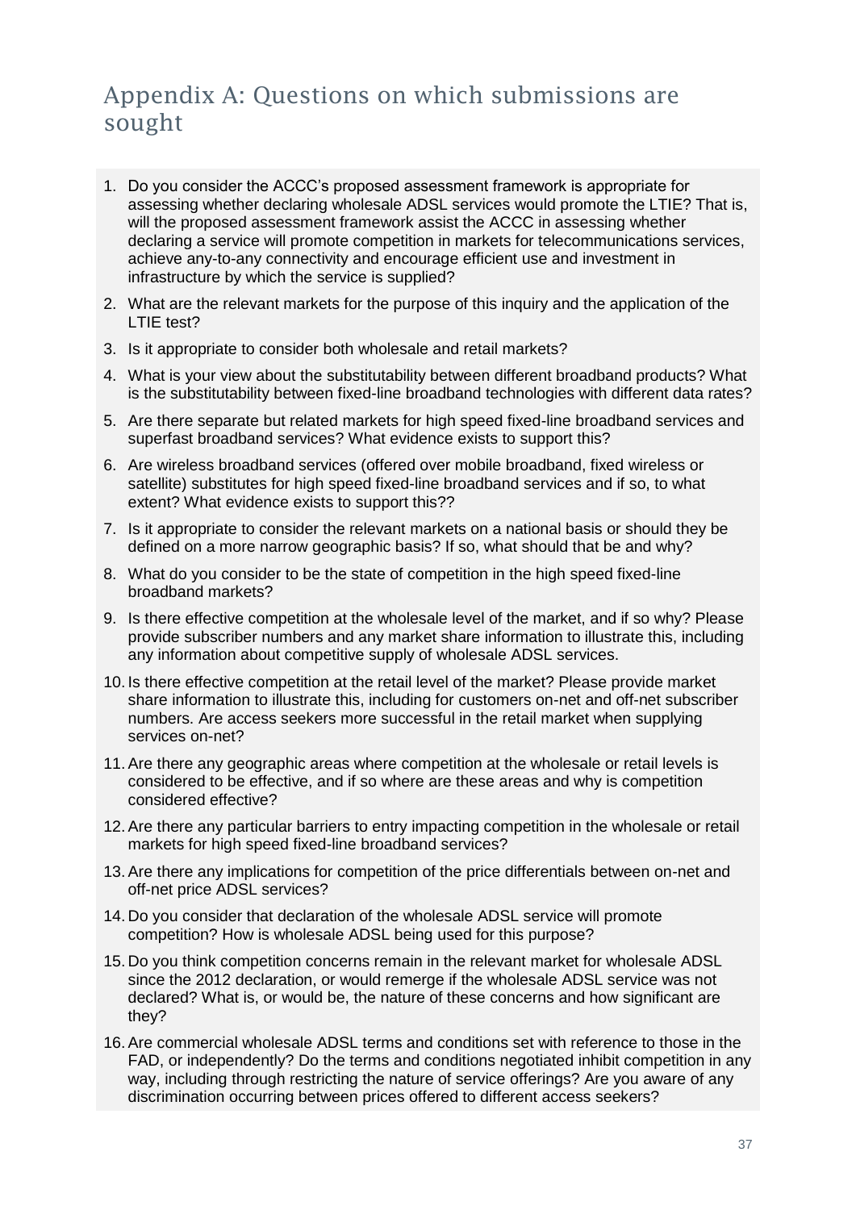# Appendix A: Questions on which submissions are sought

1. Do you consider the ACCC's proposed assessment framework is appropriate for assessing whether declaring wholesale ADSL services would promote the LTIE? That is, will the proposed assessment framework assist the ACCC in assessing whether declaring a service will promote competition in markets for telecommunications services, achieve any-to-any connectivity and encourage efficient use and investment in infrastructure by which the service is supplied?
2. What are the relevant markets for the purpose of this inquiry and the application of the LTIE test?
3. Is it appropriate to consider both wholesale and retail markets?
4. What is your view about the substitutability between different broadband products? What is the substitutability between fixed-line broadband technologies with different data rates?
5. Are there separate but related markets for high speed fixed-line broadband services and superfast broadband services? What evidence exists to support this?
6. Are wireless broadband services (offered over mobile broadband, fixed wireless or satellite) substitutes for high speed fixed-line broadband services and if so, to what extent? What evidence exists to support this??
7. Is it appropriate to consider the relevant markets on a national basis or should they be defined on a more narrow geographic basis? If so, what should that be and why?
8. What do you consider to be the state of competition in the high speed fixed-line broadband markets?
9. Is there effective competition at the wholesale level of the market, and if so why? Please provide subscriber numbers and any market share information to illustrate this, including any information about competitive supply of wholesale ADSL services.
10. Is there effective competition at the retail level of the market? Please provide market share information to illustrate this, including for customers on-net and off-net subscriber numbers. Are access seekers more successful in the retail market when supplying services on-net?
11. Are there any geographic areas where competition at the wholesale or retail levels is considered to be effective, and if so where are these areas and why is competition considered effective?
12. Are there any particular barriers to entry impacting competition in the wholesale or retail markets for high speed fixed-line broadband services?
13. Are there any implications for competition of the price differentials between on-net and off-net price ADSL services?
14. Do you consider that declaration of the wholesale ADSL service will promote competition? How is wholesale ADSL being used for this purpose?
15. Do you think competition concerns remain in the relevant market for wholesale ADSL since the 2012 declaration, or would remerge if the wholesale ADSL service was not declared? What is, or would be, the nature of these concerns and how significant are they?
16. Are commercial wholesale ADSL terms and conditions set with reference to those in the FAD, or independently? Do the terms and conditions negotiated inhibit competition in any way, including through restricting the nature of service offerings? Are you aware of any discrimination occurring between prices offered to different access seekers?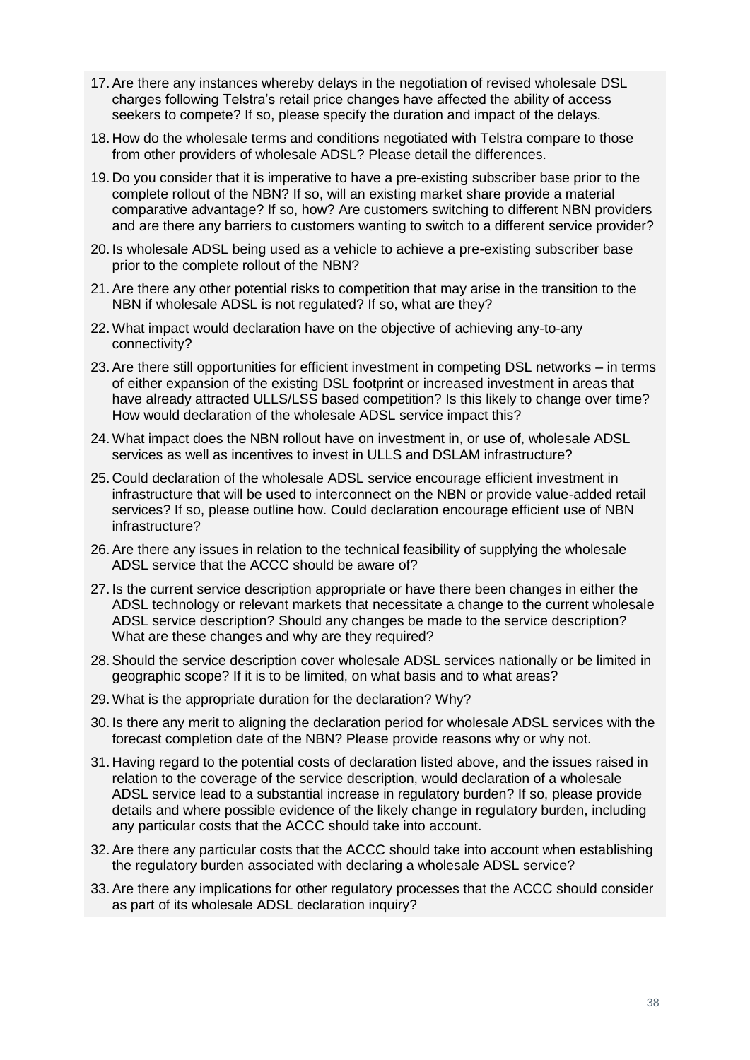17. Are there any instances whereby delays in the negotiation of revised wholesale DSL charges following Telstra's retail price changes have affected the ability of access seekers to compete? If so, please specify the duration and impact of the delays.
18. How do the wholesale terms and conditions negotiated with Telstra compare to those from other providers of wholesale ADSL? Please detail the differences.
19. Do you consider that it is imperative to have a pre-existing subscriber base prior to the complete rollout of the NBN? If so, will an existing market share provide a material comparative advantage? If so, how? Are customers switching to different NBN providers and are there any barriers to customers wanting to switch to a different service provider?
20. Is wholesale ADSL being used as a vehicle to achieve a pre-existing subscriber base prior to the complete rollout of the NBN?
21. Are there any other potential risks to competition that may arise in the transition to the NBN if wholesale ADSL is not regulated? If so, what are they?
22. What impact would declaration have on the objective of achieving any-to-any connectivity?
23. Are there still opportunities for efficient investment in competing DSL networks – in terms of either expansion of the existing DSL footprint or increased investment in areas that have already attracted ULLS/LSS based competition? Is this likely to change over time? How would declaration of the wholesale ADSL service impact this?
24. What impact does the NBN rollout have on investment in, or use of, wholesale ADSL services as well as incentives to invest in ULLS and DSLAM infrastructure?
25. Could declaration of the wholesale ADSL service encourage efficient investment in infrastructure that will be used to interconnect on the NBN or provide value-added retail services? If so, please outline how. Could declaration encourage efficient use of NBN infrastructure?
26. Are there any issues in relation to the technical feasibility of supplying the wholesale ADSL service that the ACCC should be aware of?
27. Is the current service description appropriate or have there been changes in either the ADSL technology or relevant markets that necessitate a change to the current wholesale ADSL service description? Should any changes be made to the service description? What are these changes and why are they required?
28. Should the service description cover wholesale ADSL services nationally or be limited in geographic scope? If it is to be limited, on what basis and to what areas?
29. What is the appropriate duration for the declaration? Why?
30. Is there any merit to aligning the declaration period for wholesale ADSL services with the forecast completion date of the NBN? Please provide reasons why or why not.
31. Having regard to the potential costs of declaration listed above, and the issues raised in relation to the coverage of the service description, would declaration of a wholesale ADSL service lead to a substantial increase in regulatory burden? If so, please provide details and where possible evidence of the likely change in regulatory burden, including any particular costs that the ACCC should take into account.
32. Are there any particular costs that the ACCC should take into account when establishing the regulatory burden associated with declaring a wholesale ADSL service?
33. Are there any implications for other regulatory processes that the ACCC should consider as part of its wholesale ADSL declaration inquiry?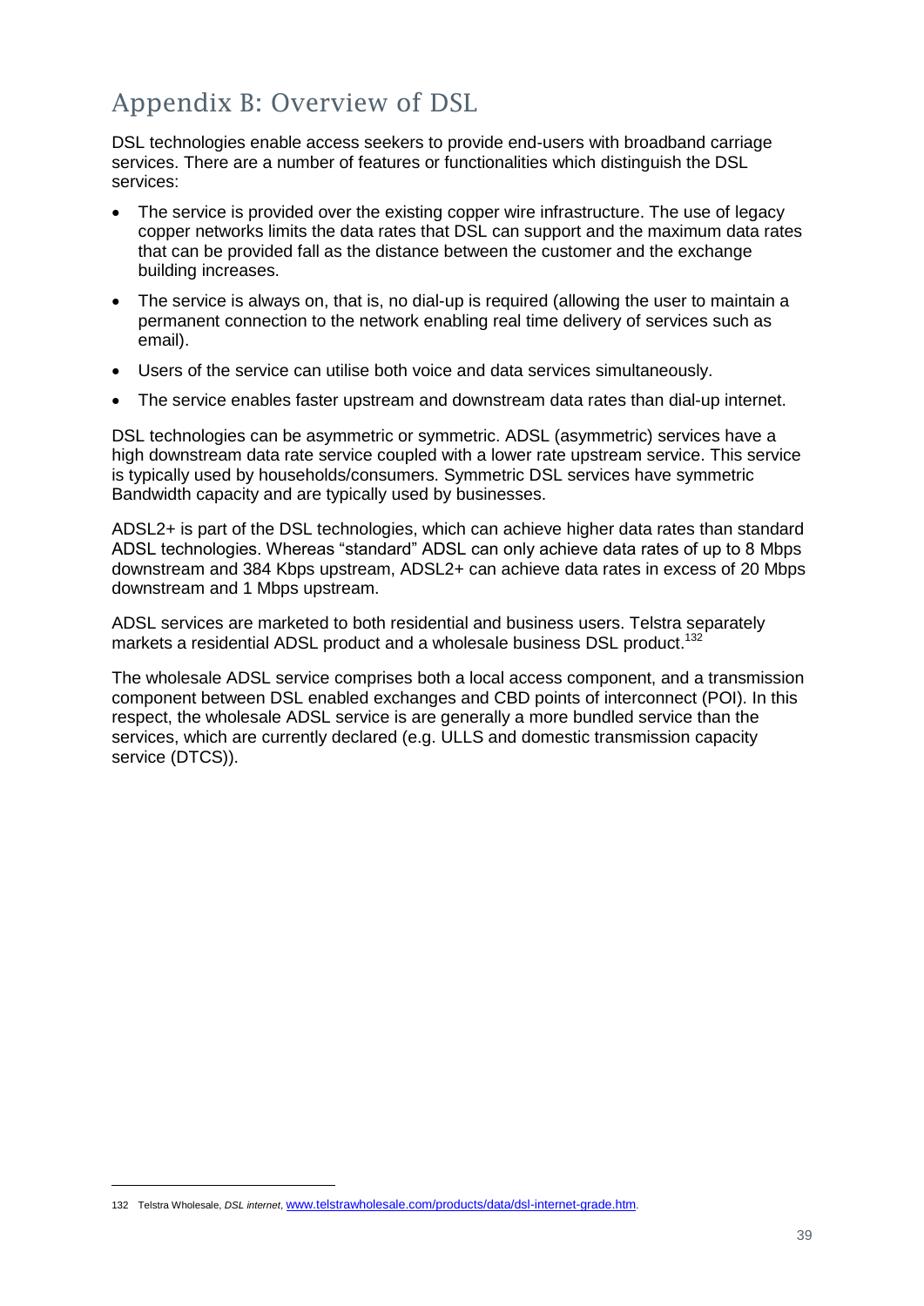# Appendix B: Overview of DSL

DSL technologies enable access seekers to provide end-users with broadband carriage services. There are a number of features or functionalities which distinguish the DSL services:

- The service is provided over the existing copper wire infrastructure. The use of legacy copper networks limits the data rates that DSL can support and the maximum data rates that can be provided fall as the distance between the customer and the exchange building increases.
- The service is always on, that is, no dial-up is required (allowing the user to maintain a permanent connection to the network enabling real time delivery of services such as email).
- Users of the service can utilise both voice and data services simultaneously.
- The service enables faster upstream and downstream data rates than dial-up internet.

DSL technologies can be asymmetric or symmetric. ADSL (asymmetric) services have a high downstream data rate service coupled with a lower rate upstream service. This service is typically used by households/consumers. Symmetric DSL services have symmetric Bandwidth capacity and are typically used by businesses.

ADSL2+ is part of the DSL technologies, which can achieve higher data rates than standard ADSL technologies. Whereas "standard" ADSL can only achieve data rates of up to 8 Mbps downstream and 384 Kbps upstream, ADSL2+ can achieve data rates in excess of 20 Mbps downstream and 1 Mbps upstream.

ADSL services are marketed to both residential and business users. Telstra separately markets a residential ADSL product and a wholesale business DSL product.[132]

The wholesale ADSL service comprises both a local access component, and a transmission component between DSL enabled exchanges and CBD points of interconnect (POI). In this respect, the wholesale ADSL service is are generally a more bundled service than the services, which are currently declared (e.g. ULLS and domestic transmission capacity service (DTCS)).

132 Telstra Wholesale, *DSL internet*, www.telstrawholesale.com/products/data/dsl-internet-grade.htm.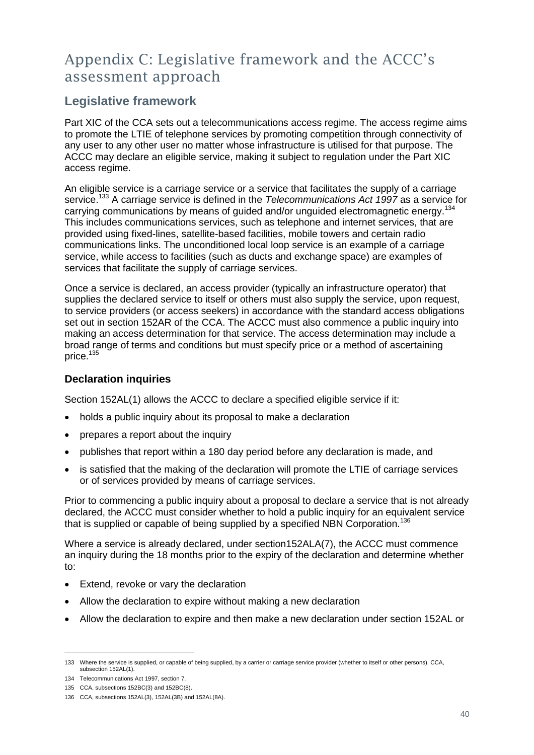# Appendix C: Legislative framework and the ACCC's assessment approach

## Legislative framework

Part XIC of the CCA sets out a telecommunications access regime. The access regime aims to promote the LTIE of telephone services by promoting competition through connectivity of any user to any other user no matter whose infrastructure is utilised for that purpose. The ACCC may declare an eligible service, making it subject to regulation under the Part XIC access regime.

An eligible service is a carriage service or a service that facilitates the supply of a carriage service.[133] A carriage service is defined in the *Telecommunications Act 1997* as a service for carrying communications by means of guided and/or unguided electromagnetic energy.[134] This includes communications services, such as telephone and internet services, that are provided using fixed-lines, satellite-based facilities, mobile towers and certain radio communications links. The unconditioned local loop service is an example of a carriage service, while access to facilities (such as ducts and exchange space) are examples of services that facilitate the supply of carriage services.

Once a service is declared, an access provider (typically an infrastructure operator) that supplies the declared service to itself or others must also supply the service, upon request, to service providers (or access seekers) in accordance with the standard access obligations set out in section 152AR of the CCA. The ACCC must also commence a public inquiry into making an access determination for that service. The access determination may include a broad range of terms and conditions but must specify price or a method of ascertaining price.[135]

### Declaration inquiries

Section 152AL(1) allows the ACCC to declare a specified eligible service if it:

- holds a public inquiry about its proposal to make a declaration
- prepares a report about the inquiry
- publishes that report within a 180 day period before any declaration is made, and
- is satisfied that the making of the declaration will promote the LTIE of carriage services or of services provided by means of carriage services.

Prior to commencing a public inquiry about a proposal to declare a service that is not already declared, the ACCC must consider whether to hold a public inquiry for an equivalent service that is supplied or capable of being supplied by a specified NBN Corporation.[136]

Where a service is already declared, under section152ALA(7), the ACCC must commence an inquiry during the 18 months prior to the expiry of the declaration and determine whether to:

- Extend, revoke or vary the declaration
- Allow the declaration to expire without making a new declaration
- Allow the declaration to expire and then make a new declaration under section 152AL or

---

133 Where the service is supplied, or capable of being supplied, by a carrier or carriage service provider (whether to itself or other persons). CCA, subsection 152AL(1).

134 Telecommunications Act 1997, section 7.

135 CCA, subsections 152BC(3) and 152BC(8).

136 CCA, subsections 152AL(3), 152AL(3B) and 152AL(8A).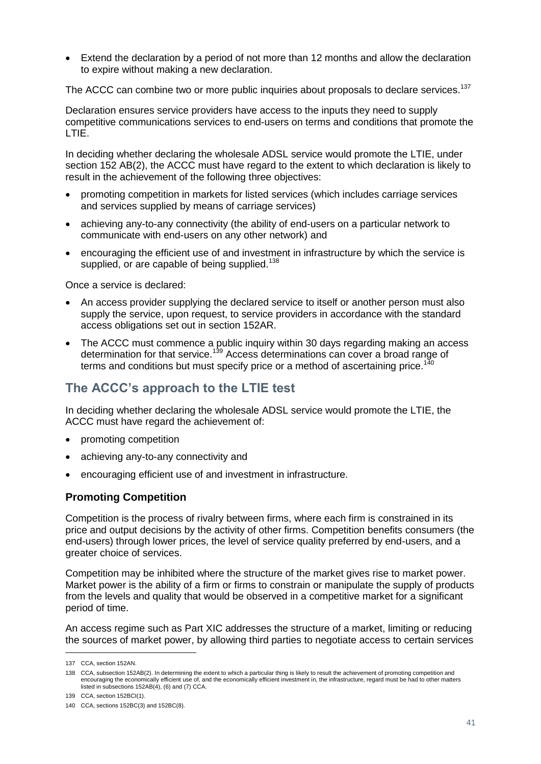- Extend the declaration by a period of not more than 12 months and allow the declaration to expire without making a new declaration.

The ACCC can combine two or more public inquiries about proposals to declare services.[137]

Declaration ensures service providers have access to the inputs they need to supply competitive communications services to end-users on terms and conditions that promote the LTIE.

In deciding whether declaring the wholesale ADSL service would promote the LTIE, under section 152 AB(2), the ACCC must have regard to the extent to which declaration is likely to result in the achievement of the following three objectives:

- promoting competition in markets for listed services (which includes carriage services and services supplied by means of carriage services)
- achieving any-to-any connectivity (the ability of end-users on a particular network to communicate with end-users on any other network) and
- encouraging the efficient use of and investment in infrastructure by which the service is supplied, or are capable of being supplied.[138]

Once a service is declared:

- An access provider supplying the declared service to itself or another person must also supply the service, upon request, to service providers in accordance with the standard access obligations set out in section 152AR.
- The ACCC must commence a public inquiry within 30 days regarding making an access determination for that service.[139] Access determinations can cover a broad range of terms and conditions but must specify price or a method of ascertaining price.[140]

## The ACCC's approach to the LTIE test

In deciding whether declaring the wholesale ADSL service would promote the LTIE, the ACCC must have regard the achievement of:

- promoting competition
- achieving any-to-any connectivity and
- encouraging efficient use of and investment in infrastructure.

### Promoting Competition

Competition is the process of rivalry between firms, where each firm is constrained in its price and output decisions by the activity of other firms. Competition benefits consumers (the end-users) through lower prices, the level of service quality preferred by end-users, and a greater choice of services.

Competition may be inhibited where the structure of the market gives rise to market power. Market power is the ability of a firm or firms to constrain or manipulate the supply of products from the levels and quality that would be observed in a competitive market for a significant period of time.

An access regime such as Part XIC addresses the structure of a market, limiting or reducing the sources of market power, by allowing third parties to negotiate access to certain services

---

137 CCA, section 152AN.

138 CCA, subsection 152AB(2). In determining the extent to which a particular thing is likely to result the achievement of promoting competition and encouraging the economically efficient use of, and the economically efficient investment in, the infrastructure, regard must be had to other matters listed in subsections 152AB(4), (6) and (7) CCA.

139 CCA, section 152BCI(1).

140 CCA, sections 152BC(3) and 152BC(8).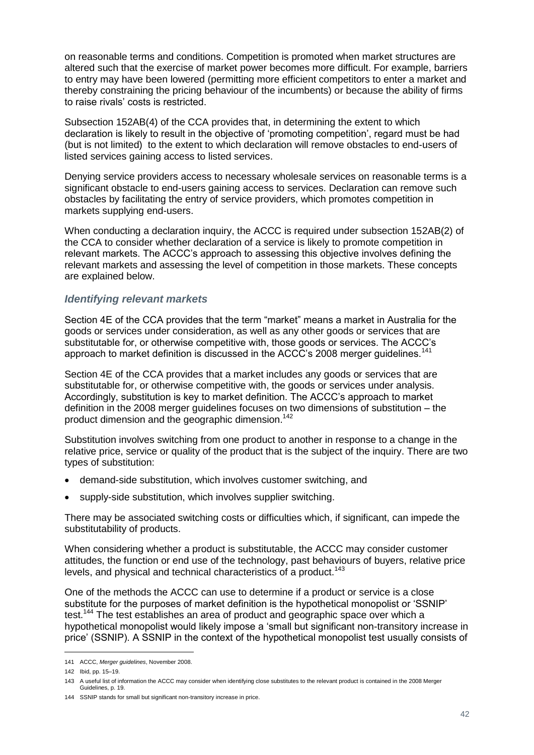on reasonable terms and conditions. Competition is promoted when market structures are altered such that the exercise of market power becomes more difficult. For example, barriers to entry may have been lowered (permitting more efficient competitors to enter a market and thereby constraining the pricing behaviour of the incumbents) or because the ability of firms to raise rivals' costs is restricted.

Subsection 152AB(4) of the CCA provides that, in determining the extent to which declaration is likely to result in the objective of 'promoting competition', regard must be had (but is not limited) to the extent to which declaration will remove obstacles to end-users of listed services gaining access to listed services.

Denying service providers access to necessary wholesale services on reasonable terms is a significant obstacle to end-users gaining access to services. Declaration can remove such obstacles by facilitating the entry of service providers, which promotes competition in markets supplying end-users.

When conducting a declaration inquiry, the ACCC is required under subsection 152AB(2) of the CCA to consider whether declaration of a service is likely to promote competition in relevant markets. The ACCC's approach to assessing this objective involves defining the relevant markets and assessing the level of competition in those markets. These concepts are explained below.

### *Identifying relevant markets*

Section 4E of the CCA provides that the term "market" means a market in Australia for the goods or services under consideration, as well as any other goods or services that are substitutable for, or otherwise competitive with, those goods or services. The ACCC's approach to market definition is discussed in the ACCC's 2008 merger guidelines.[141]

Section 4E of the CCA provides that a market includes any goods or services that are substitutable for, or otherwise competitive with, the goods or services under analysis. Accordingly, substitution is key to market definition. The ACCC's approach to market definition in the 2008 merger guidelines focuses on two dimensions of substitution – the product dimension and the geographic dimension.[142]

Substitution involves switching from one product to another in response to a change in the relative price, service or quality of the product that is the subject of the inquiry. There are two types of substitution:

- demand-side substitution, which involves customer switching, and
- supply-side substitution, which involves supplier switching.

There may be associated switching costs or difficulties which, if significant, can impede the substitutability of products.

When considering whether a product is substitutable, the ACCC may consider customer attitudes, the function or end use of the technology, past behaviours of buyers, relative price levels, and physical and technical characteristics of a product.[143]

One of the methods the ACCC can use to determine if a product or service is a close substitute for the purposes of market definition is the hypothetical monopolist or 'SSNIP' test.[144] The test establishes an area of product and geographic space over which a hypothetical monopolist would likely impose a 'small but significant non-transitory increase in price' (SSNIP). A SSNIP in the context of the hypothetical monopolist test usually consists of

---

141 ACCC, *Merger guidelines*, November 2008.

142 Ibid, pp. 15–19.

143 A useful list of information the ACCC may consider when identifying close substitutes to the relevant product is contained in the 2008 Merger Guidelines, p. 19.

144 SSNIP stands for small but significant non-transitory increase in price.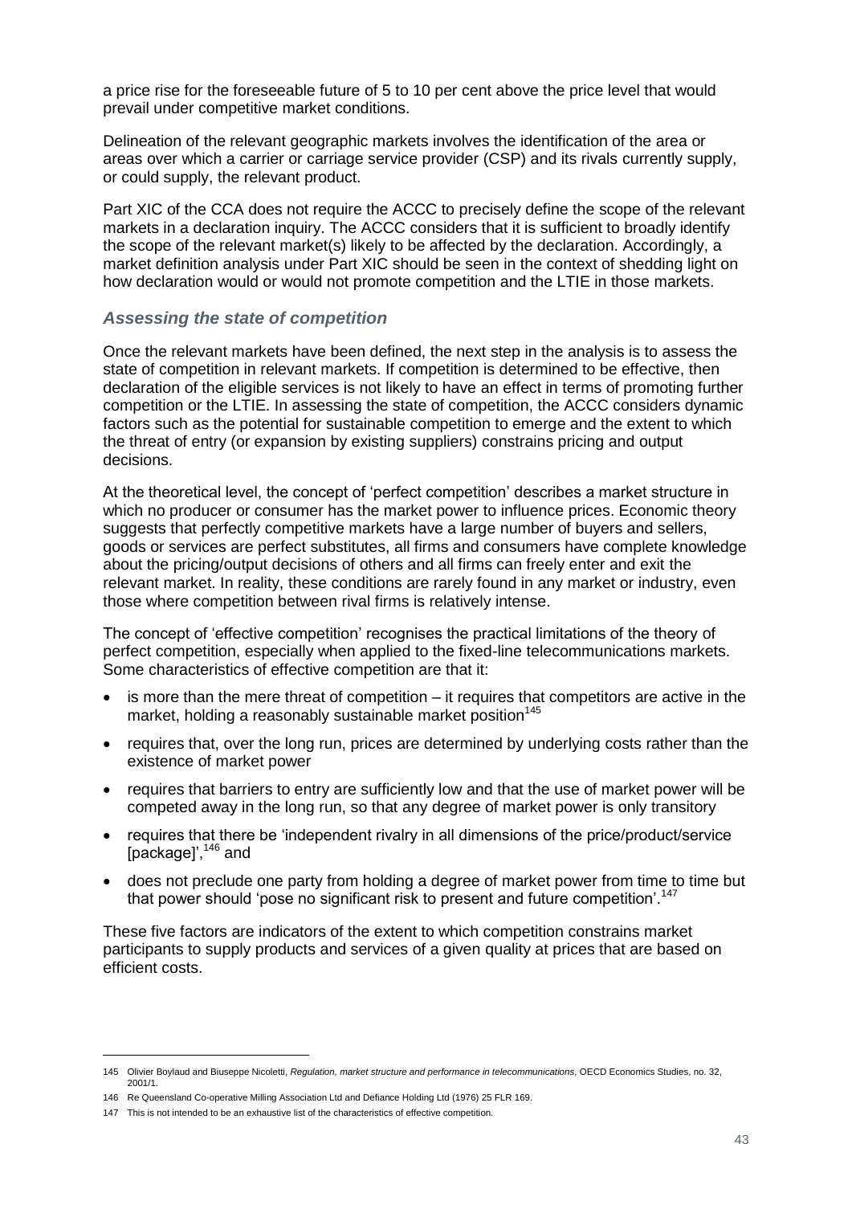a price rise for the foreseeable future of 5 to 10 per cent above the price level that would prevail under competitive market conditions.

Delineation of the relevant geographic markets involves the identification of the area or areas over which a carrier or carriage service provider (CSP) and its rivals currently supply, or could supply, the relevant product.

Part XIC of the CCA does not require the ACCC to precisely define the scope of the relevant markets in a declaration inquiry. The ACCC considers that it is sufficient to broadly identify the scope of the relevant market(s) likely to be affected by the declaration. Accordingly, a market definition analysis under Part XIC should be seen in the context of shedding light on how declaration would or would not promote competition and the LTIE in those markets.

### *Assessing the state of competition*

Once the relevant markets have been defined, the next step in the analysis is to assess the state of competition in relevant markets. If competition is determined to be effective, then declaration of the eligible services is not likely to have an effect in terms of promoting further competition or the LTIE. In assessing the state of competition, the ACCC considers dynamic factors such as the potential for sustainable competition to emerge and the extent to which the threat of entry (or expansion by existing suppliers) constrains pricing and output decisions.

At the theoretical level, the concept of 'perfect competition' describes a market structure in which no producer or consumer has the market power to influence prices. Economic theory suggests that perfectly competitive markets have a large number of buyers and sellers, goods or services are perfect substitutes, all firms and consumers have complete knowledge about the pricing/output decisions of others and all firms can freely enter and exit the relevant market. In reality, these conditions are rarely found in any market or industry, even those where competition between rival firms is relatively intense.

The concept of 'effective competition' recognises the practical limitations of the theory of perfect competition, especially when applied to the fixed-line telecommunications markets. Some characteristics of effective competition are that it:

- is more than the mere threat of competition – it requires that competitors are active in the market, holding a reasonably sustainable market position[145]
- requires that, over the long run, prices are determined by underlying costs rather than the existence of market power
- requires that barriers to entry are sufficiently low and that the use of market power will be competed away in the long run, so that any degree of market power is only transitory
- requires that there be 'independent rivalry in all dimensions of the price/product/service [package]',[146] and
- does not preclude one party from holding a degree of market power from time to time but that power should 'pose no significant risk to present and future competition'.[147]

These five factors are indicators of the extent to which competition constrains market participants to supply products and services of a given quality at prices that are based on efficient costs.

---

145 Olivier Boylaud and Biuseppe Nicoletti, *Regulation, market structure and performance in telecommunications*, OECD Economics Studies, no. 32, 2001/1.

146 Re Queensland Co-operative Milling Association Ltd and Defiance Holding Ltd (1976) 25 FLR 169.

147 This is not intended to be an exhaustive list of the characteristics of effective competition.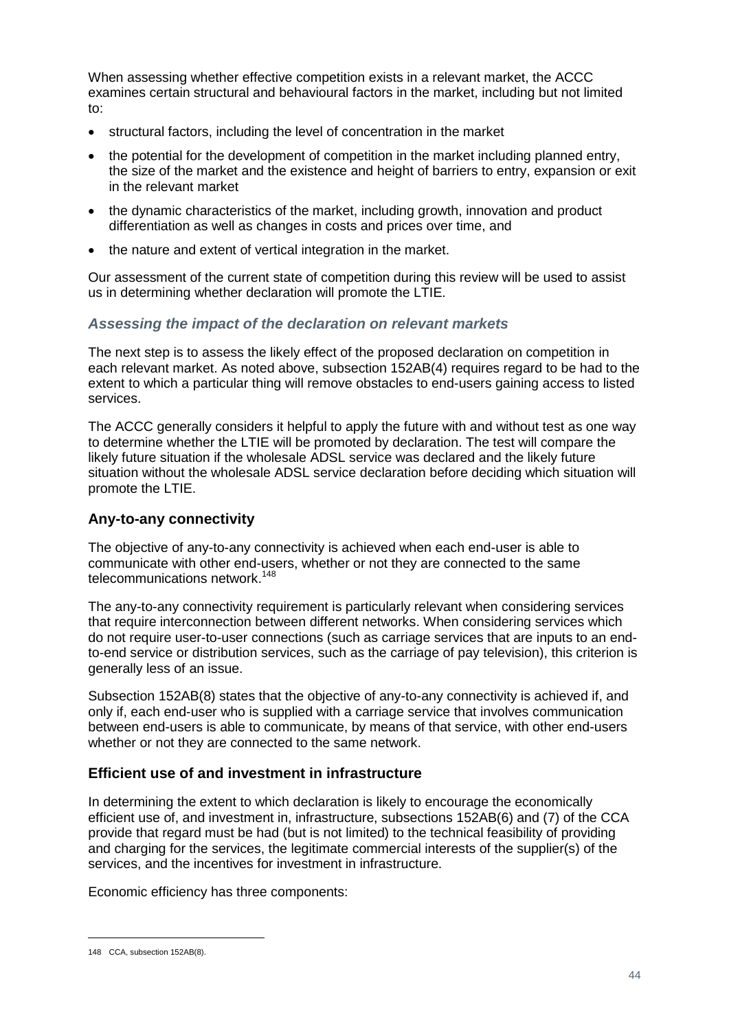When assessing whether effective competition exists in a relevant market, the ACCC examines certain structural and behavioural factors in the market, including but not limited to:

- structural factors, including the level of concentration in the market
- the potential for the development of competition in the market including planned entry, the size of the market and the existence and height of barriers to entry, expansion or exit in the relevant market
- the dynamic characteristics of the market, including growth, innovation and product differentiation as well as changes in costs and prices over time, and
- the nature and extent of vertical integration in the market.

Our assessment of the current state of competition during this review will be used to assist us in determining whether declaration will promote the LTIE.

### *Assessing the impact of the declaration on relevant markets*

The next step is to assess the likely effect of the proposed declaration on competition in each relevant market. As noted above, subsection 152AB(4) requires regard to be had to the extent to which a particular thing will remove obstacles to end-users gaining access to listed services.

The ACCC generally considers it helpful to apply the future with and without test as one way to determine whether the LTIE will be promoted by declaration. The test will compare the likely future situation if the wholesale ADSL service was declared and the likely future situation without the wholesale ADSL service declaration before deciding which situation will promote the LTIE.

## Any-to-any connectivity

The objective of any-to-any connectivity is achieved when each end-user is able to communicate with other end-users, whether or not they are connected to the same telecommunications network.[148]

The any-to-any connectivity requirement is particularly relevant when considering services that require interconnection between different networks. When considering services which do not require user-to-user connections (such as carriage services that are inputs to an end-to-end service or distribution services, such as the carriage of pay television), this criterion is generally less of an issue.

Subsection 152AB(8) states that the objective of any-to-any connectivity is achieved if, and only if, each end-user who is supplied with a carriage service that involves communication between end-users is able to communicate, by means of that service, with other end-users whether or not they are connected to the same network.

## Efficient use of and investment in infrastructure

In determining the extent to which declaration is likely to encourage the economically efficient use of, and investment in, infrastructure, subsections 152AB(6) and (7) of the CCA provide that regard must be had (but is not limited) to the technical feasibility of providing and charging for the services, the legitimate commercial interests of the supplier(s) of the services, and the incentives for investment in infrastructure.

Economic efficiency has three components:

---

148 CCA, subsection 152AB(8).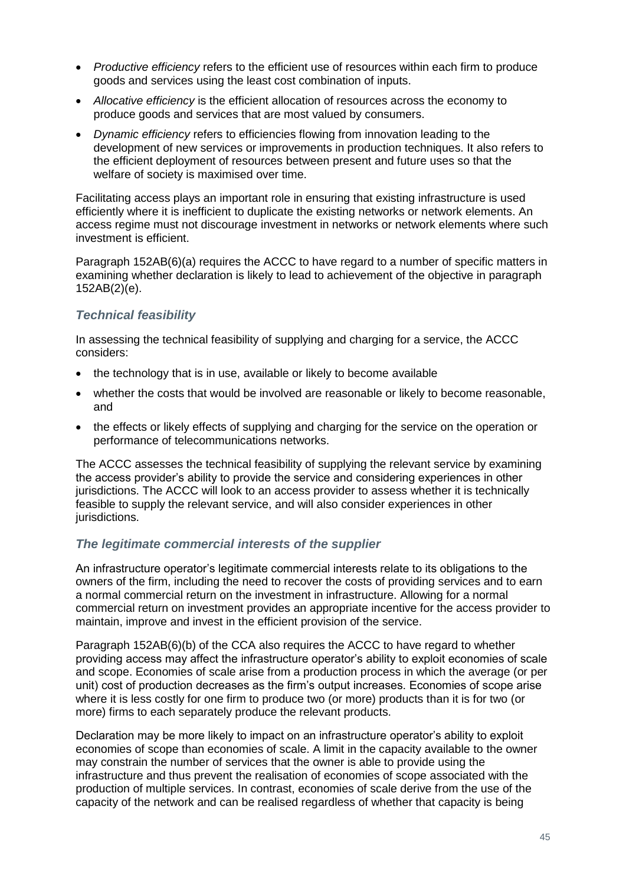- *Productive efficiency* refers to the efficient use of resources within each firm to produce goods and services using the least cost combination of inputs.
- *Allocative efficiency* is the efficient allocation of resources across the economy to produce goods and services that are most valued by consumers.
- *Dynamic efficiency* refers to efficiencies flowing from innovation leading to the development of new services or improvements in production techniques. It also refers to the efficient deployment of resources between present and future uses so that the welfare of society is maximised over time.

Facilitating access plays an important role in ensuring that existing infrastructure is used efficiently where it is inefficient to duplicate the existing networks or network elements. An access regime must not discourage investment in networks or network elements where such investment is efficient.

Paragraph 152AB(6)(a) requires the ACCC to have regard to a number of specific matters in examining whether declaration is likely to lead to achievement of the objective in paragraph 152AB(2)(e).

### *Technical feasibility*

In assessing the technical feasibility of supplying and charging for a service, the ACCC considers:

- the technology that is in use, available or likely to become available
- whether the costs that would be involved are reasonable or likely to become reasonable, and
- the effects or likely effects of supplying and charging for the service on the operation or performance of telecommunications networks.

The ACCC assesses the technical feasibility of supplying the relevant service by examining the access provider's ability to provide the service and considering experiences in other jurisdictions. The ACCC will look to an access provider to assess whether it is technically feasible to supply the relevant service, and will also consider experiences in other jurisdictions.

### *The legitimate commercial interests of the supplier*

An infrastructure operator's legitimate commercial interests relate to its obligations to the owners of the firm, including the need to recover the costs of providing services and to earn a normal commercial return on the investment in infrastructure. Allowing for a normal commercial return on investment provides an appropriate incentive for the access provider to maintain, improve and invest in the efficient provision of the service.

Paragraph 152AB(6)(b) of the CCA also requires the ACCC to have regard to whether providing access may affect the infrastructure operator's ability to exploit economies of scale and scope. Economies of scale arise from a production process in which the average (or per unit) cost of production decreases as the firm's output increases. Economies of scope arise where it is less costly for one firm to produce two (or more) products than it is for two (or more) firms to each separately produce the relevant products.

Declaration may be more likely to impact on an infrastructure operator's ability to exploit economies of scope than economies of scale. A limit in the capacity available to the owner may constrain the number of services that the owner is able to provide using the infrastructure and thus prevent the realisation of economies of scope associated with the production of multiple services. In contrast, economies of scale derive from the use of the capacity of the network and can be realised regardless of whether that capacity is being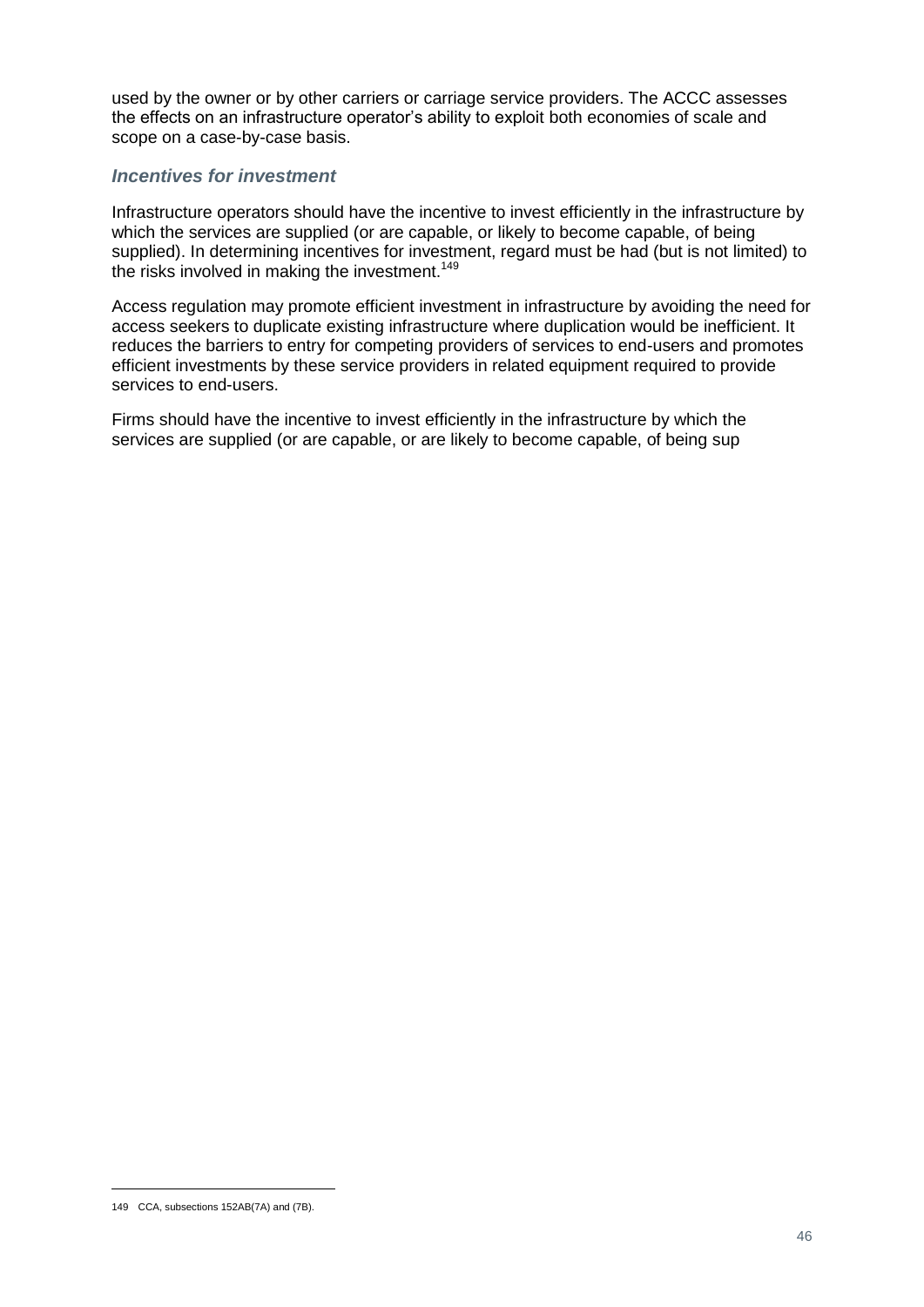used by the owner or by other carriers or carriage service providers. The ACCC assesses the effects on an infrastructure operator's ability to exploit both economies of scale and scope on a case-by-case basis.

### *Incentives for investment*

Infrastructure operators should have the incentive to invest efficiently in the infrastructure by which the services are supplied (or are capable, or likely to become capable, of being supplied). In determining incentives for investment, regard must be had (but is not limited) to the risks involved in making the investment.[149]

Access regulation may promote efficient investment in infrastructure by avoiding the need for access seekers to duplicate existing infrastructure where duplication would be inefficient. It reduces the barriers to entry for competing providers of services to end-users and promotes efficient investments by these service providers in related equipment required to provide services to end-users.

Firms should have the incentive to invest efficiently in the infrastructure by which the services are supplied (or are capable, or are likely to become capable, of being sup

---

149 CCA, subsections 152AB(7A) and (7B).